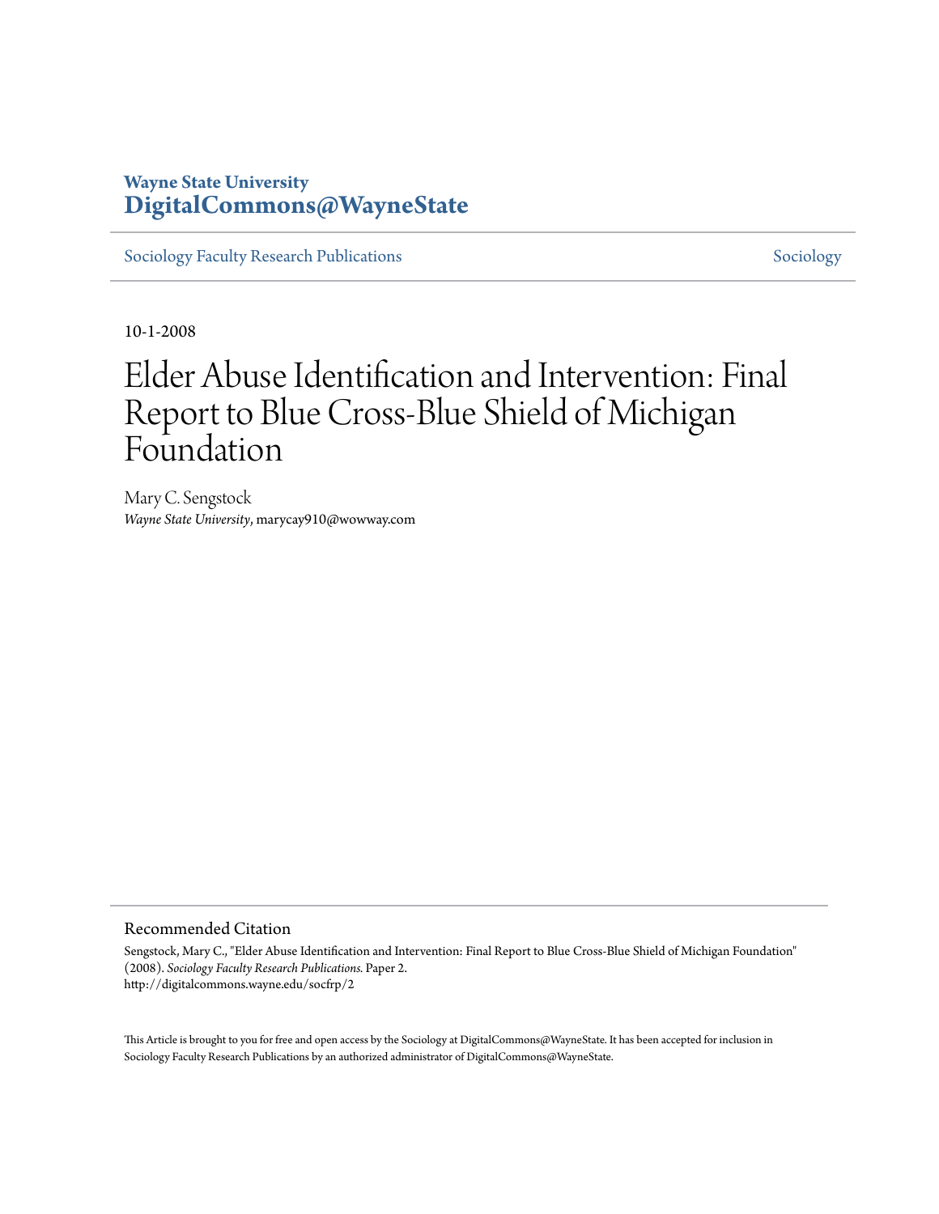**Wayne State University**
**DigitalCommons@WayneState**

Sociology Faculty Research Publications | Sociology

10-1-2008

# Elder Abuse Identification and Intervention: Final Report to Blue Cross-Blue Shield of Michigan Foundation

Mary C. Sengstock
*Wayne State University*, marycay910@wowway.com

## Recommended Citation

Sengstock, Mary C., "Elder Abuse Identification and Intervention: Final Report to Blue Cross-Blue Shield of Michigan Foundation" (2008). *Sociology Faculty Research Publications.* Paper 2.
http://digitalcommons.wayne.edu/socfrp/2

This Article is brought to you for free and open access by the Sociology at DigitalCommons@WayneState. It has been accepted for inclusion in Sociology Faculty Research Publications by an authorized administrator of DigitalCommons@WayneState.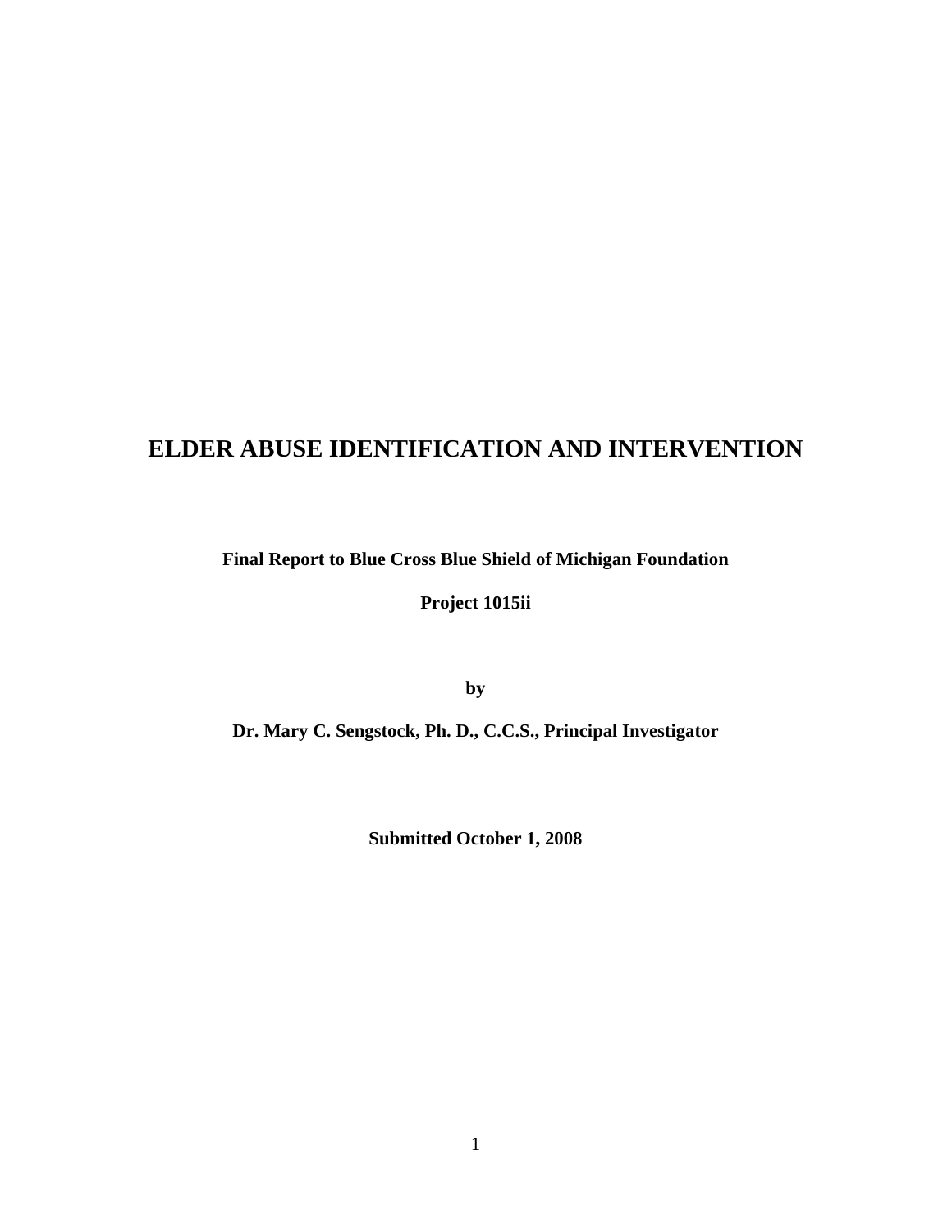# ELDER ABUSE IDENTIFICATION AND INTERVENTION

**Final Report to Blue Cross Blue Shield of Michigan Foundation**

**Project 1015ii**

**by**

**Dr. Mary C. Sengstock, Ph. D., C.C.S., Principal Investigator**

**Submitted October 1, 2008**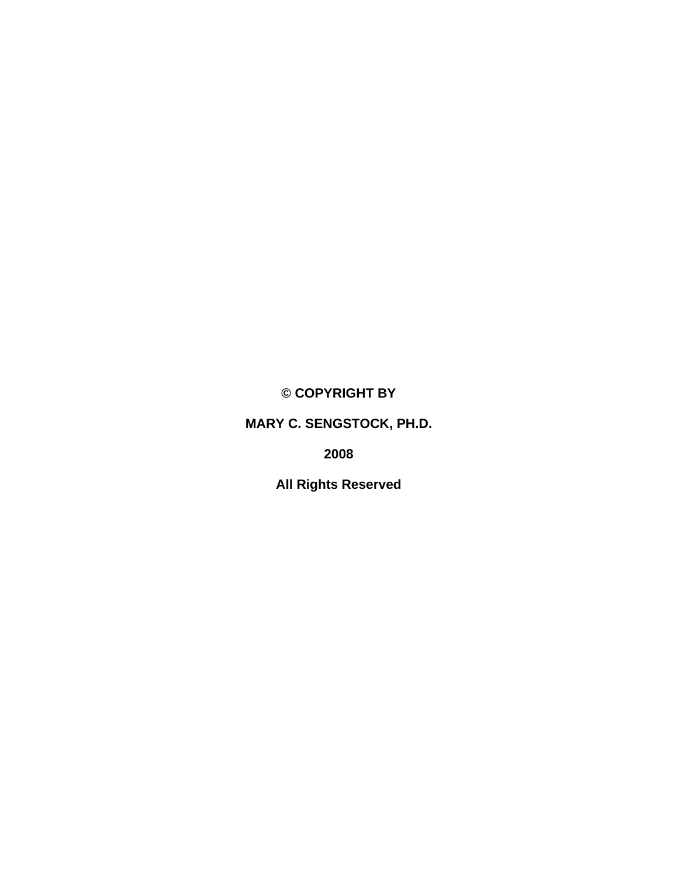**© COPYRIGHT BY**

**MARY C. SENGSTOCK, PH.D.**

**2008**

**All Rights Reserved**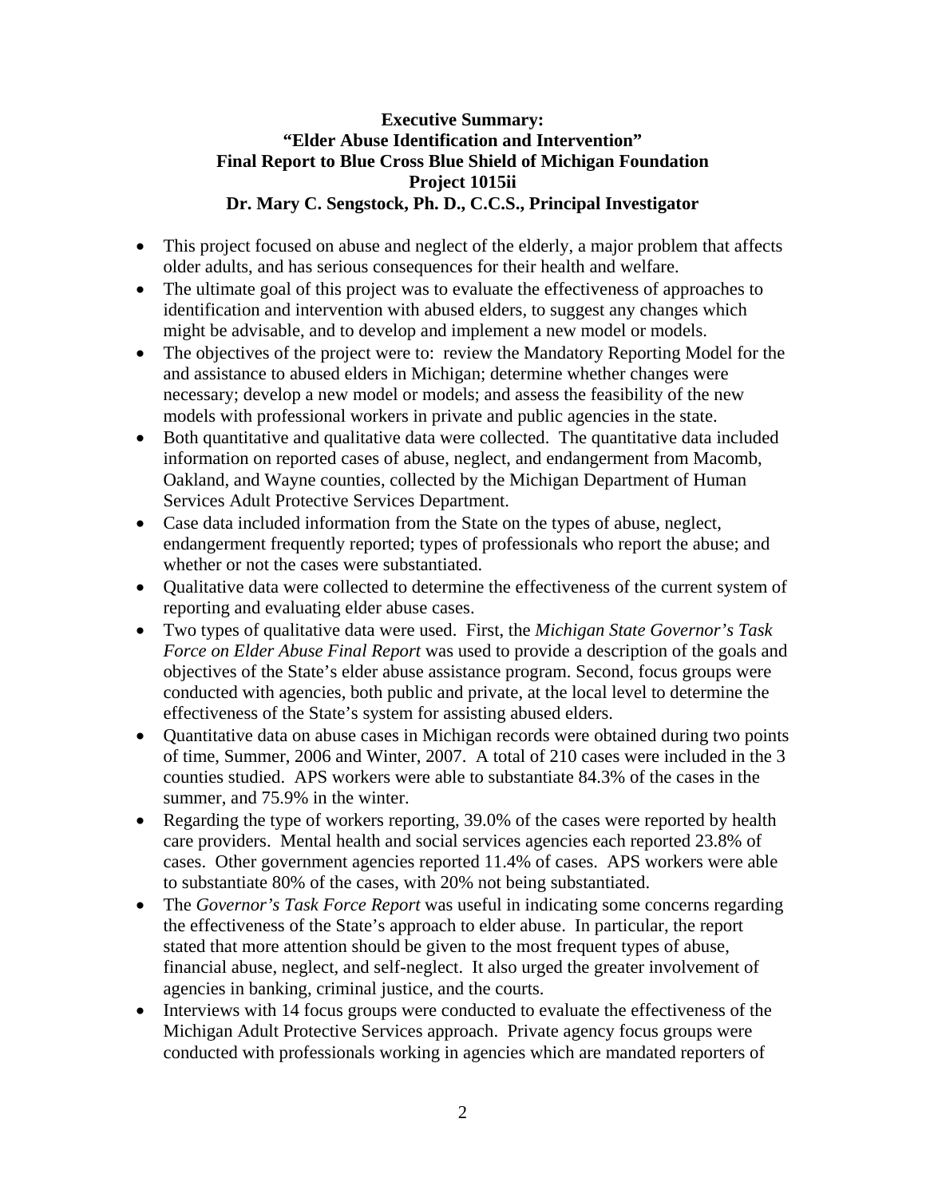**Executive Summary:**
**"Elder Abuse Identification and Intervention"**
**Final Report to Blue Cross Blue Shield of Michigan Foundation**
**Project 1015ii**
**Dr. Mary C. Sengstock, Ph. D., C.C.S., Principal Investigator**

- This project focused on abuse and neglect of the elderly, a major problem that affects older adults, and has serious consequences for their health and welfare.
- The ultimate goal of this project was to evaluate the effectiveness of approaches to identification and intervention with abused elders, to suggest any changes which might be advisable, and to develop and implement a new model or models.
- The objectives of the project were to: review the Mandatory Reporting Model for the and assistance to abused elders in Michigan; determine whether changes were necessary; develop a new model or models; and assess the feasibility of the new models with professional workers in private and public agencies in the state.
- Both quantitative and qualitative data were collected. The quantitative data included information on reported cases of abuse, neglect, and endangerment from Macomb, Oakland, and Wayne counties, collected by the Michigan Department of Human Services Adult Protective Services Department.
- Case data included information from the State on the types of abuse, neglect, endangerment frequently reported; types of professionals who report the abuse; and whether or not the cases were substantiated.
- Qualitative data were collected to determine the effectiveness of the current system of reporting and evaluating elder abuse cases.
- Two types of qualitative data were used. First, the *Michigan State Governor's Task Force on Elder Abuse Final Report* was used to provide a description of the goals and objectives of the State's elder abuse assistance program. Second, focus groups were conducted with agencies, both public and private, at the local level to determine the effectiveness of the State's system for assisting abused elders.
- Quantitative data on abuse cases in Michigan records were obtained during two points of time, Summer, 2006 and Winter, 2007. A total of 210 cases were included in the 3 counties studied. APS workers were able to substantiate 84.3% of the cases in the summer, and 75.9% in the winter.
- Regarding the type of workers reporting, 39.0% of the cases were reported by health care providers. Mental health and social services agencies each reported 23.8% of cases. Other government agencies reported 11.4% of cases. APS workers were able to substantiate 80% of the cases, with 20% not being substantiated.
- The *Governor's Task Force Report* was useful in indicating some concerns regarding the effectiveness of the State's approach to elder abuse. In particular, the report stated that more attention should be given to the most frequent types of abuse, financial abuse, neglect, and self-neglect. It also urged the greater involvement of agencies in banking, criminal justice, and the courts.
- Interviews with 14 focus groups were conducted to evaluate the effectiveness of the Michigan Adult Protective Services approach. Private agency focus groups were conducted with professionals working in agencies which are mandated reporters of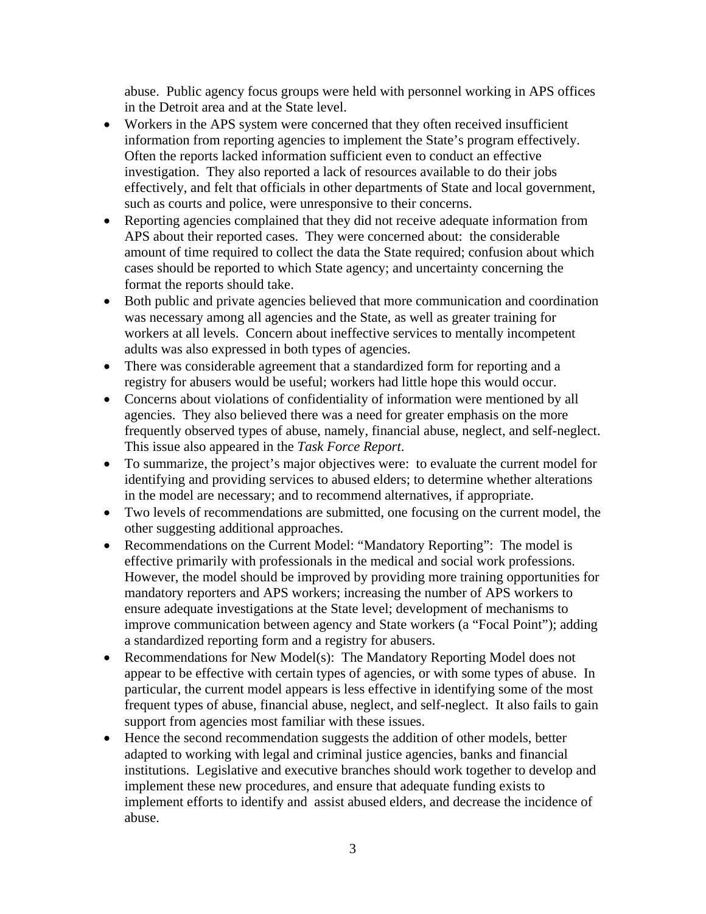abuse. Public agency focus groups were held with personnel working in APS offices in the Detroit area and at the State level.

- Workers in the APS system were concerned that they often received insufficient information from reporting agencies to implement the State's program effectively. Often the reports lacked information sufficient even to conduct an effective investigation. They also reported a lack of resources available to do their jobs effectively, and felt that officials in other departments of State and local government, such as courts and police, were unresponsive to their concerns.
- Reporting agencies complained that they did not receive adequate information from APS about their reported cases. They were concerned about: the considerable amount of time required to collect the data the State required; confusion about which cases should be reported to which State agency; and uncertainty concerning the format the reports should take.
- Both public and private agencies believed that more communication and coordination was necessary among all agencies and the State, as well as greater training for workers at all levels. Concern about ineffective services to mentally incompetent adults was also expressed in both types of agencies.
- There was considerable agreement that a standardized form for reporting and a registry for abusers would be useful; workers had little hope this would occur.
- Concerns about violations of confidentiality of information were mentioned by all agencies. They also believed there was a need for greater emphasis on the more frequently observed types of abuse, namely, financial abuse, neglect, and self-neglect. This issue also appeared in the *Task Force Report*.
- To summarize, the project's major objectives were: to evaluate the current model for identifying and providing services to abused elders; to determine whether alterations in the model are necessary; and to recommend alternatives, if appropriate.
- Two levels of recommendations are submitted, one focusing on the current model, the other suggesting additional approaches.
- Recommendations on the Current Model: "Mandatory Reporting": The model is effective primarily with professionals in the medical and social work professions. However, the model should be improved by providing more training opportunities for mandatory reporters and APS workers; increasing the number of APS workers to ensure adequate investigations at the State level; development of mechanisms to improve communication between agency and State workers (a "Focal Point"); adding a standardized reporting form and a registry for abusers.
- Recommendations for New Model(s): The Mandatory Reporting Model does not appear to be effective with certain types of agencies, or with some types of abuse. In particular, the current model appears is less effective in identifying some of the most frequent types of abuse, financial abuse, neglect, and self-neglect. It also fails to gain support from agencies most familiar with these issues.
- Hence the second recommendation suggests the addition of other models, better adapted to working with legal and criminal justice agencies, banks and financial institutions. Legislative and executive branches should work together to develop and implement these new procedures, and ensure that adequate funding exists to implement efforts to identify and assist abused elders, and decrease the incidence of abuse.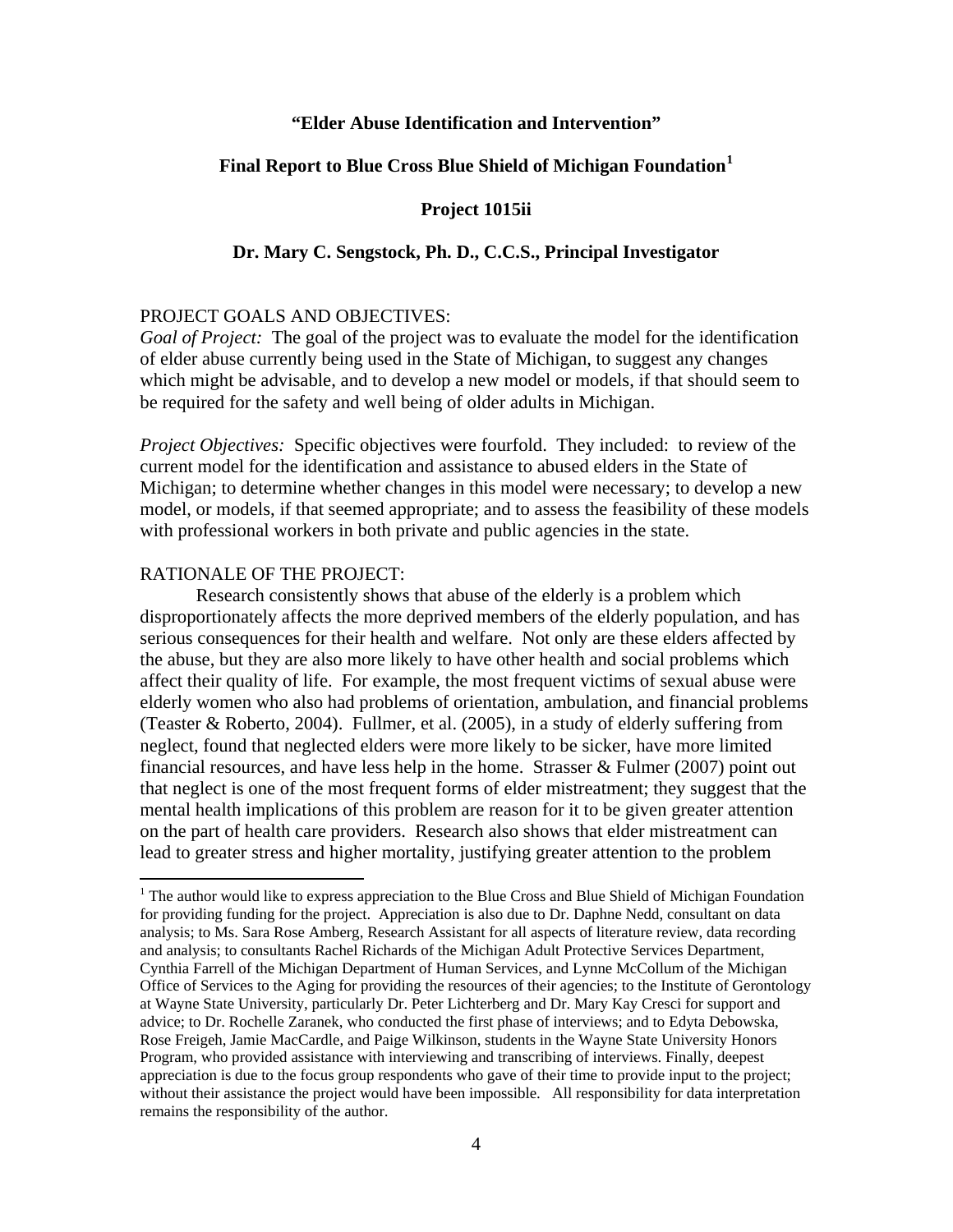**"Elder Abuse Identification and Intervention"**

**Final Report to Blue Cross Blue Shield of Michigan Foundation[1]**

**Project 1015ii**

**Dr. Mary C. Sengstock, Ph. D., C.C.S., Principal Investigator**

PROJECT GOALS AND OBJECTIVES:

*Goal of Project:* The goal of the project was to evaluate the model for the identification of elder abuse currently being used in the State of Michigan, to suggest any changes which might be advisable, and to develop a new model or models, if that should seem to be required for the safety and well being of older adults in Michigan.

*Project Objectives:* Specific objectives were fourfold. They included: to review of the current model for the identification and assistance to abused elders in the State of Michigan; to determine whether changes in this model were necessary; to develop a new model, or models, if that seemed appropriate; and to assess the feasibility of these models with professional workers in both private and public agencies in the state.

RATIONALE OF THE PROJECT:

Research consistently shows that abuse of the elderly is a problem which disproportionately affects the more deprived members of the elderly population, and has serious consequences for their health and welfare. Not only are these elders affected by the abuse, but they are also more likely to have other health and social problems which affect their quality of life. For example, the most frequent victims of sexual abuse were elderly women who also had problems of orientation, ambulation, and financial problems (Teaster & Roberto, 2004). Fullmer, et al. (2005), in a study of elderly suffering from neglect, found that neglected elders were more likely to be sicker, have more limited financial resources, and have less help in the home. Strasser & Fulmer (2007) point out that neglect is one of the most frequent forms of elder mistreatment; they suggest that the mental health implications of this problem are reason for it to be given greater attention on the part of health care providers. Research also shows that elder mistreatment can lead to greater stress and higher mortality, justifying greater attention to the problem

---

[1] The author would like to express appreciation to the Blue Cross and Blue Shield of Michigan Foundation for providing funding for the project. Appreciation is also due to Dr. Daphne Nedd, consultant on data analysis; to Ms. Sara Rose Amberg, Research Assistant for all aspects of literature review, data recording and analysis; to consultants Rachel Richards of the Michigan Adult Protective Services Department, Cynthia Farrell of the Michigan Department of Human Services, and Lynne McCollum of the Michigan Office of Services to the Aging for providing the resources of their agencies; to the Institute of Gerontology at Wayne State University, particularly Dr. Peter Lichterberg and Dr. Mary Kay Cresci for support and advice; to Dr. Rochelle Zaranek, who conducted the first phase of interviews; and to Edyta Debowska, Rose Freigeh, Jamie MacCardle, and Paige Wilkinson, students in the Wayne State University Honors Program, who provided assistance with interviewing and transcribing of interviews. Finally, deepest appreciation is due to the focus group respondents who gave of their time to provide input to the project; without their assistance the project would have been impossible. All responsibility for data interpretation remains the responsibility of the author.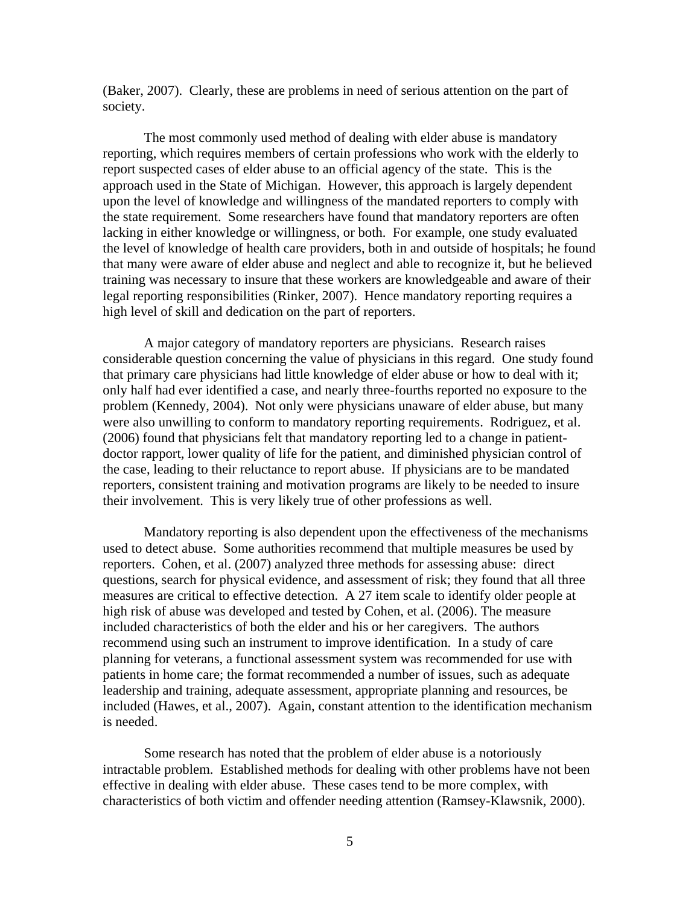(Baker, 2007). Clearly, these are problems in need of serious attention on the part of society.

The most commonly used method of dealing with elder abuse is mandatory reporting, which requires members of certain professions who work with the elderly to report suspected cases of elder abuse to an official agency of the state. This is the approach used in the State of Michigan. However, this approach is largely dependent upon the level of knowledge and willingness of the mandated reporters to comply with the state requirement. Some researchers have found that mandatory reporters are often lacking in either knowledge or willingness, or both. For example, one study evaluated the level of knowledge of health care providers, both in and outside of hospitals; he found that many were aware of elder abuse and neglect and able to recognize it, but he believed training was necessary to insure that these workers are knowledgeable and aware of their legal reporting responsibilities (Rinker, 2007). Hence mandatory reporting requires a high level of skill and dedication on the part of reporters.

A major category of mandatory reporters are physicians. Research raises considerable question concerning the value of physicians in this regard. One study found that primary care physicians had little knowledge of elder abuse or how to deal with it; only half had ever identified a case, and nearly three-fourths reported no exposure to the problem (Kennedy, 2004). Not only were physicians unaware of elder abuse, but many were also unwilling to conform to mandatory reporting requirements. Rodriguez, et al. (2006) found that physicians felt that mandatory reporting led to a change in patient-doctor rapport, lower quality of life for the patient, and diminished physician control of the case, leading to their reluctance to report abuse. If physicians are to be mandated reporters, consistent training and motivation programs are likely to be needed to insure their involvement. This is very likely true of other professions as well.

Mandatory reporting is also dependent upon the effectiveness of the mechanisms used to detect abuse. Some authorities recommend that multiple measures be used by reporters. Cohen, et al. (2007) analyzed three methods for assessing abuse: direct questions, search for physical evidence, and assessment of risk; they found that all three measures are critical to effective detection. A 27 item scale to identify older people at high risk of abuse was developed and tested by Cohen, et al. (2006). The measure included characteristics of both the elder and his or her caregivers. The authors recommend using such an instrument to improve identification. In a study of care planning for veterans, a functional assessment system was recommended for use with patients in home care; the format recommended a number of issues, such as adequate leadership and training, adequate assessment, appropriate planning and resources, be included (Hawes, et al., 2007). Again, constant attention to the identification mechanism is needed.

Some research has noted that the problem of elder abuse is a notoriously intractable problem. Established methods for dealing with other problems have not been effective in dealing with elder abuse. These cases tend to be more complex, with characteristics of both victim and offender needing attention (Ramsey-Klawsnik, 2000).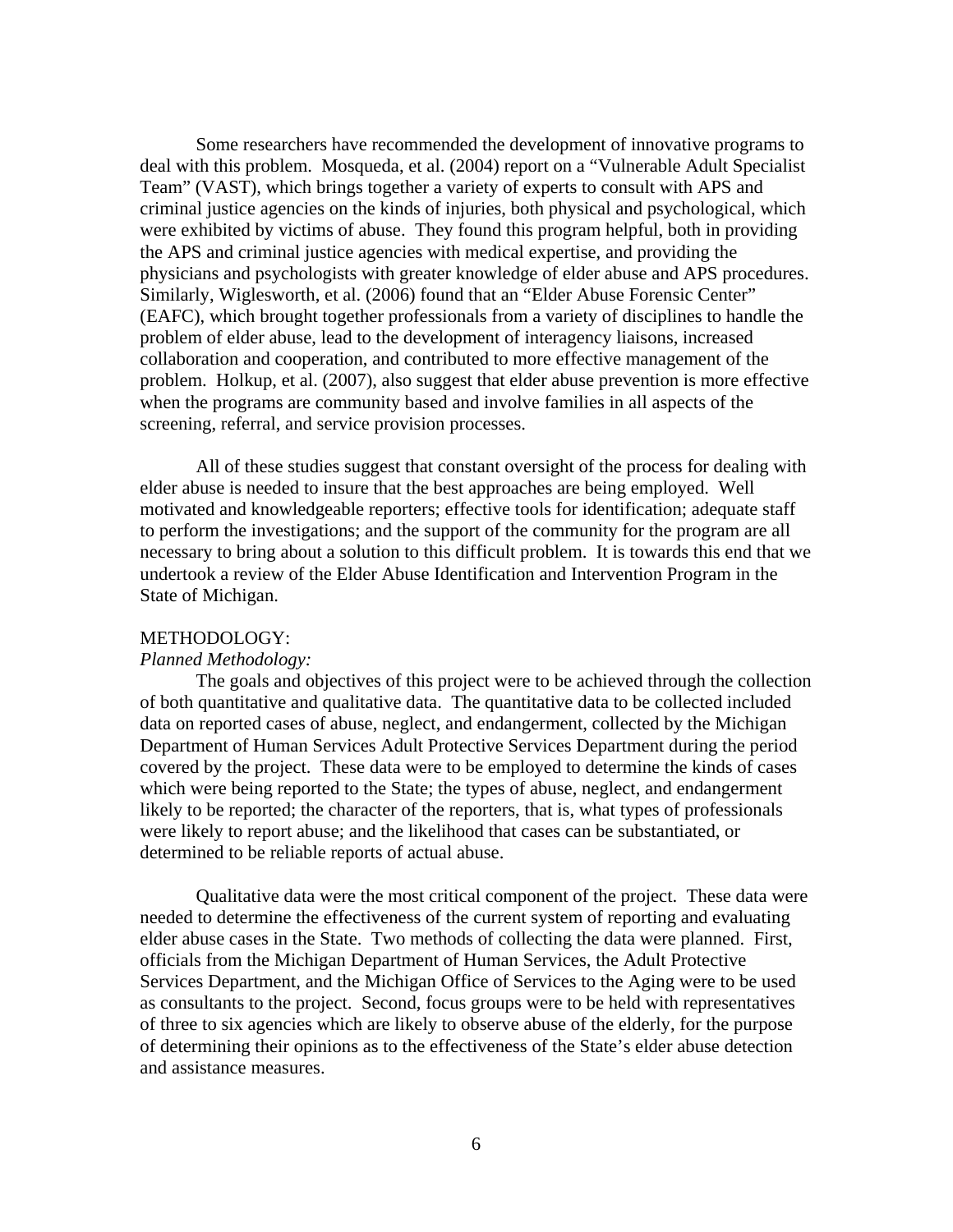Some researchers have recommended the development of innovative programs to deal with this problem. Mosqueda, et al. (2004) report on a "Vulnerable Adult Specialist Team" (VAST), which brings together a variety of experts to consult with APS and criminal justice agencies on the kinds of injuries, both physical and psychological, which were exhibited by victims of abuse. They found this program helpful, both in providing the APS and criminal justice agencies with medical expertise, and providing the physicians and psychologists with greater knowledge of elder abuse and APS procedures. Similarly, Wiglesworth, et al. (2006) found that an "Elder Abuse Forensic Center" (EAFC), which brought together professionals from a variety of disciplines to handle the problem of elder abuse, lead to the development of interagency liaisons, increased collaboration and cooperation, and contributed to more effective management of the problem. Holkup, et al. (2007), also suggest that elder abuse prevention is more effective when the programs are community based and involve families in all aspects of the screening, referral, and service provision processes.

All of these studies suggest that constant oversight of the process for dealing with elder abuse is needed to insure that the best approaches are being employed. Well motivated and knowledgeable reporters; effective tools for identification; adequate staff to perform the investigations; and the support of the community for the program are all necessary to bring about a solution to this difficult problem. It is towards this end that we undertook a review of the Elder Abuse Identification and Intervention Program in the State of Michigan.

## METHODOLOGY:

### *Planned Methodology:*

The goals and objectives of this project were to be achieved through the collection of both quantitative and qualitative data. The quantitative data to be collected included data on reported cases of abuse, neglect, and endangerment, collected by the Michigan Department of Human Services Adult Protective Services Department during the period covered by the project. These data were to be employed to determine the kinds of cases which were being reported to the State; the types of abuse, neglect, and endangerment likely to be reported; the character of the reporters, that is, what types of professionals were likely to report abuse; and the likelihood that cases can be substantiated, or determined to be reliable reports of actual abuse.

Qualitative data were the most critical component of the project. These data were needed to determine the effectiveness of the current system of reporting and evaluating elder abuse cases in the State. Two methods of collecting the data were planned. First, officials from the Michigan Department of Human Services, the Adult Protective Services Department, and the Michigan Office of Services to the Aging were to be used as consultants to the project. Second, focus groups were to be held with representatives of three to six agencies which are likely to observe abuse of the elderly, for the purpose of determining their opinions as to the effectiveness of the State's elder abuse detection and assistance measures.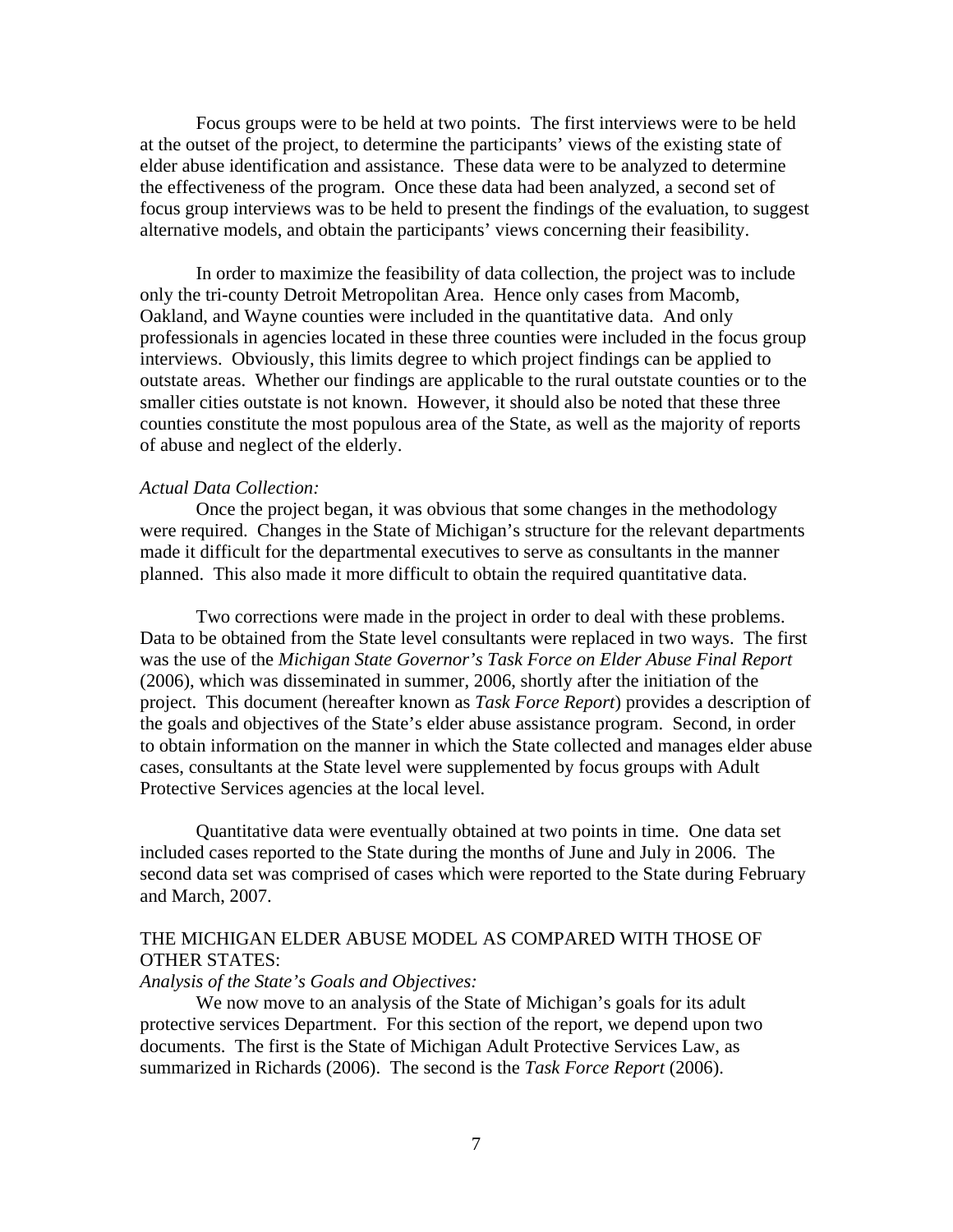Focus groups were to be held at two points. The first interviews were to be held at the outset of the project, to determine the participants' views of the existing state of elder abuse identification and assistance. These data were to be analyzed to determine the effectiveness of the program. Once these data had been analyzed, a second set of focus group interviews was to be held to present the findings of the evaluation, to suggest alternative models, and obtain the participants' views concerning their feasibility.

In order to maximize the feasibility of data collection, the project was to include only the tri-county Detroit Metropolitan Area. Hence only cases from Macomb, Oakland, and Wayne counties were included in the quantitative data. And only professionals in agencies located in these three counties were included in the focus group interviews. Obviously, this limits degree to which project findings can be applied to outstate areas. Whether our findings are applicable to the rural outstate counties or to the smaller cities outstate is not known. However, it should also be noted that these three counties constitute the most populous area of the State, as well as the majority of reports of abuse and neglect of the elderly.

*Actual Data Collection:*

Once the project began, it was obvious that some changes in the methodology were required. Changes in the State of Michigan's structure for the relevant departments made it difficult for the departmental executives to serve as consultants in the manner planned. This also made it more difficult to obtain the required quantitative data.

Two corrections were made in the project in order to deal with these problems. Data to be obtained from the State level consultants were replaced in two ways. The first was the use of the *Michigan State Governor's Task Force on Elder Abuse Final Report* (2006), which was disseminated in summer, 2006, shortly after the initiation of the project. This document (hereafter known as *Task Force Report*) provides a description of the goals and objectives of the State's elder abuse assistance program. Second, in order to obtain information on the manner in which the State collected and manages elder abuse cases, consultants at the State level were supplemented by focus groups with Adult Protective Services agencies at the local level.

Quantitative data were eventually obtained at two points in time. One data set included cases reported to the State during the months of June and July in 2006. The second data set was comprised of cases which were reported to the State during February and March, 2007.

## THE MICHIGAN ELDER ABUSE MODEL AS COMPARED WITH THOSE OF OTHER STATES:

*Analysis of the State's Goals and Objectives:*

We now move to an analysis of the State of Michigan's goals for its adult protective services Department. For this section of the report, we depend upon two documents. The first is the State of Michigan Adult Protective Services Law, as summarized in Richards (2006). The second is the *Task Force Report* (2006).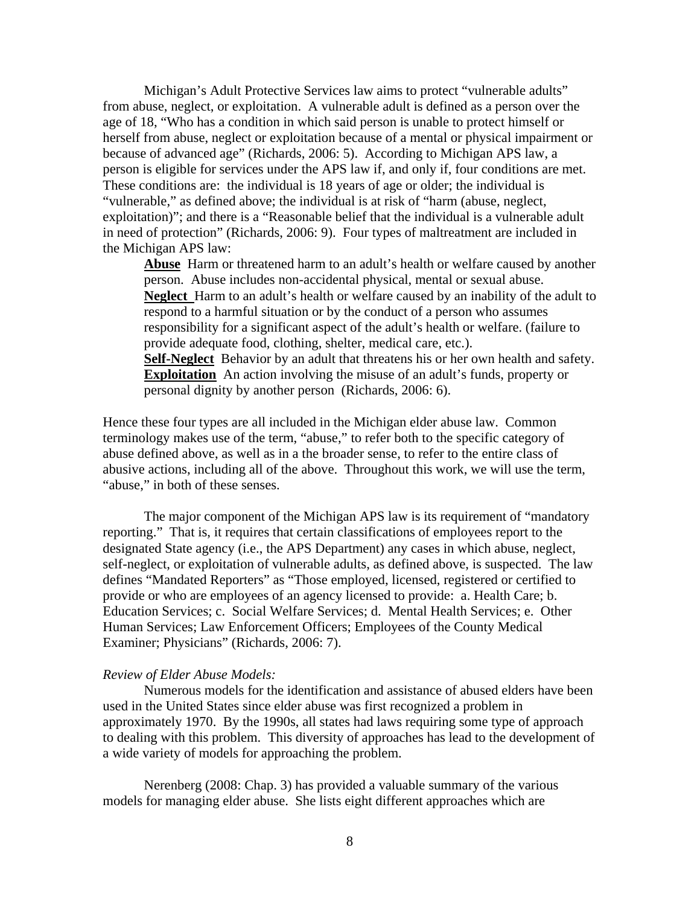Michigan's Adult Protective Services law aims to protect "vulnerable adults" from abuse, neglect, or exploitation. A vulnerable adult is defined as a person over the age of 18, "Who has a condition in which said person is unable to protect himself or herself from abuse, neglect or exploitation because of a mental or physical impairment or because of advanced age" (Richards, 2006: 5). According to Michigan APS law, a person is eligible for services under the APS law if, and only if, four conditions are met. These conditions are: the individual is 18 years of age or older; the individual is "vulnerable," as defined above; the individual is at risk of "harm (abuse, neglect, exploitation)"; and there is a "Reasonable belief that the individual is a vulnerable adult in need of protection" (Richards, 2006: 9). Four types of maltreatment are included in the Michigan APS law:

> **Abuse** Harm or threatened harm to an adult's health or welfare caused by another person. Abuse includes non-accidental physical, mental or sexual abuse.
> **Neglect** Harm to an adult's health or welfare caused by an inability of the adult to respond to a harmful situation or by the conduct of a person who assumes responsibility for a significant aspect of the adult's health or welfare. (failure to provide adequate food, clothing, shelter, medical care, etc.).
> **Self-Neglect** Behavior by an adult that threatens his or her own health and safety.
> **Exploitation** An action involving the misuse of an adult's funds, property or personal dignity by another person (Richards, 2006: 6).

Hence these four types are all included in the Michigan elder abuse law. Common terminology makes use of the term, "abuse," to refer both to the specific category of abuse defined above, as well as in a the broader sense, to refer to the entire class of abusive actions, including all of the above. Throughout this work, we will use the term, "abuse," in both of these senses.

The major component of the Michigan APS law is its requirement of "mandatory reporting." That is, it requires that certain classifications of employees report to the designated State agency (i.e., the APS Department) any cases in which abuse, neglect, self-neglect, or exploitation of vulnerable adults, as defined above, is suspected. The law defines "Mandated Reporters" as "Those employed, licensed, registered or certified to provide or who are employees of an agency licensed to provide: a. Health Care; b. Education Services; c. Social Welfare Services; d. Mental Health Services; e. Other Human Services; Law Enforcement Officers; Employees of the County Medical Examiner; Physicians" (Richards, 2006: 7).

*Review of Elder Abuse Models:*

Numerous models for the identification and assistance of abused elders have been used in the United States since elder abuse was first recognized a problem in approximately 1970. By the 1990s, all states had laws requiring some type of approach to dealing with this problem. This diversity of approaches has lead to the development of a wide variety of models for approaching the problem.

Nerenberg (2008: Chap. 3) has provided a valuable summary of the various models for managing elder abuse. She lists eight different approaches which are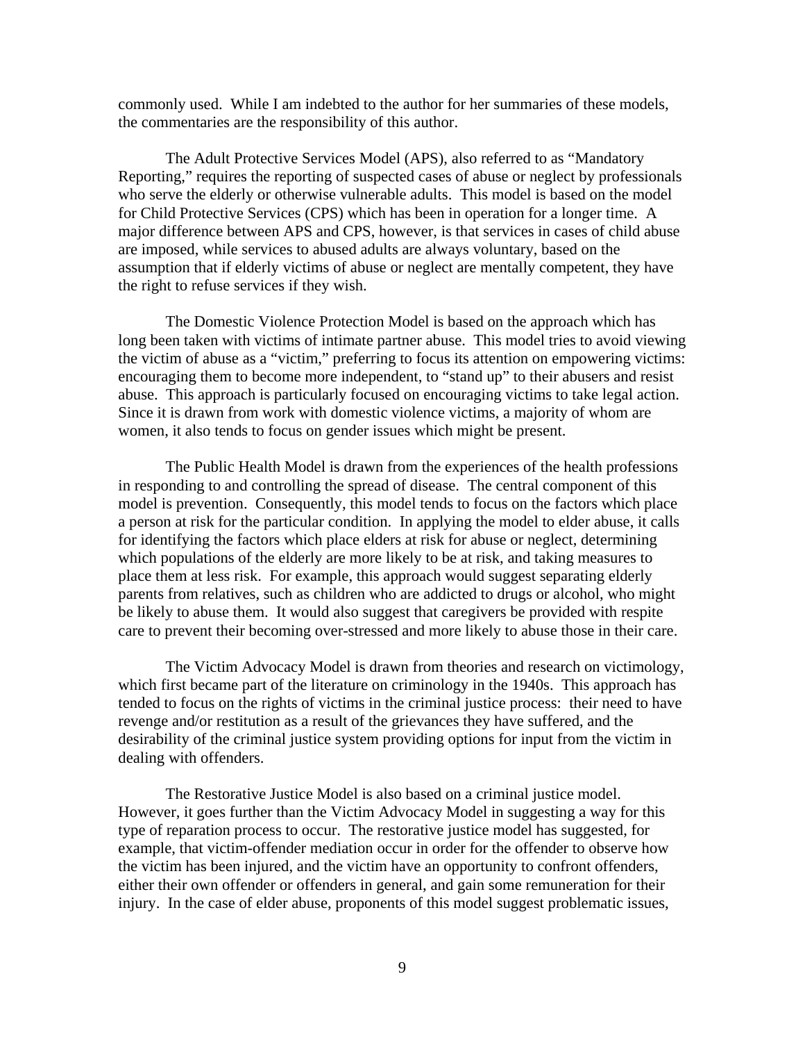commonly used. While I am indebted to the author for her summaries of these models, the commentaries are the responsibility of this author.

The Adult Protective Services Model (APS), also referred to as "Mandatory Reporting," requires the reporting of suspected cases of abuse or neglect by professionals who serve the elderly or otherwise vulnerable adults. This model is based on the model for Child Protective Services (CPS) which has been in operation for a longer time. A major difference between APS and CPS, however, is that services in cases of child abuse are imposed, while services to abused adults are always voluntary, based on the assumption that if elderly victims of abuse or neglect are mentally competent, they have the right to refuse services if they wish.

The Domestic Violence Protection Model is based on the approach which has long been taken with victims of intimate partner abuse. This model tries to avoid viewing the victim of abuse as a "victim," preferring to focus its attention on empowering victims: encouraging them to become more independent, to "stand up" to their abusers and resist abuse. This approach is particularly focused on encouraging victims to take legal action. Since it is drawn from work with domestic violence victims, a majority of whom are women, it also tends to focus on gender issues which might be present.

The Public Health Model is drawn from the experiences of the health professions in responding to and controlling the spread of disease. The central component of this model is prevention. Consequently, this model tends to focus on the factors which place a person at risk for the particular condition. In applying the model to elder abuse, it calls for identifying the factors which place elders at risk for abuse or neglect, determining which populations of the elderly are more likely to be at risk, and taking measures to place them at less risk. For example, this approach would suggest separating elderly parents from relatives, such as children who are addicted to drugs or alcohol, who might be likely to abuse them. It would also suggest that caregivers be provided with respite care to prevent their becoming over-stressed and more likely to abuse those in their care.

The Victim Advocacy Model is drawn from theories and research on victimology, which first became part of the literature on criminology in the 1940s. This approach has tended to focus on the rights of victims in the criminal justice process: their need to have revenge and/or restitution as a result of the grievances they have suffered, and the desirability of the criminal justice system providing options for input from the victim in dealing with offenders.

The Restorative Justice Model is also based on a criminal justice model. However, it goes further than the Victim Advocacy Model in suggesting a way for this type of reparation process to occur. The restorative justice model has suggested, for example, that victim-offender mediation occur in order for the offender to observe how the victim has been injured, and the victim have an opportunity to confront offenders, either their own offender or offenders in general, and gain some remuneration for their injury. In the case of elder abuse, proponents of this model suggest problematic issues,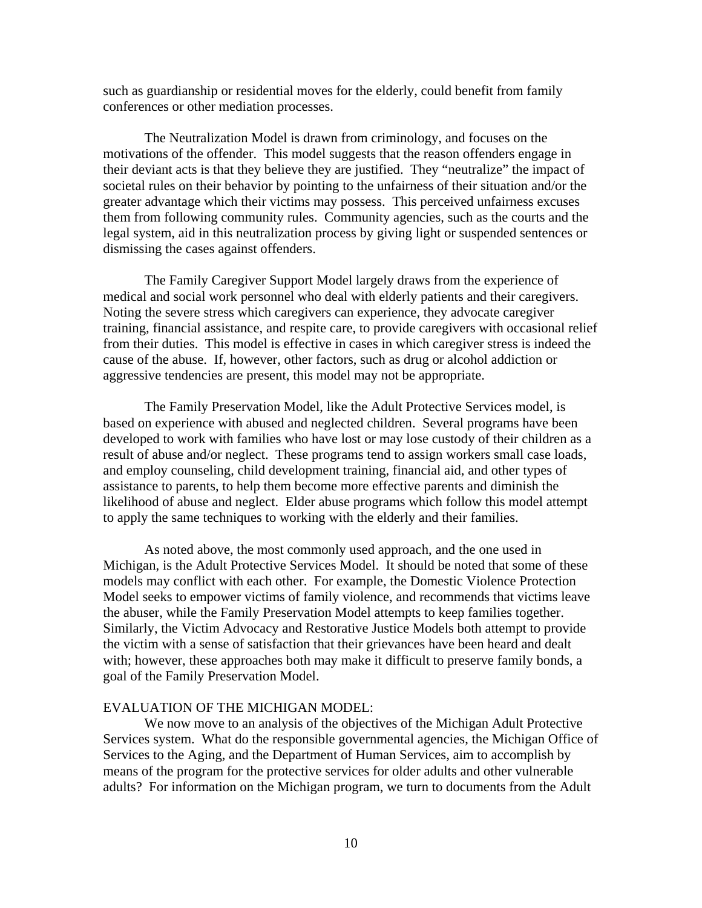such as guardianship or residential moves for the elderly, could benefit from family conferences or other mediation processes.

The Neutralization Model is drawn from criminology, and focuses on the motivations of the offender. This model suggests that the reason offenders engage in their deviant acts is that they believe they are justified. They "neutralize" the impact of societal rules on their behavior by pointing to the unfairness of their situation and/or the greater advantage which their victims may possess. This perceived unfairness excuses them from following community rules. Community agencies, such as the courts and the legal system, aid in this neutralization process by giving light or suspended sentences or dismissing the cases against offenders.

The Family Caregiver Support Model largely draws from the experience of medical and social work personnel who deal with elderly patients and their caregivers. Noting the severe stress which caregivers can experience, they advocate caregiver training, financial assistance, and respite care, to provide caregivers with occasional relief from their duties. This model is effective in cases in which caregiver stress is indeed the cause of the abuse. If, however, other factors, such as drug or alcohol addiction or aggressive tendencies are present, this model may not be appropriate.

The Family Preservation Model, like the Adult Protective Services model, is based on experience with abused and neglected children. Several programs have been developed to work with families who have lost or may lose custody of their children as a result of abuse and/or neglect. These programs tend to assign workers small case loads, and employ counseling, child development training, financial aid, and other types of assistance to parents, to help them become more effective parents and diminish the likelihood of abuse and neglect. Elder abuse programs which follow this model attempt to apply the same techniques to working with the elderly and their families.

As noted above, the most commonly used approach, and the one used in Michigan, is the Adult Protective Services Model. It should be noted that some of these models may conflict with each other. For example, the Domestic Violence Protection Model seeks to empower victims of family violence, and recommends that victims leave the abuser, while the Family Preservation Model attempts to keep families together. Similarly, the Victim Advocacy and Restorative Justice Models both attempt to provide the victim with a sense of satisfaction that their grievances have been heard and dealt with; however, these approaches both may make it difficult to preserve family bonds, a goal of the Family Preservation Model.

## EVALUATION OF THE MICHIGAN MODEL:

We now move to an analysis of the objectives of the Michigan Adult Protective Services system. What do the responsible governmental agencies, the Michigan Office of Services to the Aging, and the Department of Human Services, aim to accomplish by means of the program for the protective services for older adults and other vulnerable adults? For information on the Michigan program, we turn to documents from the Adult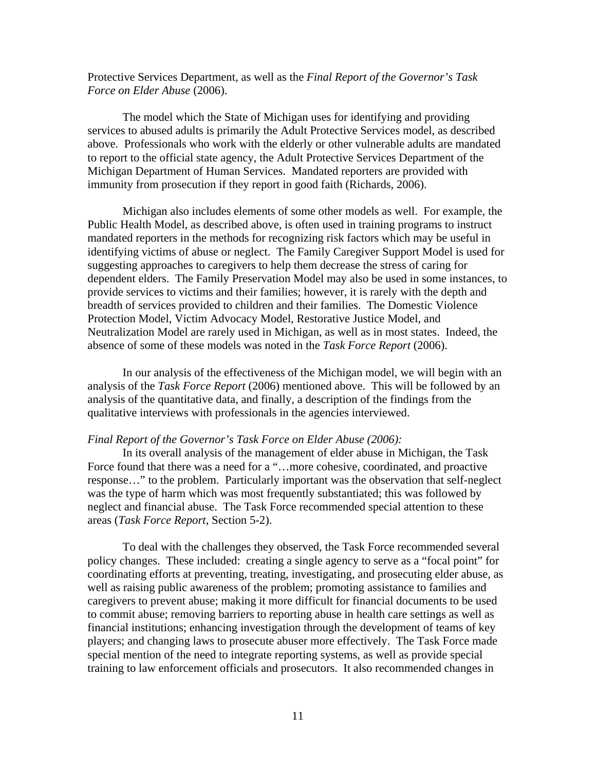Protective Services Department, as well as the *Final Report of the Governor's Task Force on Elder Abuse* (2006).

The model which the State of Michigan uses for identifying and providing services to abused adults is primarily the Adult Protective Services model, as described above. Professionals who work with the elderly or other vulnerable adults are mandated to report to the official state agency, the Adult Protective Services Department of the Michigan Department of Human Services. Mandated reporters are provided with immunity from prosecution if they report in good faith (Richards, 2006).

Michigan also includes elements of some other models as well. For example, the Public Health Model, as described above, is often used in training programs to instruct mandated reporters in the methods for recognizing risk factors which may be useful in identifying victims of abuse or neglect. The Family Caregiver Support Model is used for suggesting approaches to caregivers to help them decrease the stress of caring for dependent elders. The Family Preservation Model may also be used in some instances, to provide services to victims and their families; however, it is rarely with the depth and breadth of services provided to children and their families. The Domestic Violence Protection Model, Victim Advocacy Model, Restorative Justice Model, and Neutralization Model are rarely used in Michigan, as well as in most states. Indeed, the absence of some of these models was noted in the *Task Force Report* (2006).

In our analysis of the effectiveness of the Michigan model, we will begin with an analysis of the *Task Force Report* (2006) mentioned above. This will be followed by an analysis of the quantitative data, and finally, a description of the findings from the qualitative interviews with professionals in the agencies interviewed.

*Final Report of the Governor's Task Force on Elder Abuse (2006):*

In its overall analysis of the management of elder abuse in Michigan, the Task Force found that there was a need for a "…more cohesive, coordinated, and proactive response…" to the problem. Particularly important was the observation that self-neglect was the type of harm which was most frequently substantiated; this was followed by neglect and financial abuse. The Task Force recommended special attention to these areas (*Task Force Report*, Section 5-2).

To deal with the challenges they observed, the Task Force recommended several policy changes. These included: creating a single agency to serve as a "focal point" for coordinating efforts at preventing, treating, investigating, and prosecuting elder abuse, as well as raising public awareness of the problem; promoting assistance to families and caregivers to prevent abuse; making it more difficult for financial documents to be used to commit abuse; removing barriers to reporting abuse in health care settings as well as financial institutions; enhancing investigation through the development of teams of key players; and changing laws to prosecute abuser more effectively. The Task Force made special mention of the need to integrate reporting systems, as well as provide special training to law enforcement officials and prosecutors. It also recommended changes in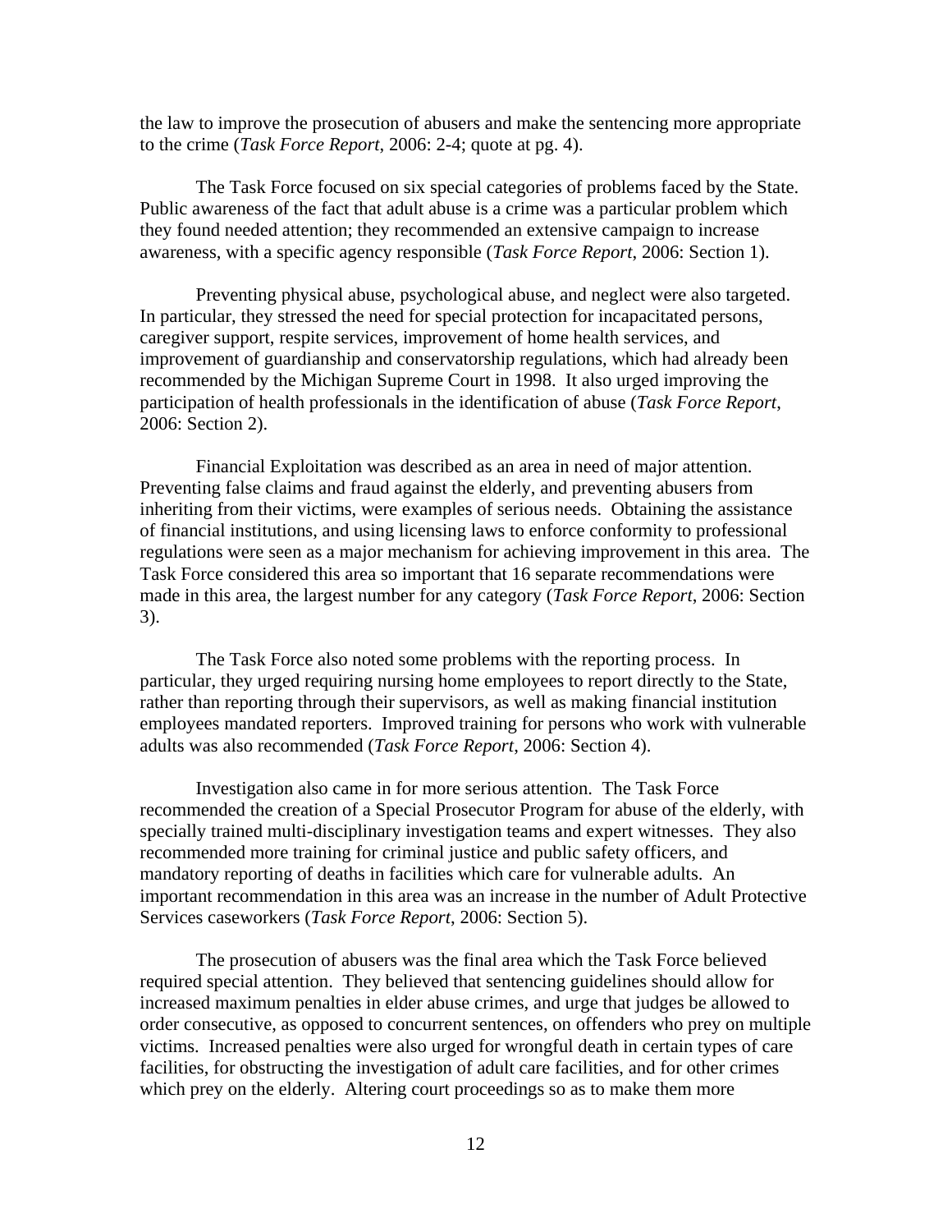the law to improve the prosecution of abusers and make the sentencing more appropriate to the crime (*Task Force Report*, 2006: 2-4; quote at pg. 4).

The Task Force focused on six special categories of problems faced by the State. Public awareness of the fact that adult abuse is a crime was a particular problem which they found needed attention; they recommended an extensive campaign to increase awareness, with a specific agency responsible (*Task Force Report*, 2006: Section 1).

Preventing physical abuse, psychological abuse, and neglect were also targeted. In particular, they stressed the need for special protection for incapacitated persons, caregiver support, respite services, improvement of home health services, and improvement of guardianship and conservatorship regulations, which had already been recommended by the Michigan Supreme Court in 1998. It also urged improving the participation of health professionals in the identification of abuse (*Task Force Report*, 2006: Section 2).

Financial Exploitation was described as an area in need of major attention. Preventing false claims and fraud against the elderly, and preventing abusers from inheriting from their victims, were examples of serious needs. Obtaining the assistance of financial institutions, and using licensing laws to enforce conformity to professional regulations were seen as a major mechanism for achieving improvement in this area. The Task Force considered this area so important that 16 separate recommendations were made in this area, the largest number for any category (*Task Force Report*, 2006: Section 3).

The Task Force also noted some problems with the reporting process. In particular, they urged requiring nursing home employees to report directly to the State, rather than reporting through their supervisors, as well as making financial institution employees mandated reporters. Improved training for persons who work with vulnerable adults was also recommended (*Task Force Report*, 2006: Section 4).

Investigation also came in for more serious attention. The Task Force recommended the creation of a Special Prosecutor Program for abuse of the elderly, with specially trained multi-disciplinary investigation teams and expert witnesses. They also recommended more training for criminal justice and public safety officers, and mandatory reporting of deaths in facilities which care for vulnerable adults. An important recommendation in this area was an increase in the number of Adult Protective Services caseworkers (*Task Force Report*, 2006: Section 5).

The prosecution of abusers was the final area which the Task Force believed required special attention. They believed that sentencing guidelines should allow for increased maximum penalties in elder abuse crimes, and urge that judges be allowed to order consecutive, as opposed to concurrent sentences, on offenders who prey on multiple victims. Increased penalties were also urged for wrongful death in certain types of care facilities, for obstructing the investigation of adult care facilities, and for other crimes which prey on the elderly. Altering court proceedings so as to make them more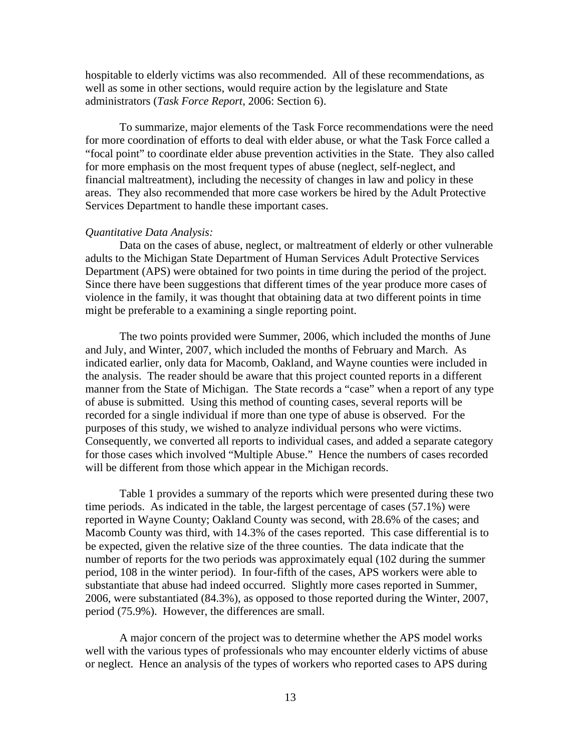hospitable to elderly victims was also recommended. All of these recommendations, as well as some in other sections, would require action by the legislature and State administrators (*Task Force Report*, 2006: Section 6).

To summarize, major elements of the Task Force recommendations were the need for more coordination of efforts to deal with elder abuse, or what the Task Force called a "focal point" to coordinate elder abuse prevention activities in the State. They also called for more emphasis on the most frequent types of abuse (neglect, self-neglect, and financial maltreatment), including the necessity of changes in law and policy in these areas. They also recommended that more case workers be hired by the Adult Protective Services Department to handle these important cases.

*Quantitative Data Analysis:*

Data on the cases of abuse, neglect, or maltreatment of elderly or other vulnerable adults to the Michigan State Department of Human Services Adult Protective Services Department (APS) were obtained for two points in time during the period of the project. Since there have been suggestions that different times of the year produce more cases of violence in the family, it was thought that obtaining data at two different points in time might be preferable to a examining a single reporting point.

The two points provided were Summer, 2006, which included the months of June and July, and Winter, 2007, which included the months of February and March. As indicated earlier, only data for Macomb, Oakland, and Wayne counties were included in the analysis. The reader should be aware that this project counted reports in a different manner from the State of Michigan. The State records a "case" when a report of any type of abuse is submitted. Using this method of counting cases, several reports will be recorded for a single individual if more than one type of abuse is observed. For the purposes of this study, we wished to analyze individual persons who were victims. Consequently, we converted all reports to individual cases, and added a separate category for those cases which involved "Multiple Abuse." Hence the numbers of cases recorded will be different from those which appear in the Michigan records.

Table 1 provides a summary of the reports which were presented during these two time periods. As indicated in the table, the largest percentage of cases (57.1%) were reported in Wayne County; Oakland County was second, with 28.6% of the cases; and Macomb County was third, with 14.3% of the cases reported. This case differential is to be expected, given the relative size of the three counties. The data indicate that the number of reports for the two periods was approximately equal (102 during the summer period, 108 in the winter period). In four-fifth of the cases, APS workers were able to substantiate that abuse had indeed occurred. Slightly more cases reported in Summer, 2006, were substantiated (84.3%), as opposed to those reported during the Winter, 2007, period (75.9%). However, the differences are small.

A major concern of the project was to determine whether the APS model works well with the various types of professionals who may encounter elderly victims of abuse or neglect. Hence an analysis of the types of workers who reported cases to APS during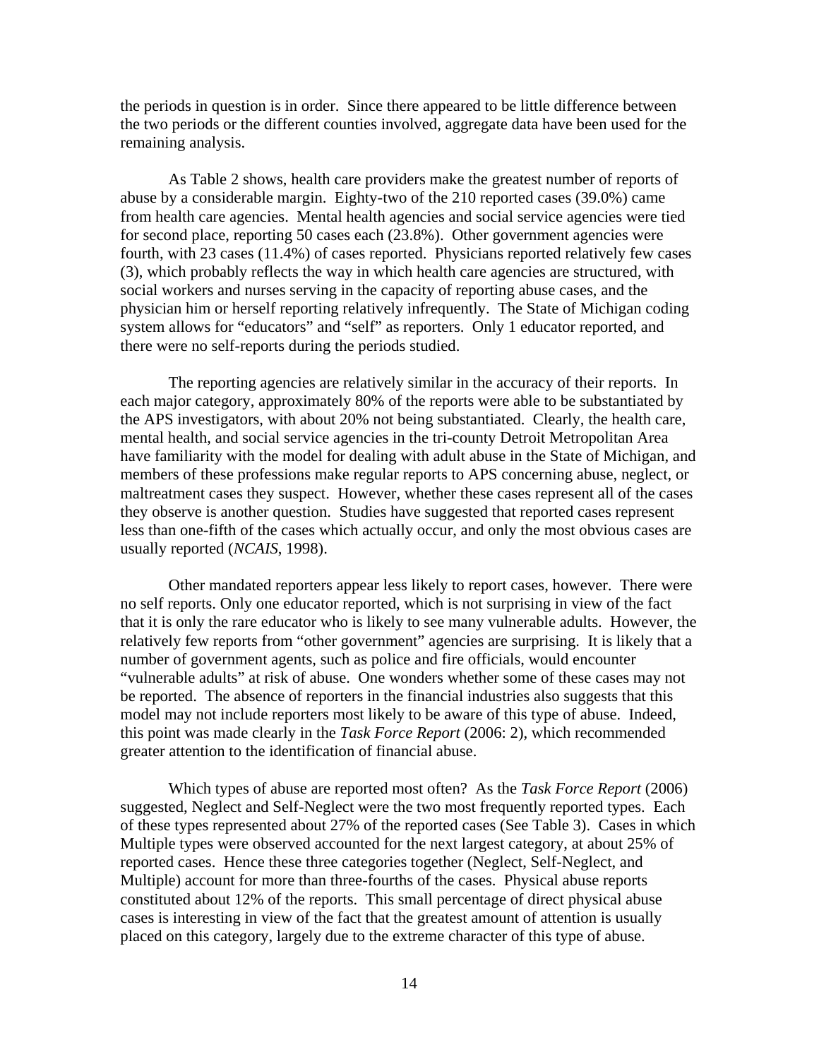the periods in question is in order. Since there appeared to be little difference between the two periods or the different counties involved, aggregate data have been used for the remaining analysis.

As Table 2 shows, health care providers make the greatest number of reports of abuse by a considerable margin. Eighty-two of the 210 reported cases (39.0%) came from health care agencies. Mental health agencies and social service agencies were tied for second place, reporting 50 cases each (23.8%). Other government agencies were fourth, with 23 cases (11.4%) of cases reported. Physicians reported relatively few cases (3), which probably reflects the way in which health care agencies are structured, with social workers and nurses serving in the capacity of reporting abuse cases, and the physician him or herself reporting relatively infrequently. The State of Michigan coding system allows for "educators" and "self" as reporters. Only 1 educator reported, and there were no self-reports during the periods studied.

The reporting agencies are relatively similar in the accuracy of their reports. In each major category, approximately 80% of the reports were able to be substantiated by the APS investigators, with about 20% not being substantiated. Clearly, the health care, mental health, and social service agencies in the tri-county Detroit Metropolitan Area have familiarity with the model for dealing with adult abuse in the State of Michigan, and members of these professions make regular reports to APS concerning abuse, neglect, or maltreatment cases they suspect. However, whether these cases represent all of the cases they observe is another question. Studies have suggested that reported cases represent less than one-fifth of the cases which actually occur, and only the most obvious cases are usually reported (*NCAIS*, 1998).

Other mandated reporters appear less likely to report cases, however. There were no self reports. Only one educator reported, which is not surprising in view of the fact that it is only the rare educator who is likely to see many vulnerable adults. However, the relatively few reports from "other government" agencies are surprising. It is likely that a number of government agents, such as police and fire officials, would encounter "vulnerable adults" at risk of abuse. One wonders whether some of these cases may not be reported. The absence of reporters in the financial industries also suggests that this model may not include reporters most likely to be aware of this type of abuse. Indeed, this point was made clearly in the *Task Force Report* (2006: 2), which recommended greater attention to the identification of financial abuse.

Which types of abuse are reported most often? As the *Task Force Report* (2006) suggested, Neglect and Self-Neglect were the two most frequently reported types. Each of these types represented about 27% of the reported cases (See Table 3). Cases in which Multiple types were observed accounted for the next largest category, at about 25% of reported cases. Hence these three categories together (Neglect, Self-Neglect, and Multiple) account for more than three-fourths of the cases. Physical abuse reports constituted about 12% of the reports. This small percentage of direct physical abuse cases is interesting in view of the fact that the greatest amount of attention is usually placed on this category, largely due to the extreme character of this type of abuse.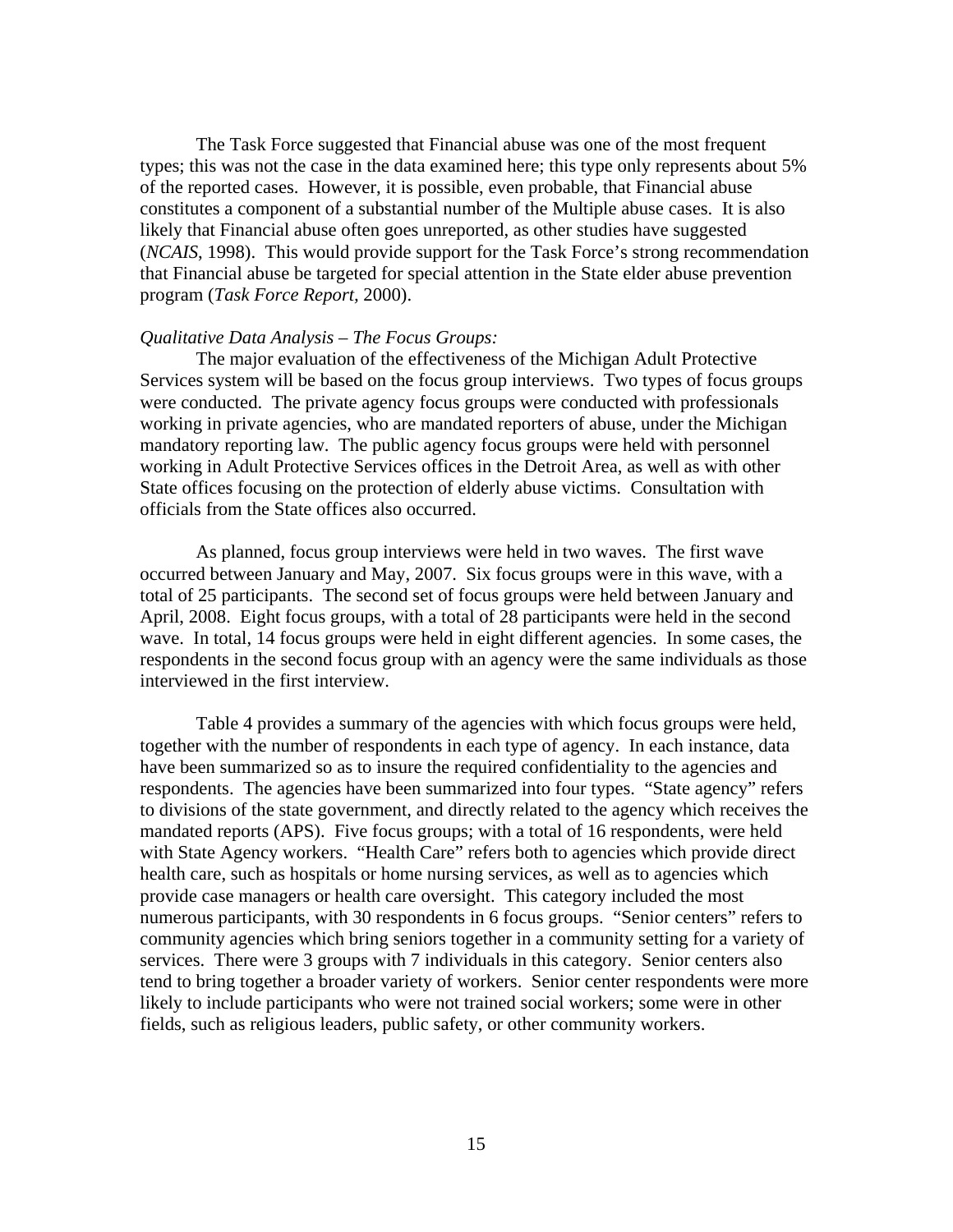The Task Force suggested that Financial abuse was one of the most frequent types; this was not the case in the data examined here; this type only represents about 5% of the reported cases. However, it is possible, even probable, that Financial abuse constitutes a component of a substantial number of the Multiple abuse cases. It is also likely that Financial abuse often goes unreported, as other studies have suggested (*NCAIS*, 1998). This would provide support for the Task Force's strong recommendation that Financial abuse be targeted for special attention in the State elder abuse prevention program (*Task Force Report*, 2000).

*Qualitative Data Analysis – The Focus Groups:*

The major evaluation of the effectiveness of the Michigan Adult Protective Services system will be based on the focus group interviews. Two types of focus groups were conducted. The private agency focus groups were conducted with professionals working in private agencies, who are mandated reporters of abuse, under the Michigan mandatory reporting law. The public agency focus groups were held with personnel working in Adult Protective Services offices in the Detroit Area, as well as with other State offices focusing on the protection of elderly abuse victims. Consultation with officials from the State offices also occurred.

As planned, focus group interviews were held in two waves. The first wave occurred between January and May, 2007. Six focus groups were in this wave, with a total of 25 participants. The second set of focus groups were held between January and April, 2008. Eight focus groups, with a total of 28 participants were held in the second wave. In total, 14 focus groups were held in eight different agencies. In some cases, the respondents in the second focus group with an agency were the same individuals as those interviewed in the first interview.

Table 4 provides a summary of the agencies with which focus groups were held, together with the number of respondents in each type of agency. In each instance, data have been summarized so as to insure the required confidentiality to the agencies and respondents. The agencies have been summarized into four types. "State agency" refers to divisions of the state government, and directly related to the agency which receives the mandated reports (APS). Five focus groups; with a total of 16 respondents, were held with State Agency workers. "Health Care" refers both to agencies which provide direct health care, such as hospitals or home nursing services, as well as to agencies which provide case managers or health care oversight. This category included the most numerous participants, with 30 respondents in 6 focus groups. "Senior centers" refers to community agencies which bring seniors together in a community setting for a variety of services. There were 3 groups with 7 individuals in this category. Senior centers also tend to bring together a broader variety of workers. Senior center respondents were more likely to include participants who were not trained social workers; some were in other fields, such as religious leaders, public safety, or other community workers.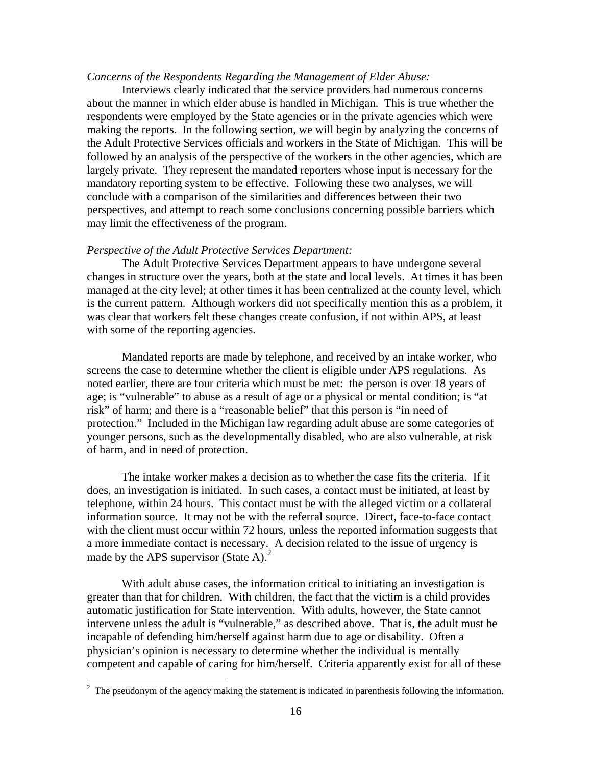*Concerns of the Respondents Regarding the Management of Elder Abuse:*

Interviews clearly indicated that the service providers had numerous concerns about the manner in which elder abuse is handled in Michigan. This is true whether the respondents were employed by the State agencies or in the private agencies which were making the reports. In the following section, we will begin by analyzing the concerns of the Adult Protective Services officials and workers in the State of Michigan. This will be followed by an analysis of the perspective of the workers in the other agencies, which are largely private. They represent the mandated reporters whose input is necessary for the mandatory reporting system to be effective. Following these two analyses, we will conclude with a comparison of the similarities and differences between their two perspectives, and attempt to reach some conclusions concerning possible barriers which may limit the effectiveness of the program.

*Perspective of the Adult Protective Services Department:*

The Adult Protective Services Department appears to have undergone several changes in structure over the years, both at the state and local levels. At times it has been managed at the city level; at other times it has been centralized at the county level, which is the current pattern. Although workers did not specifically mention this as a problem, it was clear that workers felt these changes create confusion, if not within APS, at least with some of the reporting agencies.

Mandated reports are made by telephone, and received by an intake worker, who screens the case to determine whether the client is eligible under APS regulations. As noted earlier, there are four criteria which must be met: the person is over 18 years of age; is "vulnerable" to abuse as a result of age or a physical or mental condition; is "at risk" of harm; and there is a "reasonable belief" that this person is "in need of protection." Included in the Michigan law regarding adult abuse are some categories of younger persons, such as the developmentally disabled, who are also vulnerable, at risk of harm, and in need of protection.

The intake worker makes a decision as to whether the case fits the criteria. If it does, an investigation is initiated. In such cases, a contact must be initiated, at least by telephone, within 24 hours. This contact must be with the alleged victim or a collateral information source. It may not be with the referral source. Direct, face-to-face contact with the client must occur within 72 hours, unless the reported information suggests that a more immediate contact is necessary. A decision related to the issue of urgency is made by the APS supervisor (State A).[2]

With adult abuse cases, the information critical to initiating an investigation is greater than that for children. With children, the fact that the victim is a child provides automatic justification for State intervention. With adults, however, the State cannot intervene unless the adult is "vulnerable," as described above. That is, the adult must be incapable of defending him/herself against harm due to age or disability. Often a physician's opinion is necessary to determine whether the individual is mentally competent and capable of caring for him/herself. Criteria apparently exist for all of these

---

[2] The pseudonym of the agency making the statement is indicated in parenthesis following the information.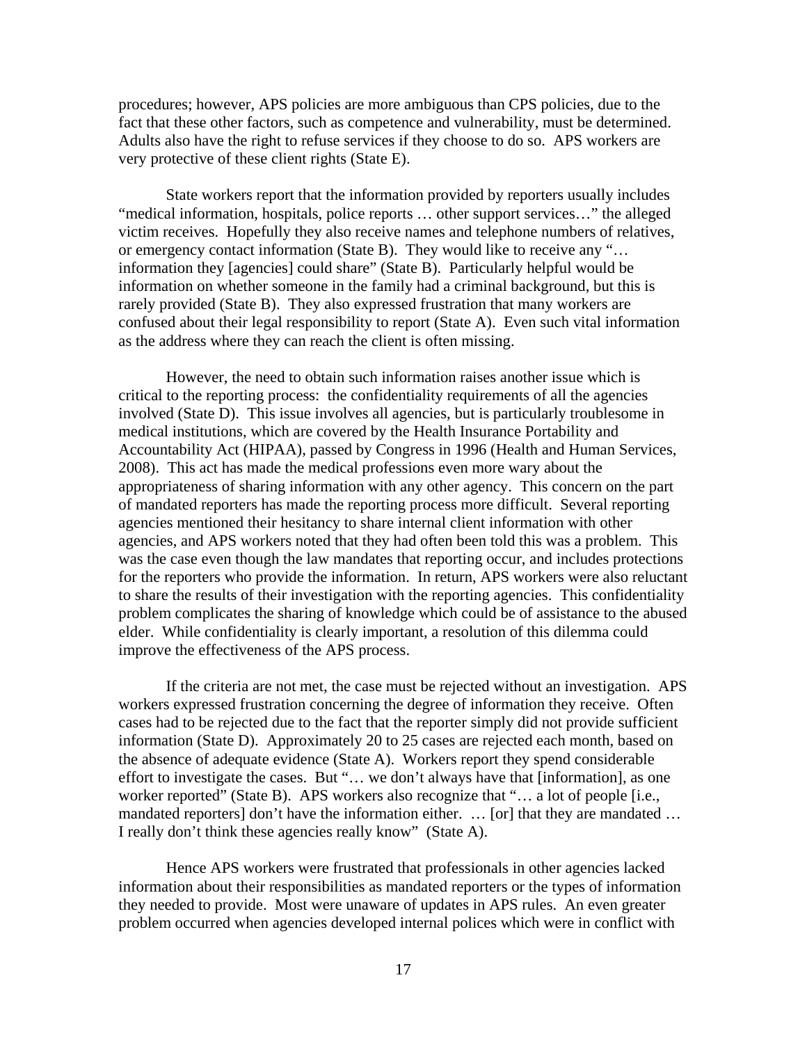procedures; however, APS policies are more ambiguous than CPS policies, due to the fact that these other factors, such as competence and vulnerability, must be determined. Adults also have the right to refuse services if they choose to do so. APS workers are very protective of these client rights (State E).

State workers report that the information provided by reporters usually includes "medical information, hospitals, police reports … other support services…" the alleged victim receives. Hopefully they also receive names and telephone numbers of relatives, or emergency contact information (State B). They would like to receive any "… information they [agencies] could share" (State B). Particularly helpful would be information on whether someone in the family had a criminal background, but this is rarely provided (State B). They also expressed frustration that many workers are confused about their legal responsibility to report (State A). Even such vital information as the address where they can reach the client is often missing.

However, the need to obtain such information raises another issue which is critical to the reporting process: the confidentiality requirements of all the agencies involved (State D). This issue involves all agencies, but is particularly troublesome in medical institutions, which are covered by the Health Insurance Portability and Accountability Act (HIPAA), passed by Congress in 1996 (Health and Human Services, 2008). This act has made the medical professions even more wary about the appropriateness of sharing information with any other agency. This concern on the part of mandated reporters has made the reporting process more difficult. Several reporting agencies mentioned their hesitancy to share internal client information with other agencies, and APS workers noted that they had often been told this was a problem. This was the case even though the law mandates that reporting occur, and includes protections for the reporters who provide the information. In return, APS workers were also reluctant to share the results of their investigation with the reporting agencies. This confidentiality problem complicates the sharing of knowledge which could be of assistance to the abused elder. While confidentiality is clearly important, a resolution of this dilemma could improve the effectiveness of the APS process.

If the criteria are not met, the case must be rejected without an investigation. APS workers expressed frustration concerning the degree of information they receive. Often cases had to be rejected due to the fact that the reporter simply did not provide sufficient information (State D). Approximately 20 to 25 cases are rejected each month, based on the absence of adequate evidence (State A). Workers report they spend considerable effort to investigate the cases. But "… we don't always have that [information], as one worker reported" (State B). APS workers also recognize that "… a lot of people [i.e., mandated reporters] don't have the information either. … [or] that they are mandated … I really don't think these agencies really know" (State A).

Hence APS workers were frustrated that professionals in other agencies lacked information about their responsibilities as mandated reporters or the types of information they needed to provide. Most were unaware of updates in APS rules. An even greater problem occurred when agencies developed internal polices which were in conflict with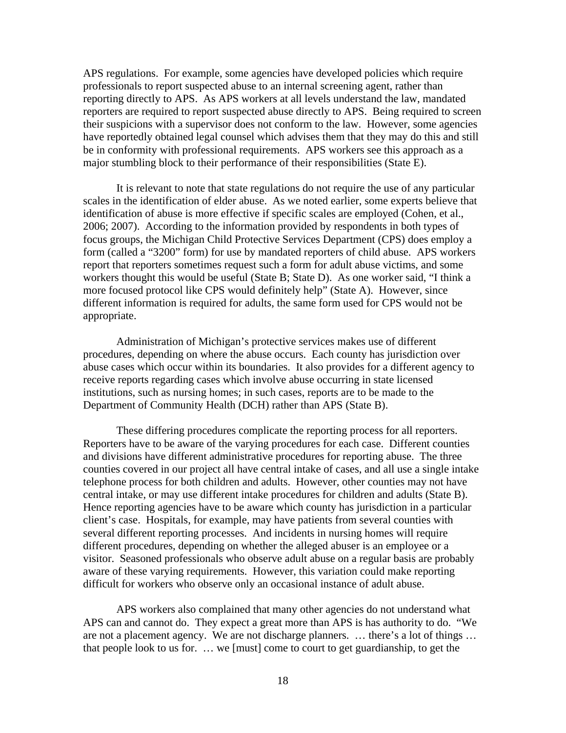APS regulations. For example, some agencies have developed policies which require professionals to report suspected abuse to an internal screening agent, rather than reporting directly to APS. As APS workers at all levels understand the law, mandated reporters are required to report suspected abuse directly to APS. Being required to screen their suspicions with a supervisor does not conform to the law. However, some agencies have reportedly obtained legal counsel which advises them that they may do this and still be in conformity with professional requirements. APS workers see this approach as a major stumbling block to their performance of their responsibilities (State E).

It is relevant to note that state regulations do not require the use of any particular scales in the identification of elder abuse. As we noted earlier, some experts believe that identification of abuse is more effective if specific scales are employed (Cohen, et al., 2006; 2007). According to the information provided by respondents in both types of focus groups, the Michigan Child Protective Services Department (CPS) does employ a form (called a "3200" form) for use by mandated reporters of child abuse. APS workers report that reporters sometimes request such a form for adult abuse victims, and some workers thought this would be useful (State B; State D). As one worker said, "I think a more focused protocol like CPS would definitely help" (State A). However, since different information is required for adults, the same form used for CPS would not be appropriate.

Administration of Michigan's protective services makes use of different procedures, depending on where the abuse occurs. Each county has jurisdiction over abuse cases which occur within its boundaries. It also provides for a different agency to receive reports regarding cases which involve abuse occurring in state licensed institutions, such as nursing homes; in such cases, reports are to be made to the Department of Community Health (DCH) rather than APS (State B).

These differing procedures complicate the reporting process for all reporters. Reporters have to be aware of the varying procedures for each case. Different counties and divisions have different administrative procedures for reporting abuse. The three counties covered in our project all have central intake of cases, and all use a single intake telephone process for both children and adults. However, other counties may not have central intake, or may use different intake procedures for children and adults (State B). Hence reporting agencies have to be aware which county has jurisdiction in a particular client's case. Hospitals, for example, may have patients from several counties with several different reporting processes. And incidents in nursing homes will require different procedures, depending on whether the alleged abuser is an employee or a visitor. Seasoned professionals who observe adult abuse on a regular basis are probably aware of these varying requirements. However, this variation could make reporting difficult for workers who observe only an occasional instance of adult abuse.

APS workers also complained that many other agencies do not understand what APS can and cannot do. They expect a great more than APS is has authority to do. "We are not a placement agency. We are not discharge planners. … there's a lot of things … that people look to us for. … we [must] come to court to get guardianship, to get the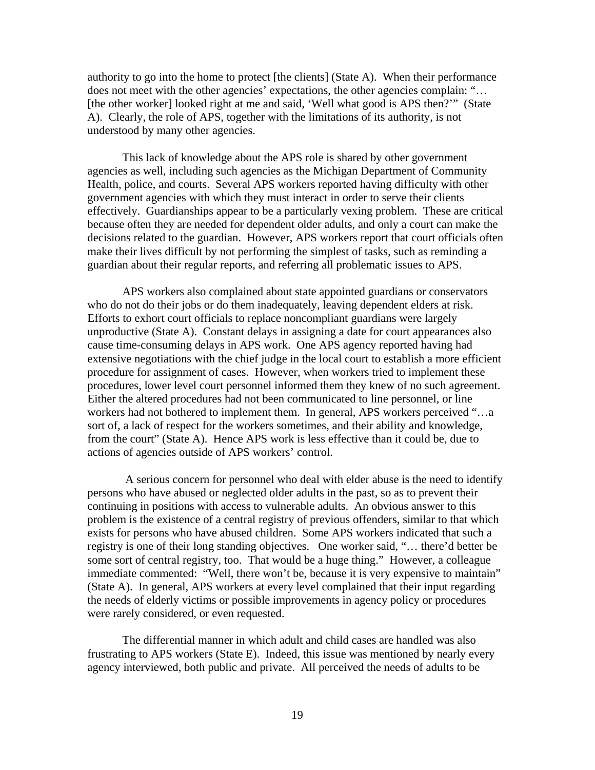authority to go into the home to protect [the clients] (State A). When their performance does not meet with the other agencies' expectations, the other agencies complain: "… [the other worker] looked right at me and said, 'Well what good is APS then?'" (State A). Clearly, the role of APS, together with the limitations of its authority, is not understood by many other agencies.

This lack of knowledge about the APS role is shared by other government agencies as well, including such agencies as the Michigan Department of Community Health, police, and courts. Several APS workers reported having difficulty with other government agencies with which they must interact in order to serve their clients effectively. Guardianships appear to be a particularly vexing problem. These are critical because often they are needed for dependent older adults, and only a court can make the decisions related to the guardian. However, APS workers report that court officials often make their lives difficult by not performing the simplest of tasks, such as reminding a guardian about their regular reports, and referring all problematic issues to APS.

APS workers also complained about state appointed guardians or conservators who do not do their jobs or do them inadequately, leaving dependent elders at risk. Efforts to exhort court officials to replace noncompliant guardians were largely unproductive (State A). Constant delays in assigning a date for court appearances also cause time-consuming delays in APS work. One APS agency reported having had extensive negotiations with the chief judge in the local court to establish a more efficient procedure for assignment of cases. However, when workers tried to implement these procedures, lower level court personnel informed them they knew of no such agreement. Either the altered procedures had not been communicated to line personnel, or line workers had not bothered to implement them. In general, APS workers perceived "…a sort of, a lack of respect for the workers sometimes, and their ability and knowledge, from the court" (State A). Hence APS work is less effective than it could be, due to actions of agencies outside of APS workers' control.

A serious concern for personnel who deal with elder abuse is the need to identify persons who have abused or neglected older adults in the past, so as to prevent their continuing in positions with access to vulnerable adults. An obvious answer to this problem is the existence of a central registry of previous offenders, similar to that which exists for persons who have abused children. Some APS workers indicated that such a registry is one of their long standing objectives. One worker said, "… there'd better be some sort of central registry, too. That would be a huge thing." However, a colleague immediate commented: "Well, there won't be, because it is very expensive to maintain" (State A). In general, APS workers at every level complained that their input regarding the needs of elderly victims or possible improvements in agency policy or procedures were rarely considered, or even requested.

The differential manner in which adult and child cases are handled was also frustrating to APS workers (State E). Indeed, this issue was mentioned by nearly every agency interviewed, both public and private. All perceived the needs of adults to be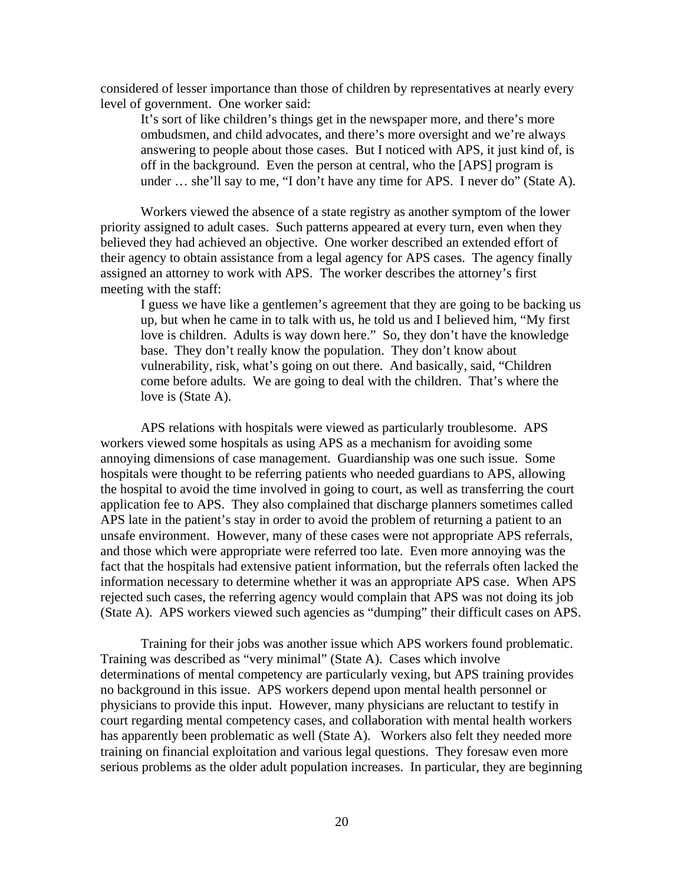considered of lesser importance than those of children by representatives at nearly every level of government. One worker said:

> It's sort of like children's things get in the newspaper more, and there's more ombudsmen, and child advocates, and there's more oversight and we're always answering to people about those cases. But I noticed with APS, it just kind of, is off in the background. Even the person at central, who the [APS] program is under … she'll say to me, "I don't have any time for APS. I never do" (State A).

Workers viewed the absence of a state registry as another symptom of the lower priority assigned to adult cases. Such patterns appeared at every turn, even when they believed they had achieved an objective. One worker described an extended effort of their agency to obtain assistance from a legal agency for APS cases. The agency finally assigned an attorney to work with APS. The worker describes the attorney's first meeting with the staff:

> I guess we have like a gentlemen's agreement that they are going to be backing us up, but when he came in to talk with us, he told us and I believed him, "My first love is children. Adults is way down here." So, they don't have the knowledge base. They don't really know the population. They don't know about vulnerability, risk, what's going on out there. And basically, said, "Children come before adults. We are going to deal with the children. That's where the love is (State A).

APS relations with hospitals were viewed as particularly troublesome. APS workers viewed some hospitals as using APS as a mechanism for avoiding some annoying dimensions of case management. Guardianship was one such issue. Some hospitals were thought to be referring patients who needed guardians to APS, allowing the hospital to avoid the time involved in going to court, as well as transferring the court application fee to APS. They also complained that discharge planners sometimes called APS late in the patient's stay in order to avoid the problem of returning a patient to an unsafe environment. However, many of these cases were not appropriate APS referrals, and those which were appropriate were referred too late. Even more annoying was the fact that the hospitals had extensive patient information, but the referrals often lacked the information necessary to determine whether it was an appropriate APS case. When APS rejected such cases, the referring agency would complain that APS was not doing its job (State A). APS workers viewed such agencies as "dumping" their difficult cases on APS.

Training for their jobs was another issue which APS workers found problematic. Training was described as "very minimal" (State A). Cases which involve determinations of mental competency are particularly vexing, but APS training provides no background in this issue. APS workers depend upon mental health personnel or physicians to provide this input. However, many physicians are reluctant to testify in court regarding mental competency cases, and collaboration with mental health workers has apparently been problematic as well (State A). Workers also felt they needed more training on financial exploitation and various legal questions. They foresaw even more serious problems as the older adult population increases. In particular, they are beginning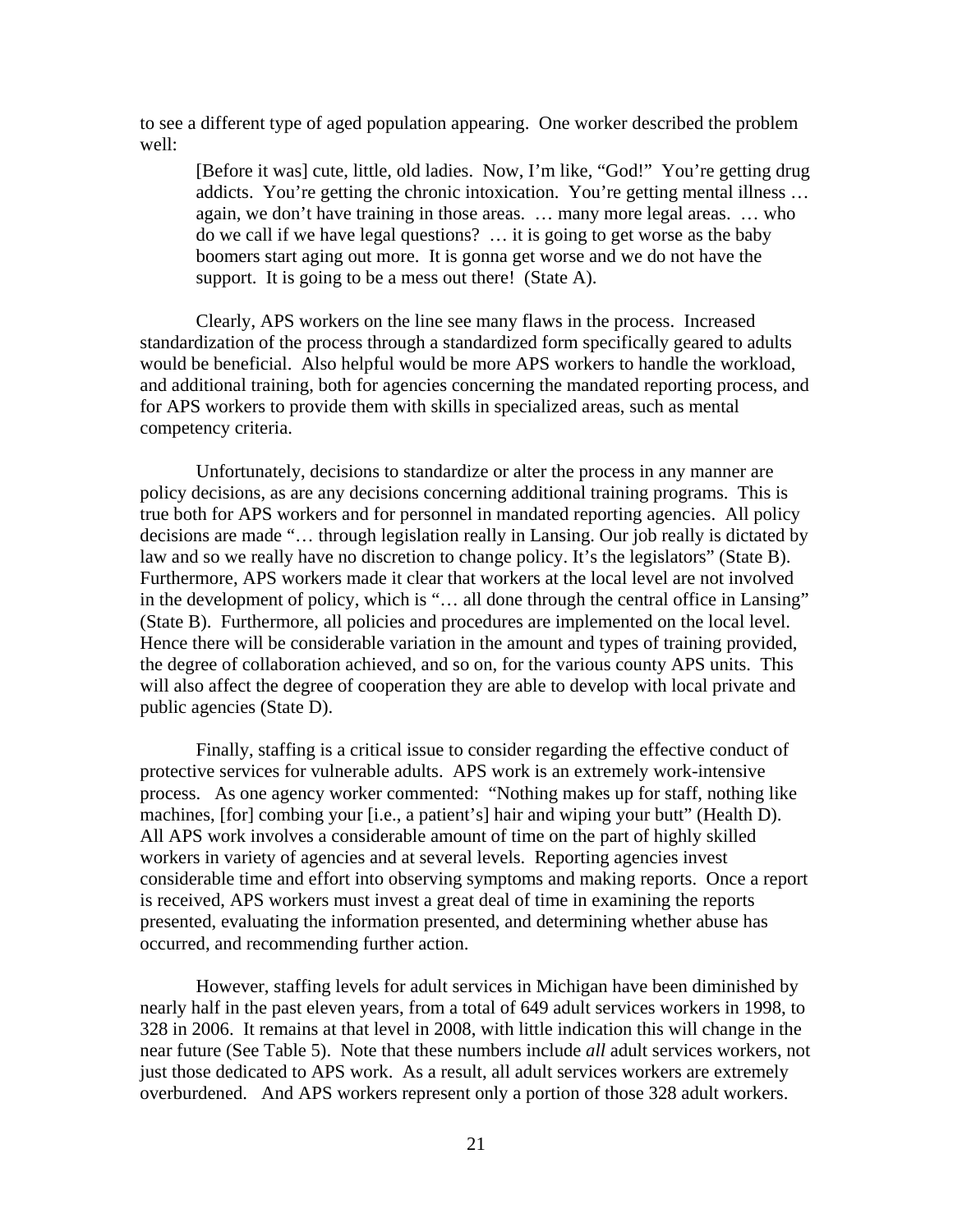to see a different type of aged population appearing. One worker described the problem well:

> [Before it was] cute, little, old ladies. Now, I'm like, "God!" You're getting drug addicts. You're getting the chronic intoxication. You're getting mental illness … again, we don't have training in those areas. … many more legal areas. … who do we call if we have legal questions? … it is going to get worse as the baby boomers start aging out more. It is gonna get worse and we do not have the support. It is going to be a mess out there! (State A).

Clearly, APS workers on the line see many flaws in the process. Increased standardization of the process through a standardized form specifically geared to adults would be beneficial. Also helpful would be more APS workers to handle the workload, and additional training, both for agencies concerning the mandated reporting process, and for APS workers to provide them with skills in specialized areas, such as mental competency criteria.

Unfortunately, decisions to standardize or alter the process in any manner are policy decisions, as are any decisions concerning additional training programs. This is true both for APS workers and for personnel in mandated reporting agencies. All policy decisions are made "… through legislation really in Lansing. Our job really is dictated by law and so we really have no discretion to change policy. It's the legislators" (State B). Furthermore, APS workers made it clear that workers at the local level are not involved in the development of policy, which is "… all done through the central office in Lansing" (State B). Furthermore, all policies and procedures are implemented on the local level. Hence there will be considerable variation in the amount and types of training provided, the degree of collaboration achieved, and so on, for the various county APS units. This will also affect the degree of cooperation they are able to develop with local private and public agencies (State D).

Finally, staffing is a critical issue to consider regarding the effective conduct of protective services for vulnerable adults. APS work is an extremely work-intensive process. As one agency worker commented: "Nothing makes up for staff, nothing like machines, [for] combing your [i.e., a patient's] hair and wiping your butt" (Health D). All APS work involves a considerable amount of time on the part of highly skilled workers in variety of agencies and at several levels. Reporting agencies invest considerable time and effort into observing symptoms and making reports. Once a report is received, APS workers must invest a great deal of time in examining the reports presented, evaluating the information presented, and determining whether abuse has occurred, and recommending further action.

However, staffing levels for adult services in Michigan have been diminished by nearly half in the past eleven years, from a total of 649 adult services workers in 1998, to 328 in 2006. It remains at that level in 2008, with little indication this will change in the near future (See Table 5). Note that these numbers include *all* adult services workers, not just those dedicated to APS work. As a result, all adult services workers are extremely overburdened. And APS workers represent only a portion of those 328 adult workers.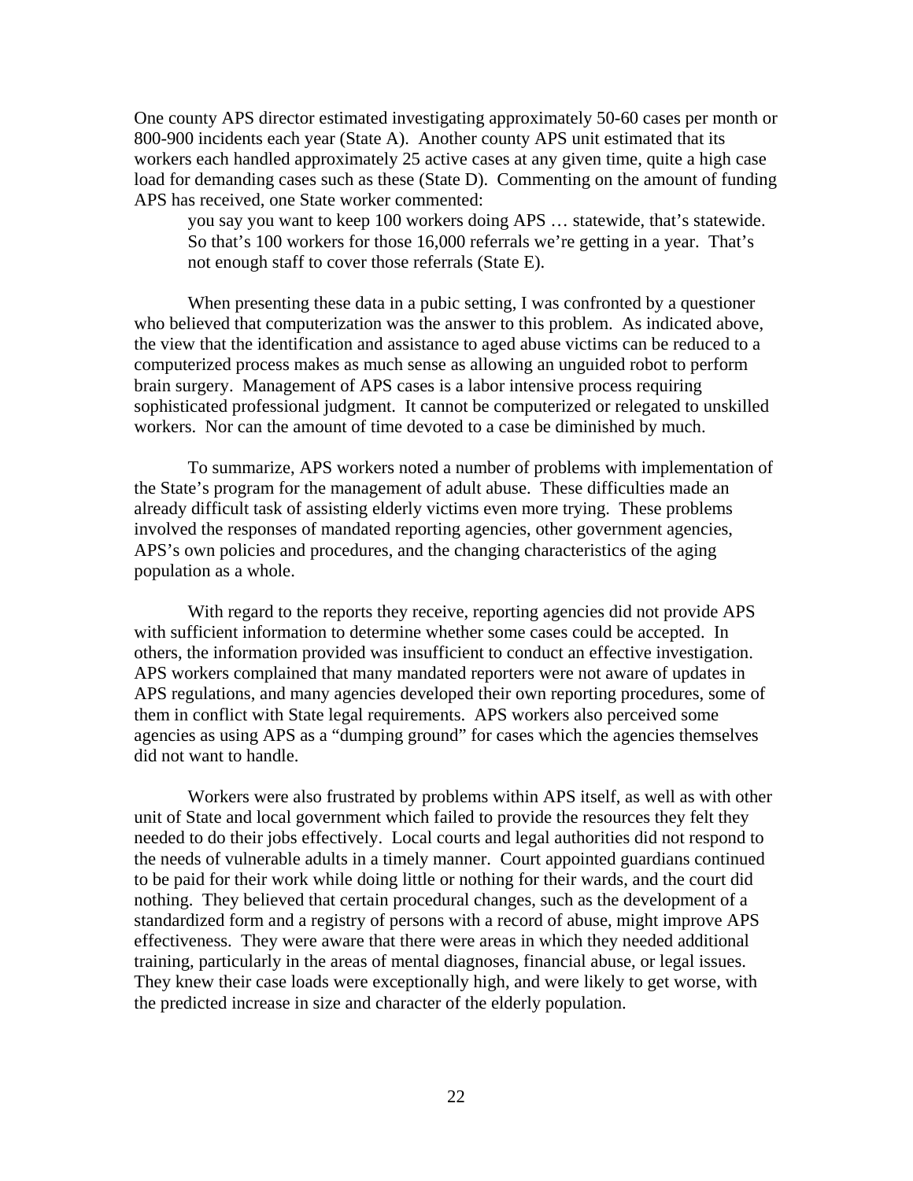One county APS director estimated investigating approximately 50-60 cases per month or 800-900 incidents each year (State A). Another county APS unit estimated that its workers each handled approximately 25 active cases at any given time, quite a high case load for demanding cases such as these (State D). Commenting on the amount of funding APS has received, one State worker commented:

> you say you want to keep 100 workers doing APS … statewide, that's statewide. So that's 100 workers for those 16,000 referrals we're getting in a year. That's not enough staff to cover those referrals (State E).

When presenting these data in a pubic setting, I was confronted by a questioner who believed that computerization was the answer to this problem. As indicated above, the view that the identification and assistance to aged abuse victims can be reduced to a computerized process makes as much sense as allowing an unguided robot to perform brain surgery. Management of APS cases is a labor intensive process requiring sophisticated professional judgment. It cannot be computerized or relegated to unskilled workers. Nor can the amount of time devoted to a case be diminished by much.

To summarize, APS workers noted a number of problems with implementation of the State's program for the management of adult abuse. These difficulties made an already difficult task of assisting elderly victims even more trying. These problems involved the responses of mandated reporting agencies, other government agencies, APS's own policies and procedures, and the changing characteristics of the aging population as a whole.

With regard to the reports they receive, reporting agencies did not provide APS with sufficient information to determine whether some cases could be accepted. In others, the information provided was insufficient to conduct an effective investigation. APS workers complained that many mandated reporters were not aware of updates in APS regulations, and many agencies developed their own reporting procedures, some of them in conflict with State legal requirements. APS workers also perceived some agencies as using APS as a "dumping ground" for cases which the agencies themselves did not want to handle.

Workers were also frustrated by problems within APS itself, as well as with other unit of State and local government which failed to provide the resources they felt they needed to do their jobs effectively. Local courts and legal authorities did not respond to the needs of vulnerable adults in a timely manner. Court appointed guardians continued to be paid for their work while doing little or nothing for their wards, and the court did nothing. They believed that certain procedural changes, such as the development of a standardized form and a registry of persons with a record of abuse, might improve APS effectiveness. They were aware that there were areas in which they needed additional training, particularly in the areas of mental diagnoses, financial abuse, or legal issues. They knew their case loads were exceptionally high, and were likely to get worse, with the predicted increase in size and character of the elderly population.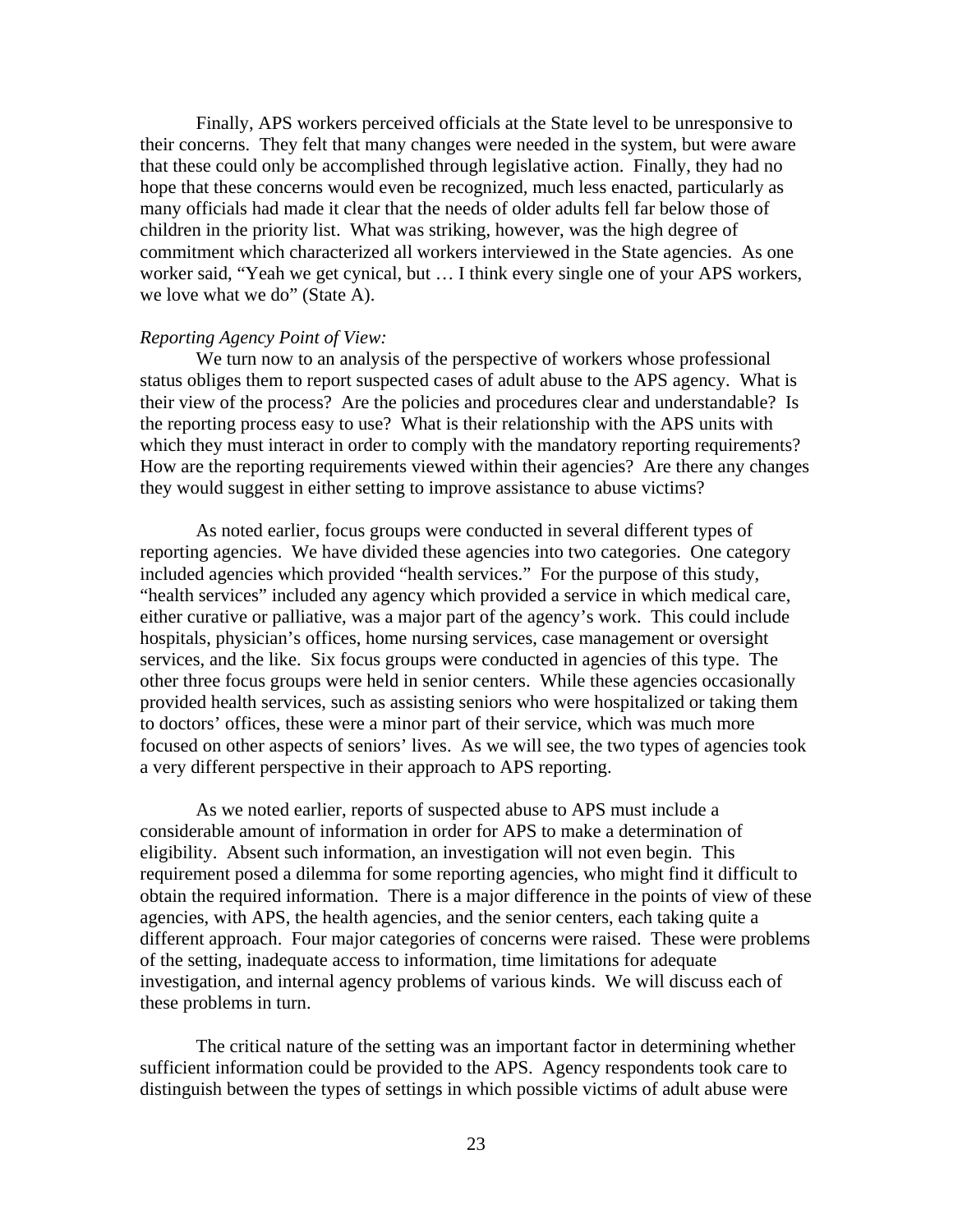Finally, APS workers perceived officials at the State level to be unresponsive to their concerns. They felt that many changes were needed in the system, but were aware that these could only be accomplished through legislative action. Finally, they had no hope that these concerns would even be recognized, much less enacted, particularly as many officials had made it clear that the needs of older adults fell far below those of children in the priority list. What was striking, however, was the high degree of commitment which characterized all workers interviewed in the State agencies. As one worker said, "Yeah we get cynical, but … I think every single one of your APS workers, we love what we do" (State A).

*Reporting Agency Point of View:*

We turn now to an analysis of the perspective of workers whose professional status obliges them to report suspected cases of adult abuse to the APS agency. What is their view of the process? Are the policies and procedures clear and understandable? Is the reporting process easy to use? What is their relationship with the APS units with which they must interact in order to comply with the mandatory reporting requirements? How are the reporting requirements viewed within their agencies? Are there any changes they would suggest in either setting to improve assistance to abuse victims?

As noted earlier, focus groups were conducted in several different types of reporting agencies. We have divided these agencies into two categories. One category included agencies which provided "health services." For the purpose of this study, "health services" included any agency which provided a service in which medical care, either curative or palliative, was a major part of the agency's work. This could include hospitals, physician's offices, home nursing services, case management or oversight services, and the like. Six focus groups were conducted in agencies of this type. The other three focus groups were held in senior centers. While these agencies occasionally provided health services, such as assisting seniors who were hospitalized or taking them to doctors' offices, these were a minor part of their service, which was much more focused on other aspects of seniors' lives. As we will see, the two types of agencies took a very different perspective in their approach to APS reporting.

As we noted earlier, reports of suspected abuse to APS must include a considerable amount of information in order for APS to make a determination of eligibility. Absent such information, an investigation will not even begin. This requirement posed a dilemma for some reporting agencies, who might find it difficult to obtain the required information. There is a major difference in the points of view of these agencies, with APS, the health agencies, and the senior centers, each taking quite a different approach. Four major categories of concerns were raised. These were problems of the setting, inadequate access to information, time limitations for adequate investigation, and internal agency problems of various kinds. We will discuss each of these problems in turn.

The critical nature of the setting was an important factor in determining whether sufficient information could be provided to the APS. Agency respondents took care to distinguish between the types of settings in which possible victims of adult abuse were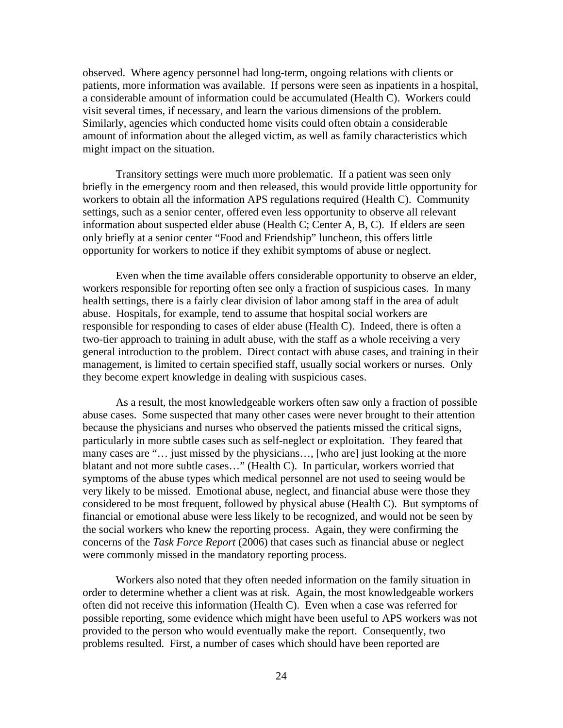observed. Where agency personnel had long-term, ongoing relations with clients or patients, more information was available. If persons were seen as inpatients in a hospital, a considerable amount of information could be accumulated (Health C). Workers could visit several times, if necessary, and learn the various dimensions of the problem. Similarly, agencies which conducted home visits could often obtain a considerable amount of information about the alleged victim, as well as family characteristics which might impact on the situation.

Transitory settings were much more problematic. If a patient was seen only briefly in the emergency room and then released, this would provide little opportunity for workers to obtain all the information APS regulations required (Health C). Community settings, such as a senior center, offered even less opportunity to observe all relevant information about suspected elder abuse (Health C; Center A, B, C). If elders are seen only briefly at a senior center "Food and Friendship" luncheon, this offers little opportunity for workers to notice if they exhibit symptoms of abuse or neglect.

Even when the time available offers considerable opportunity to observe an elder, workers responsible for reporting often see only a fraction of suspicious cases. In many health settings, there is a fairly clear division of labor among staff in the area of adult abuse. Hospitals, for example, tend to assume that hospital social workers are responsible for responding to cases of elder abuse (Health C). Indeed, there is often a two-tier approach to training in adult abuse, with the staff as a whole receiving a very general introduction to the problem. Direct contact with abuse cases, and training in their management, is limited to certain specified staff, usually social workers or nurses. Only they become expert knowledge in dealing with suspicious cases.

As a result, the most knowledgeable workers often saw only a fraction of possible abuse cases. Some suspected that many other cases were never brought to their attention because the physicians and nurses who observed the patients missed the critical signs, particularly in more subtle cases such as self-neglect or exploitation. They feared that many cases are "… just missed by the physicians…, [who are] just looking at the more blatant and not more subtle cases…" (Health C). In particular, workers worried that symptoms of the abuse types which medical personnel are not used to seeing would be very likely to be missed. Emotional abuse, neglect, and financial abuse were those they considered to be most frequent, followed by physical abuse (Health C). But symptoms of financial or emotional abuse were less likely to be recognized, and would not be seen by the social workers who knew the reporting process. Again, they were confirming the concerns of the *Task Force Report* (2006) that cases such as financial abuse or neglect were commonly missed in the mandatory reporting process.

Workers also noted that they often needed information on the family situation in order to determine whether a client was at risk. Again, the most knowledgeable workers often did not receive this information (Health C). Even when a case was referred for possible reporting, some evidence which might have been useful to APS workers was not provided to the person who would eventually make the report. Consequently, two problems resulted. First, a number of cases which should have been reported are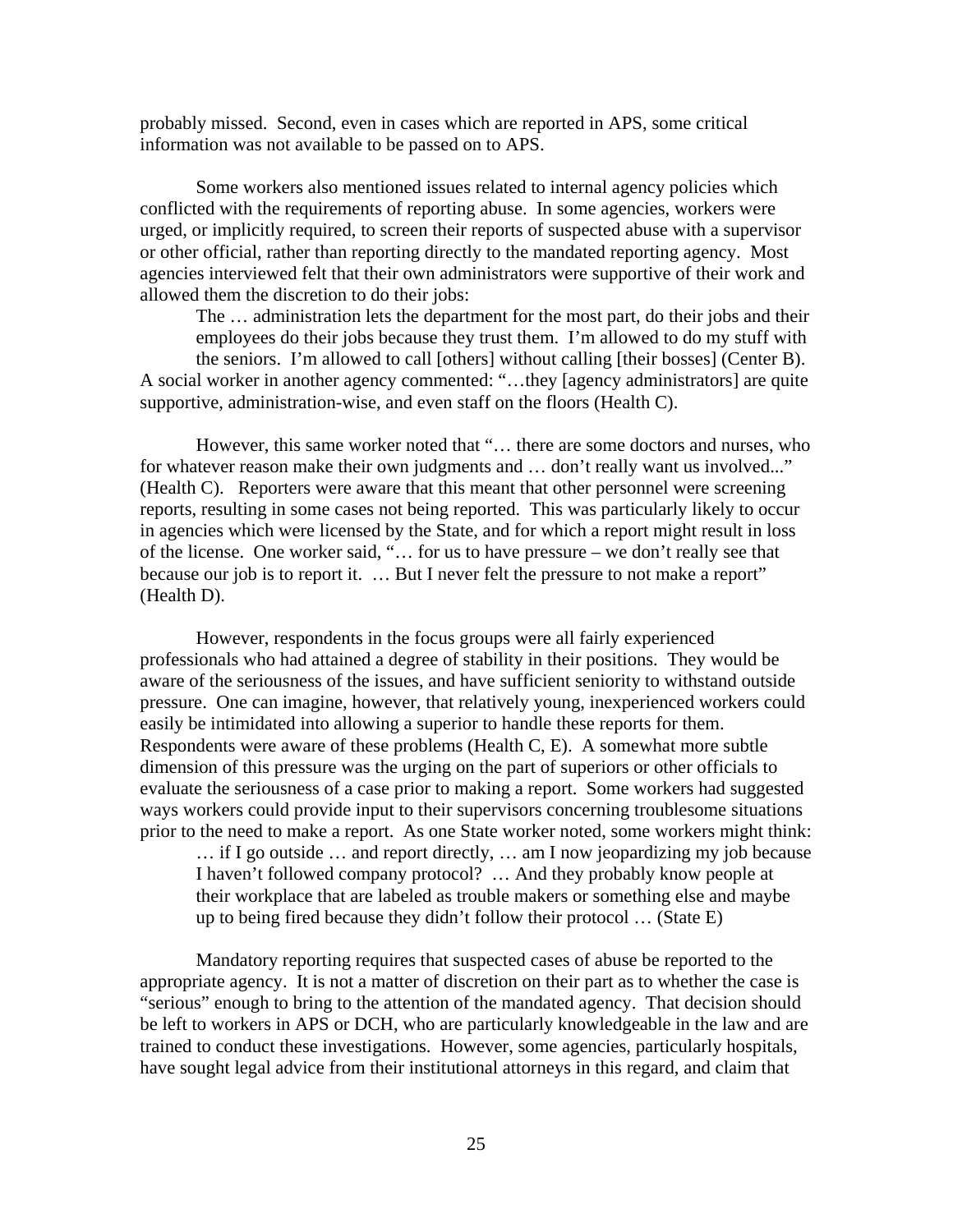probably missed. Second, even in cases which are reported in APS, some critical information was not available to be passed on to APS.

Some workers also mentioned issues related to internal agency policies which conflicted with the requirements of reporting abuse. In some agencies, workers were urged, or implicitly required, to screen their reports of suspected abuse with a supervisor or other official, rather than reporting directly to the mandated reporting agency. Most agencies interviewed felt that their own administrators were supportive of their work and allowed them the discretion to do their jobs:

> The … administration lets the department for the most part, do their jobs and their employees do their jobs because they trust them. I'm allowed to do my stuff with the seniors. I'm allowed to call [others] without calling [their bosses] (Center B).

A social worker in another agency commented: "…they [agency administrators] are quite supportive, administration-wise, and even staff on the floors (Health C).

However, this same worker noted that "… there are some doctors and nurses, who for whatever reason make their own judgments and … don't really want us involved..." (Health C). Reporters were aware that this meant that other personnel were screening reports, resulting in some cases not being reported. This was particularly likely to occur in agencies which were licensed by the State, and for which a report might result in loss of the license. One worker said, "… for us to have pressure – we don't really see that because our job is to report it. … But I never felt the pressure to not make a report" (Health D).

However, respondents in the focus groups were all fairly experienced professionals who had attained a degree of stability in their positions. They would be aware of the seriousness of the issues, and have sufficient seniority to withstand outside pressure. One can imagine, however, that relatively young, inexperienced workers could easily be intimidated into allowing a superior to handle these reports for them. Respondents were aware of these problems (Health C, E). A somewhat more subtle dimension of this pressure was the urging on the part of superiors or other officials to evaluate the seriousness of a case prior to making a report. Some workers had suggested ways workers could provide input to their supervisors concerning troublesome situations prior to the need to make a report. As one State worker noted, some workers might think:

> … if I go outside … and report directly, … am I now jeopardizing my job because I haven't followed company protocol? … And they probably know people at their workplace that are labeled as trouble makers or something else and maybe up to being fired because they didn't follow their protocol … (State E)

Mandatory reporting requires that suspected cases of abuse be reported to the appropriate agency. It is not a matter of discretion on their part as to whether the case is "serious" enough to bring to the attention of the mandated agency. That decision should be left to workers in APS or DCH, who are particularly knowledgeable in the law and are trained to conduct these investigations. However, some agencies, particularly hospitals, have sought legal advice from their institutional attorneys in this regard, and claim that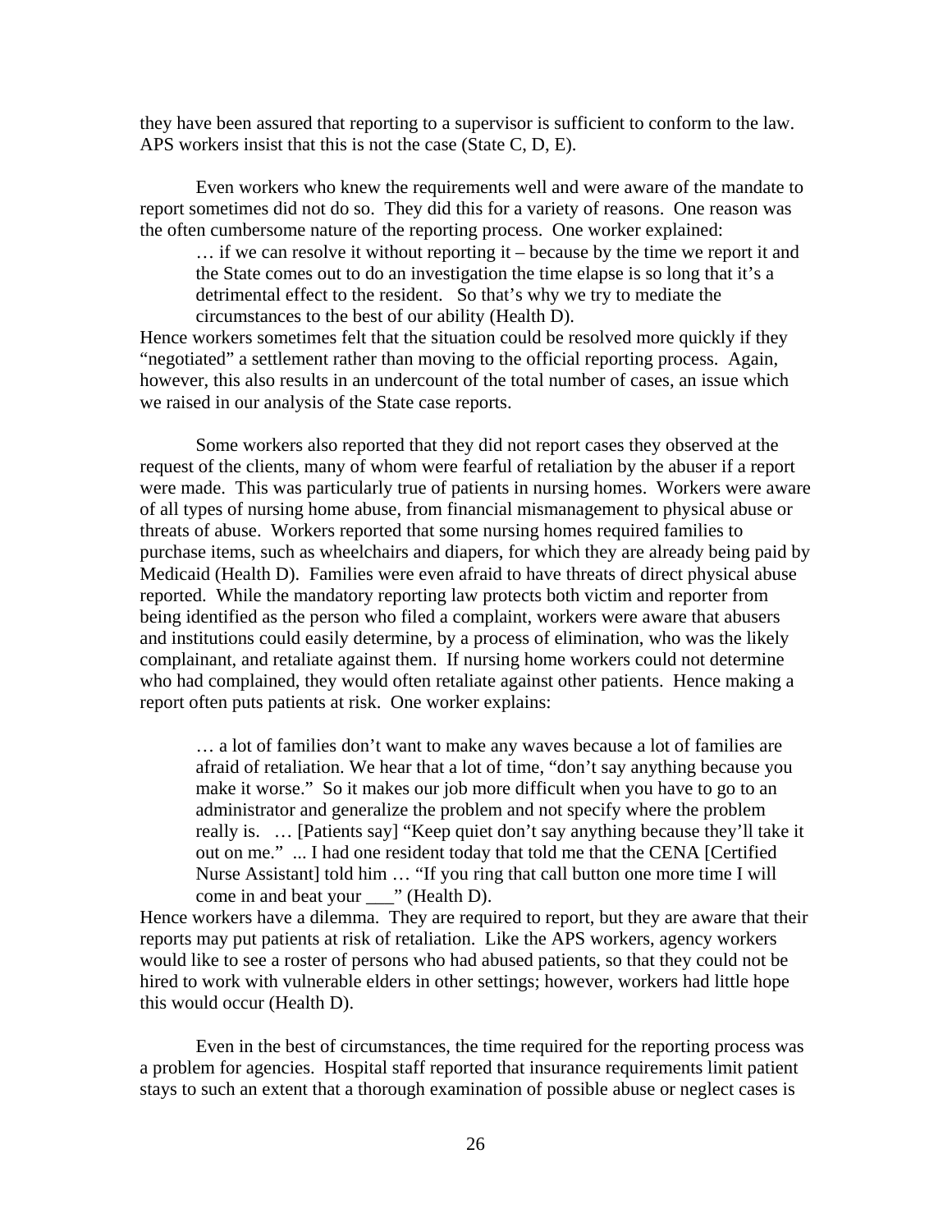they have been assured that reporting to a supervisor is sufficient to conform to the law. APS workers insist that this is not the case (State C, D, E).

Even workers who knew the requirements well and were aware of the mandate to report sometimes did not do so. They did this for a variety of reasons. One reason was the often cumbersome nature of the reporting process. One worker explained:

> … if we can resolve it without reporting it – because by the time we report it and the State comes out to do an investigation the time elapse is so long that it's a detrimental effect to the resident. So that's why we try to mediate the circumstances to the best of our ability (Health D).

Hence workers sometimes felt that the situation could be resolved more quickly if they "negotiated" a settlement rather than moving to the official reporting process. Again, however, this also results in an undercount of the total number of cases, an issue which we raised in our analysis of the State case reports.

Some workers also reported that they did not report cases they observed at the request of the clients, many of whom were fearful of retaliation by the abuser if a report were made. This was particularly true of patients in nursing homes. Workers were aware of all types of nursing home abuse, from financial mismanagement to physical abuse or threats of abuse. Workers reported that some nursing homes required families to purchase items, such as wheelchairs and diapers, for which they are already being paid by Medicaid (Health D). Families were even afraid to have threats of direct physical abuse reported. While the mandatory reporting law protects both victim and reporter from being identified as the person who filed a complaint, workers were aware that abusers and institutions could easily determine, by a process of elimination, who was the likely complainant, and retaliate against them. If nursing home workers could not determine who had complained, they would often retaliate against other patients. Hence making a report often puts patients at risk. One worker explains:

> … a lot of families don't want to make any waves because a lot of families are afraid of retaliation. We hear that a lot of time, "don't say anything because you make it worse." So it makes our job more difficult when you have to go to an administrator and generalize the problem and not specify where the problem really is. … [Patients say] "Keep quiet don't say anything because they'll take it out on me." ... I had one resident today that told me that the CENA [Certified Nurse Assistant] told him … "If you ring that call button one more time I will come in and beat your ___" (Health D).

Hence workers have a dilemma. They are required to report, but they are aware that their reports may put patients at risk of retaliation. Like the APS workers, agency workers would like to see a roster of persons who had abused patients, so that they could not be hired to work with vulnerable elders in other settings; however, workers had little hope this would occur (Health D).

Even in the best of circumstances, the time required for the reporting process was a problem for agencies. Hospital staff reported that insurance requirements limit patient stays to such an extent that a thorough examination of possible abuse or neglect cases is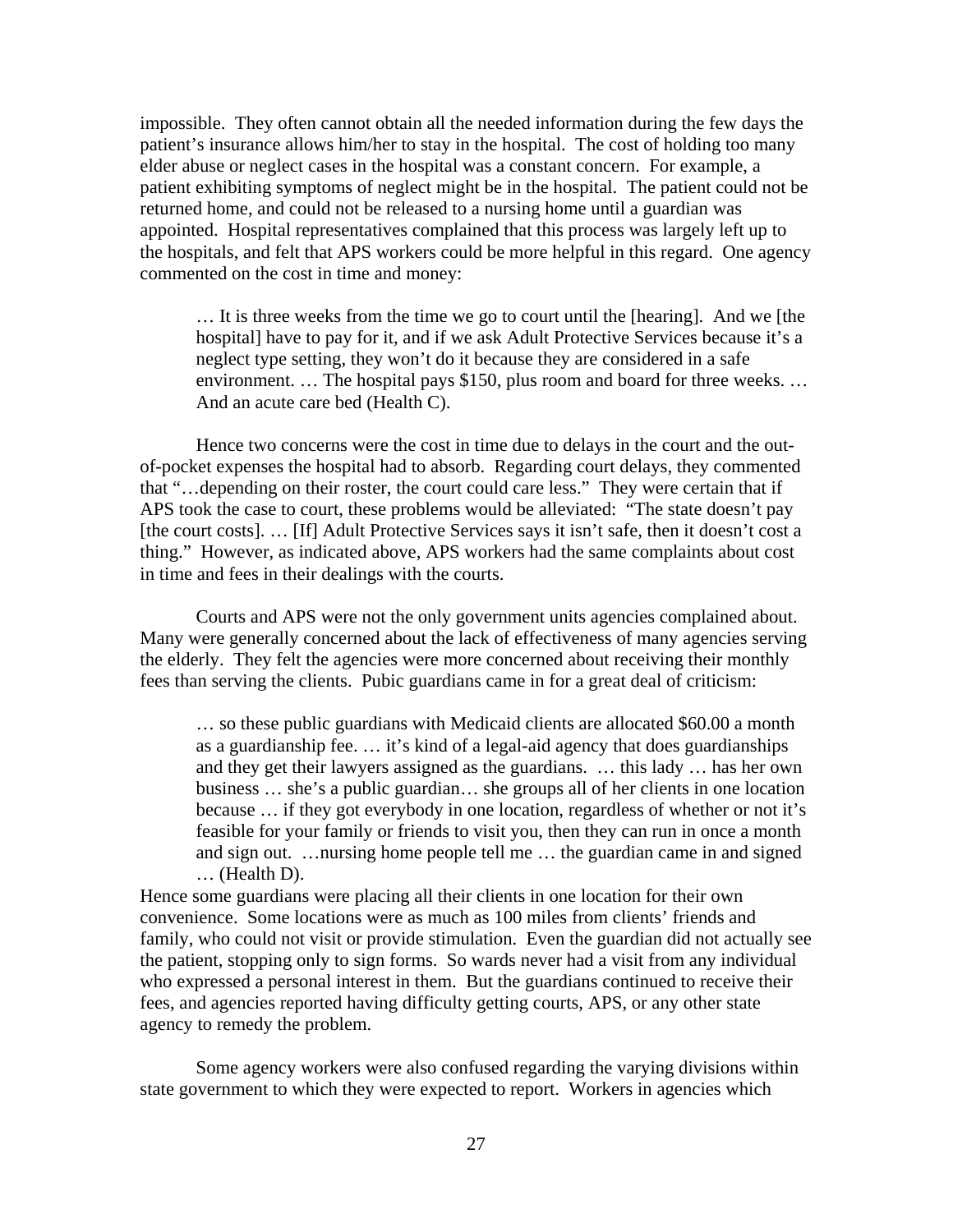impossible. They often cannot obtain all the needed information during the few days the patient's insurance allows him/her to stay in the hospital. The cost of holding too many elder abuse or neglect cases in the hospital was a constant concern. For example, a patient exhibiting symptoms of neglect might be in the hospital. The patient could not be returned home, and could not be released to a nursing home until a guardian was appointed. Hospital representatives complained that this process was largely left up to the hospitals, and felt that APS workers could be more helpful in this regard. One agency commented on the cost in time and money:

> … It is three weeks from the time we go to court until the [hearing]. And we [the hospital] have to pay for it, and if we ask Adult Protective Services because it's a neglect type setting, they won't do it because they are considered in a safe environment. … The hospital pays $150, plus room and board for three weeks. … And an acute care bed (Health C).

Hence two concerns were the cost in time due to delays in the court and the out-of-pocket expenses the hospital had to absorb. Regarding court delays, they commented that "…depending on their roster, the court could care less." They were certain that if APS took the case to court, these problems would be alleviated: "The state doesn't pay [the court costs]. … [If] Adult Protective Services says it isn't safe, then it doesn't cost a thing." However, as indicated above, APS workers had the same complaints about cost in time and fees in their dealings with the courts.

Courts and APS were not the only government units agencies complained about. Many were generally concerned about the lack of effectiveness of many agencies serving the elderly. They felt the agencies were more concerned about receiving their monthly fees than serving the clients. Pubic guardians came in for a great deal of criticism:

> … so these public guardians with Medicaid clients are allocated $60.00 a month as a guardianship fee. … it's kind of a legal-aid agency that does guardianships and they get their lawyers assigned as the guardians. … this lady … has her own business … she's a public guardian… she groups all of her clients in one location because … if they got everybody in one location, regardless of whether or not it's feasible for your family or friends to visit you, then they can run in once a month and sign out. …nursing home people tell me … the guardian came in and signed … (Health D).

Hence some guardians were placing all their clients in one location for their own convenience. Some locations were as much as 100 miles from clients' friends and family, who could not visit or provide stimulation. Even the guardian did not actually see the patient, stopping only to sign forms. So wards never had a visit from any individual who expressed a personal interest in them. But the guardians continued to receive their fees, and agencies reported having difficulty getting courts, APS, or any other state agency to remedy the problem.

Some agency workers were also confused regarding the varying divisions within state government to which they were expected to report. Workers in agencies which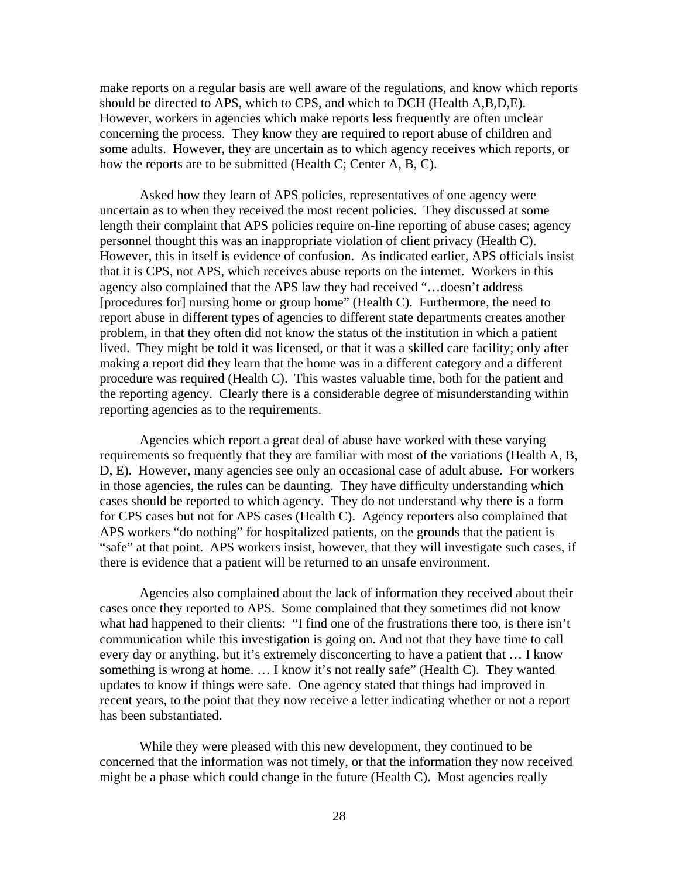make reports on a regular basis are well aware of the regulations, and know which reports should be directed to APS, which to CPS, and which to DCH (Health A,B,D,E). However, workers in agencies which make reports less frequently are often unclear concerning the process. They know they are required to report abuse of children and some adults. However, they are uncertain as to which agency receives which reports, or how the reports are to be submitted (Health C; Center A, B, C).

Asked how they learn of APS policies, representatives of one agency were uncertain as to when they received the most recent policies. They discussed at some length their complaint that APS policies require on-line reporting of abuse cases; agency personnel thought this was an inappropriate violation of client privacy (Health C). However, this in itself is evidence of confusion. As indicated earlier, APS officials insist that it is CPS, not APS, which receives abuse reports on the internet. Workers in this agency also complained that the APS law they had received "…doesn't address [procedures for] nursing home or group home" (Health C). Furthermore, the need to report abuse in different types of agencies to different state departments creates another problem, in that they often did not know the status of the institution in which a patient lived. They might be told it was licensed, or that it was a skilled care facility; only after making a report did they learn that the home was in a different category and a different procedure was required (Health C). This wastes valuable time, both for the patient and the reporting agency. Clearly there is a considerable degree of misunderstanding within reporting agencies as to the requirements.

Agencies which report a great deal of abuse have worked with these varying requirements so frequently that they are familiar with most of the variations (Health A, B, D, E). However, many agencies see only an occasional case of adult abuse. For workers in those agencies, the rules can be daunting. They have difficulty understanding which cases should be reported to which agency. They do not understand why there is a form for CPS cases but not for APS cases (Health C). Agency reporters also complained that APS workers "do nothing" for hospitalized patients, on the grounds that the patient is "safe" at that point. APS workers insist, however, that they will investigate such cases, if there is evidence that a patient will be returned to an unsafe environment.

Agencies also complained about the lack of information they received about their cases once they reported to APS. Some complained that they sometimes did not know what had happened to their clients: "I find one of the frustrations there too, is there isn't communication while this investigation is going on. And not that they have time to call every day or anything, but it's extremely disconcerting to have a patient that … I know something is wrong at home. … I know it's not really safe" (Health C). They wanted updates to know if things were safe. One agency stated that things had improved in recent years, to the point that they now receive a letter indicating whether or not a report has been substantiated.

While they were pleased with this new development, they continued to be concerned that the information was not timely, or that the information they now received might be a phase which could change in the future (Health C). Most agencies really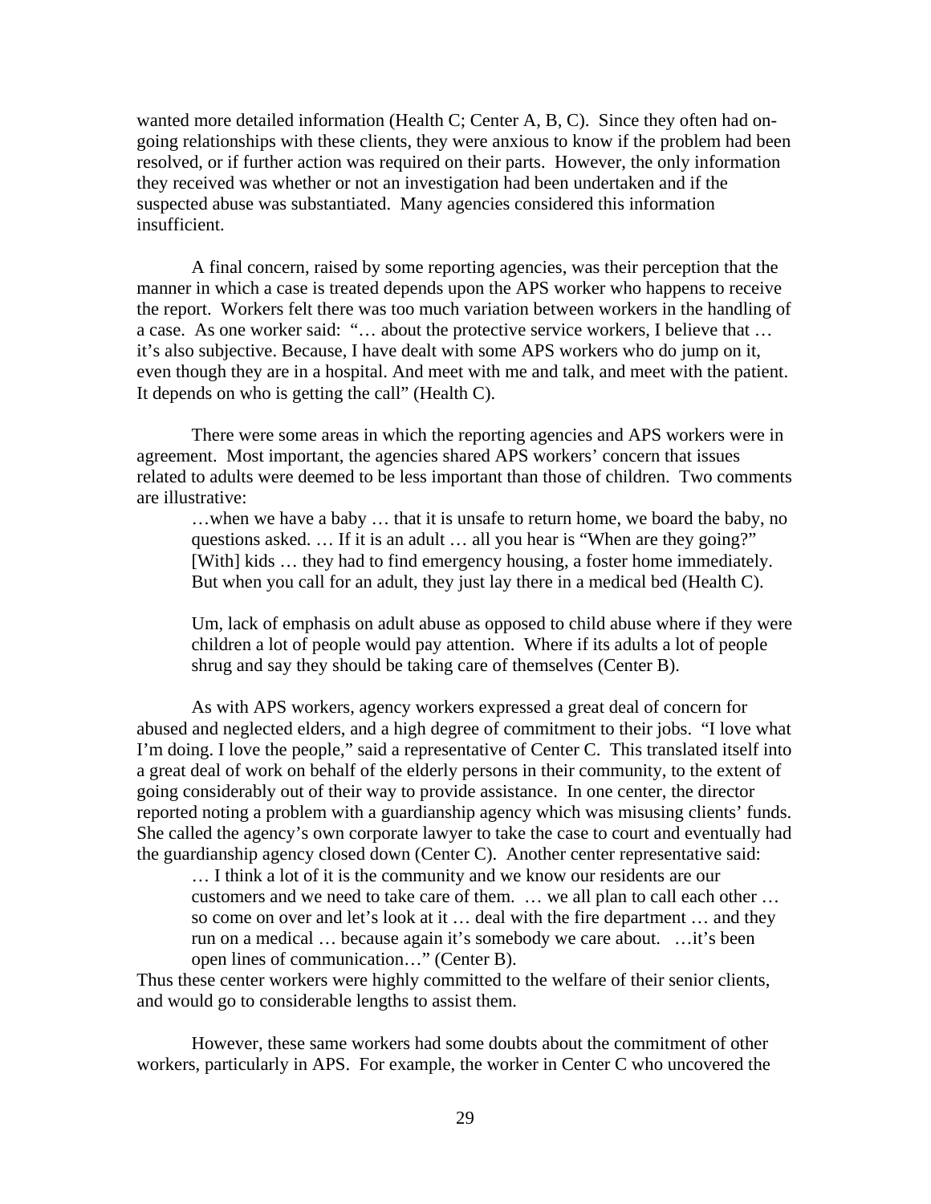wanted more detailed information (Health C; Center A, B, C). Since they often had on-going relationships with these clients, they were anxious to know if the problem had been resolved, or if further action was required on their parts. However, the only information they received was whether or not an investigation had been undertaken and if the suspected abuse was substantiated. Many agencies considered this information insufficient.

A final concern, raised by some reporting agencies, was their perception that the manner in which a case is treated depends upon the APS worker who happens to receive the report. Workers felt there was too much variation between workers in the handling of a case. As one worker said: "… about the protective service workers, I believe that … it's also subjective. Because, I have dealt with some APS workers who do jump on it, even though they are in a hospital. And meet with me and talk, and meet with the patient. It depends on who is getting the call" (Health C).

There were some areas in which the reporting agencies and APS workers were in agreement. Most important, the agencies shared APS workers' concern that issues related to adults were deemed to be less important than those of children. Two comments are illustrative:

> …when we have a baby … that it is unsafe to return home, we board the baby, no questions asked. … If it is an adult … all you hear is "When are they going?" [With] kids … they had to find emergency housing, a foster home immediately. But when you call for an adult, they just lay there in a medical bed (Health C).
>
> Um, lack of emphasis on adult abuse as opposed to child abuse where if they were children a lot of people would pay attention. Where if its adults a lot of people shrug and say they should be taking care of themselves (Center B).

As with APS workers, agency workers expressed a great deal of concern for abused and neglected elders, and a high degree of commitment to their jobs. "I love what I'm doing. I love the people," said a representative of Center C. This translated itself into a great deal of work on behalf of the elderly persons in their community, to the extent of going considerably out of their way to provide assistance. In one center, the director reported noting a problem with a guardianship agency which was misusing clients' funds. She called the agency's own corporate lawyer to take the case to court and eventually had the guardianship agency closed down (Center C). Another center representative said:

> … I think a lot of it is the community and we know our residents are our customers and we need to take care of them. … we all plan to call each other … so come on over and let's look at it … deal with the fire department … and they run on a medical … because again it's somebody we care about. …it's been open lines of communication…" (Center B).

Thus these center workers were highly committed to the welfare of their senior clients, and would go to considerable lengths to assist them.

However, these same workers had some doubts about the commitment of other workers, particularly in APS. For example, the worker in Center C who uncovered the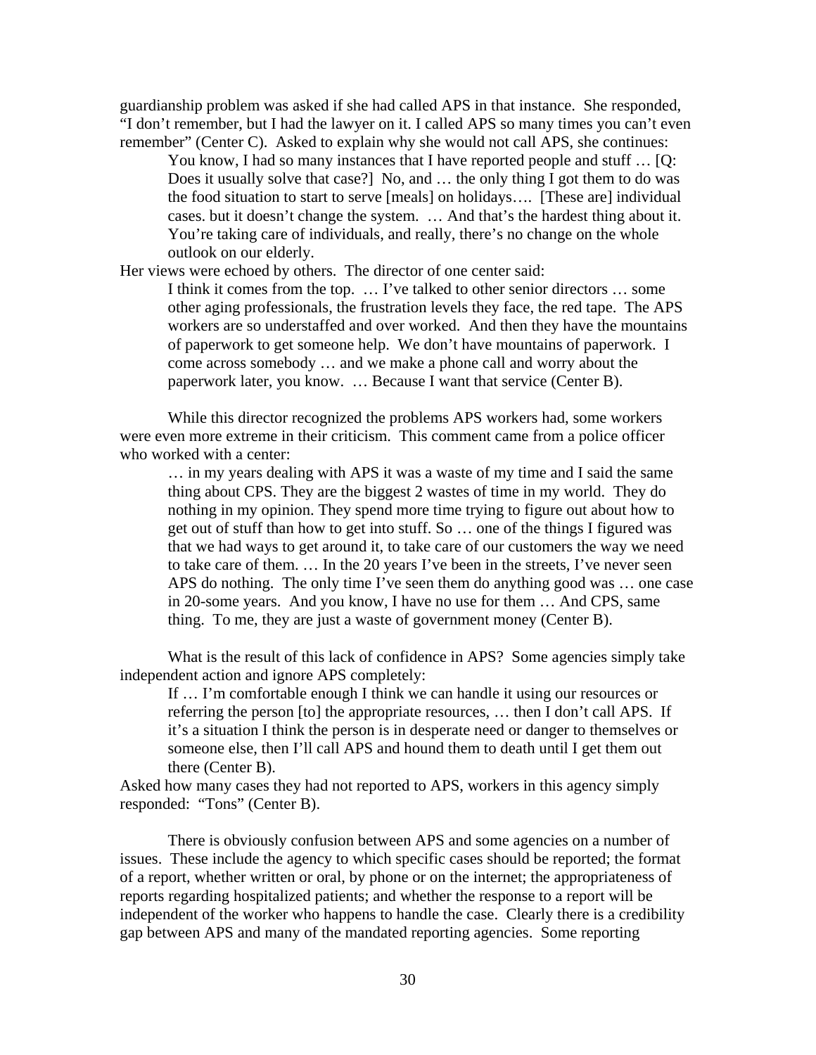guardianship problem was asked if she had called APS in that instance. She responded, "I don't remember, but I had the lawyer on it. I called APS so many times you can't even remember" (Center C). Asked to explain why she would not call APS, she continues:

> You know, I had so many instances that I have reported people and stuff … [Q: Does it usually solve that case?] No, and … the only thing I got them to do was the food situation to start to serve [meals] on holidays…. [These are] individual cases. but it doesn't change the system. … And that's the hardest thing about it. You're taking care of individuals, and really, there's no change on the whole outlook on our elderly.

Her views were echoed by others. The director of one center said:

> I think it comes from the top. … I've talked to other senior directors … some other aging professionals, the frustration levels they face, the red tape. The APS workers are so understaffed and over worked. And then they have the mountains of paperwork to get someone help. We don't have mountains of paperwork. I come across somebody … and we make a phone call and worry about the paperwork later, you know. … Because I want that service (Center B).

While this director recognized the problems APS workers had, some workers were even more extreme in their criticism. This comment came from a police officer who worked with a center:

> … in my years dealing with APS it was a waste of my time and I said the same thing about CPS. They are the biggest 2 wastes of time in my world. They do nothing in my opinion. They spend more time trying to figure out about how to get out of stuff than how to get into stuff. So … one of the things I figured was that we had ways to get around it, to take care of our customers the way we need to take care of them. … In the 20 years I've been in the streets, I've never seen APS do nothing. The only time I've seen them do anything good was … one case in 20-some years. And you know, I have no use for them … And CPS, same thing. To me, they are just a waste of government money (Center B).

What is the result of this lack of confidence in APS? Some agencies simply take independent action and ignore APS completely:

> If … I'm comfortable enough I think we can handle it using our resources or referring the person [to] the appropriate resources, … then I don't call APS. If it's a situation I think the person is in desperate need or danger to themselves or someone else, then I'll call APS and hound them to death until I get them out there (Center B).

Asked how many cases they had not reported to APS, workers in this agency simply responded: "Tons" (Center B).

There is obviously confusion between APS and some agencies on a number of issues. These include the agency to which specific cases should be reported; the format of a report, whether written or oral, by phone or on the internet; the appropriateness of reports regarding hospitalized patients; and whether the response to a report will be independent of the worker who happens to handle the case. Clearly there is a credibility gap between APS and many of the mandated reporting agencies. Some reporting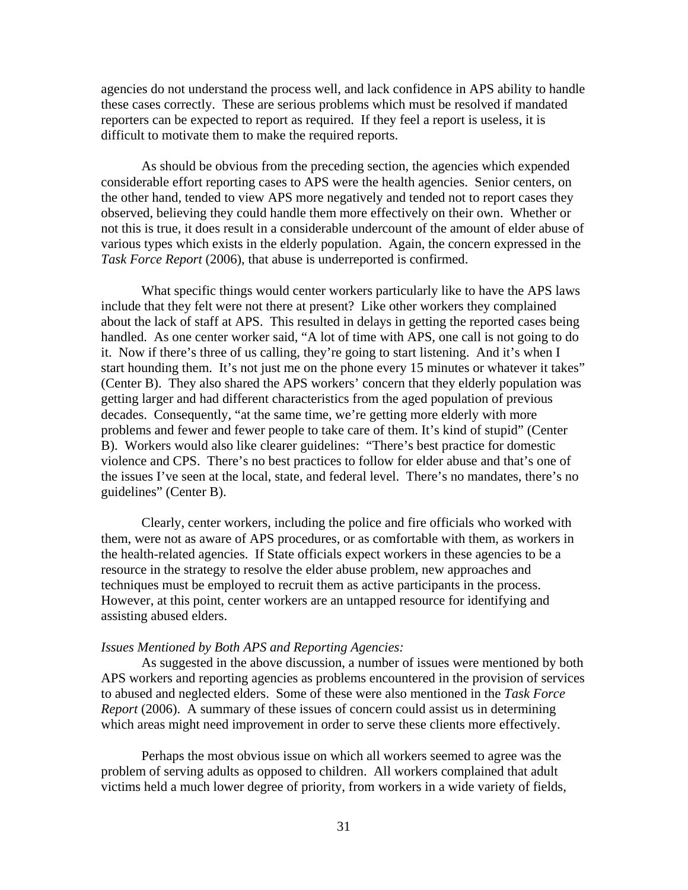agencies do not understand the process well, and lack confidence in APS ability to handle these cases correctly. These are serious problems which must be resolved if mandated reporters can be expected to report as required. If they feel a report is useless, it is difficult to motivate them to make the required reports.

As should be obvious from the preceding section, the agencies which expended considerable effort reporting cases to APS were the health agencies. Senior centers, on the other hand, tended to view APS more negatively and tended not to report cases they observed, believing they could handle them more effectively on their own. Whether or not this is true, it does result in a considerable undercount of the amount of elder abuse of various types which exists in the elderly population. Again, the concern expressed in the *Task Force Report* (2006), that abuse is underreported is confirmed.

What specific things would center workers particularly like to have the APS laws include that they felt were not there at present? Like other workers they complained about the lack of staff at APS. This resulted in delays in getting the reported cases being handled. As one center worker said, "A lot of time with APS, one call is not going to do it. Now if there's three of us calling, they're going to start listening. And it's when I start hounding them. It's not just me on the phone every 15 minutes or whatever it takes" (Center B). They also shared the APS workers' concern that they elderly population was getting larger and had different characteristics from the aged population of previous decades. Consequently, "at the same time, we're getting more elderly with more problems and fewer and fewer people to take care of them. It's kind of stupid" (Center B). Workers would also like clearer guidelines: "There's best practice for domestic violence and CPS. There's no best practices to follow for elder abuse and that's one of the issues I've seen at the local, state, and federal level. There's no mandates, there's no guidelines" (Center B).

Clearly, center workers, including the police and fire officials who worked with them, were not as aware of APS procedures, or as comfortable with them, as workers in the health-related agencies. If State officials expect workers in these agencies to be a resource in the strategy to resolve the elder abuse problem, new approaches and techniques must be employed to recruit them as active participants in the process. However, at this point, center workers are an untapped resource for identifying and assisting abused elders.

*Issues Mentioned by Both APS and Reporting Agencies:*

As suggested in the above discussion, a number of issues were mentioned by both APS workers and reporting agencies as problems encountered in the provision of services to abused and neglected elders. Some of these were also mentioned in the *Task Force Report* (2006). A summary of these issues of concern could assist us in determining which areas might need improvement in order to serve these clients more effectively.

Perhaps the most obvious issue on which all workers seemed to agree was the problem of serving adults as opposed to children. All workers complained that adult victims held a much lower degree of priority, from workers in a wide variety of fields,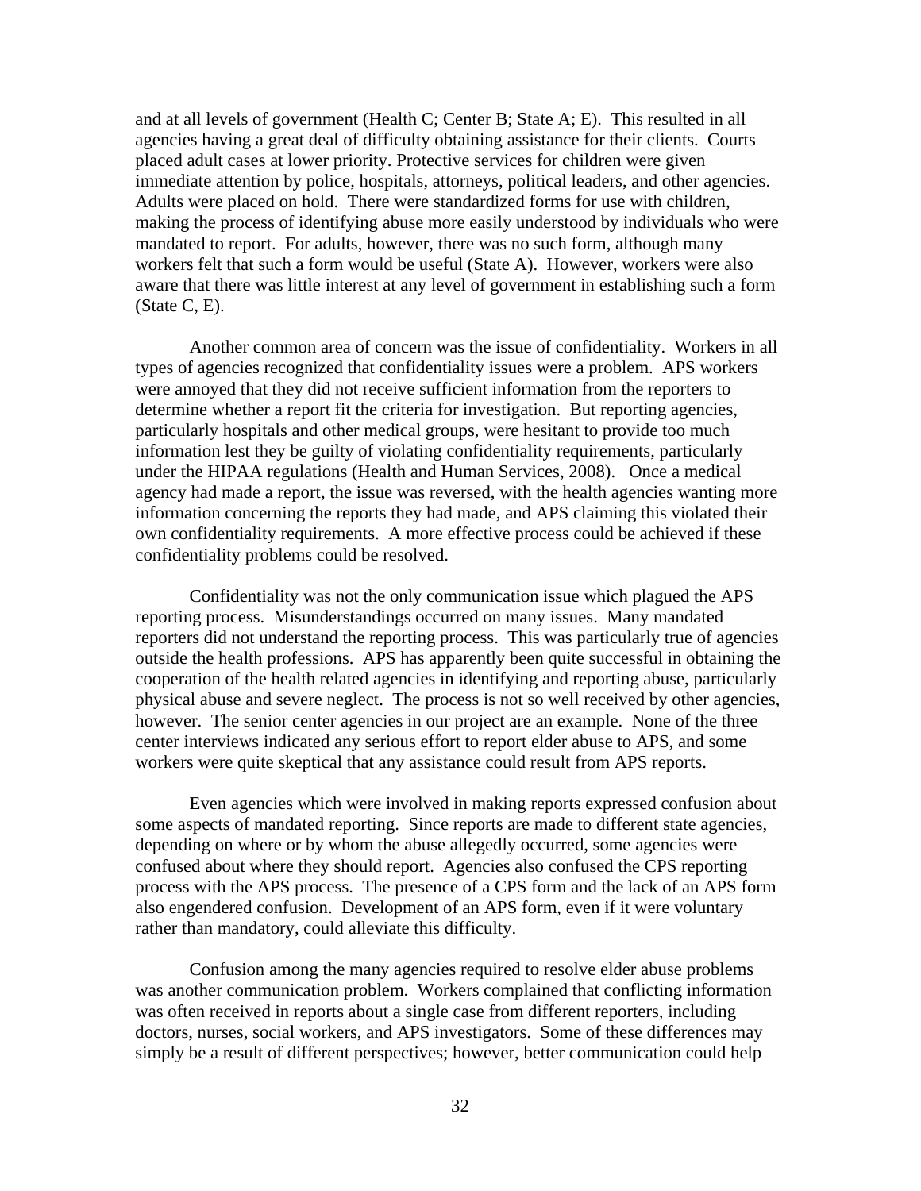and at all levels of government (Health C; Center B; State A; E). This resulted in all agencies having a great deal of difficulty obtaining assistance for their clients. Courts placed adult cases at lower priority. Protective services for children were given immediate attention by police, hospitals, attorneys, political leaders, and other agencies. Adults were placed on hold. There were standardized forms for use with children, making the process of identifying abuse more easily understood by individuals who were mandated to report. For adults, however, there was no such form, although many workers felt that such a form would be useful (State A). However, workers were also aware that there was little interest at any level of government in establishing such a form (State C, E).

Another common area of concern was the issue of confidentiality. Workers in all types of agencies recognized that confidentiality issues were a problem. APS workers were annoyed that they did not receive sufficient information from the reporters to determine whether a report fit the criteria for investigation. But reporting agencies, particularly hospitals and other medical groups, were hesitant to provide too much information lest they be guilty of violating confidentiality requirements, particularly under the HIPAA regulations (Health and Human Services, 2008). Once a medical agency had made a report, the issue was reversed, with the health agencies wanting more information concerning the reports they had made, and APS claiming this violated their own confidentiality requirements. A more effective process could be achieved if these confidentiality problems could be resolved.

Confidentiality was not the only communication issue which plagued the APS reporting process. Misunderstandings occurred on many issues. Many mandated reporters did not understand the reporting process. This was particularly true of agencies outside the health professions. APS has apparently been quite successful in obtaining the cooperation of the health related agencies in identifying and reporting abuse, particularly physical abuse and severe neglect. The process is not so well received by other agencies, however. The senior center agencies in our project are an example. None of the three center interviews indicated any serious effort to report elder abuse to APS, and some workers were quite skeptical that any assistance could result from APS reports.

Even agencies which were involved in making reports expressed confusion about some aspects of mandated reporting. Since reports are made to different state agencies, depending on where or by whom the abuse allegedly occurred, some agencies were confused about where they should report. Agencies also confused the CPS reporting process with the APS process. The presence of a CPS form and the lack of an APS form also engendered confusion. Development of an APS form, even if it were voluntary rather than mandatory, could alleviate this difficulty.

Confusion among the many agencies required to resolve elder abuse problems was another communication problem. Workers complained that conflicting information was often received in reports about a single case from different reporters, including doctors, nurses, social workers, and APS investigators. Some of these differences may simply be a result of different perspectives; however, better communication could help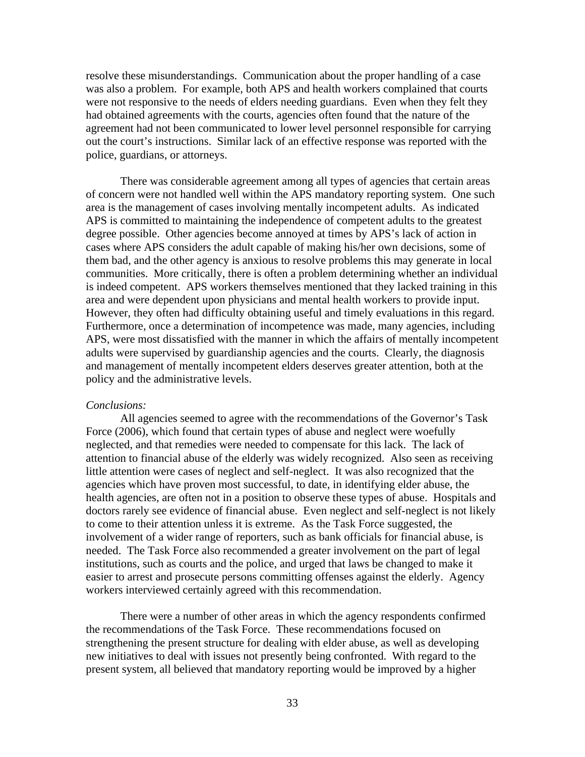resolve these misunderstandings. Communication about the proper handling of a case was also a problem. For example, both APS and health workers complained that courts were not responsive to the needs of elders needing guardians. Even when they felt they had obtained agreements with the courts, agencies often found that the nature of the agreement had not been communicated to lower level personnel responsible for carrying out the court's instructions. Similar lack of an effective response was reported with the police, guardians, or attorneys.

There was considerable agreement among all types of agencies that certain areas of concern were not handled well within the APS mandatory reporting system. One such area is the management of cases involving mentally incompetent adults. As indicated APS is committed to maintaining the independence of competent adults to the greatest degree possible. Other agencies become annoyed at times by APS's lack of action in cases where APS considers the adult capable of making his/her own decisions, some of them bad, and the other agency is anxious to resolve problems this may generate in local communities. More critically, there is often a problem determining whether an individual is indeed competent. APS workers themselves mentioned that they lacked training in this area and were dependent upon physicians and mental health workers to provide input. However, they often had difficulty obtaining useful and timely evaluations in this regard. Furthermore, once a determination of incompetence was made, many agencies, including APS, were most dissatisfied with the manner in which the affairs of mentally incompetent adults were supervised by guardianship agencies and the courts. Clearly, the diagnosis and management of mentally incompetent elders deserves greater attention, both at the policy and the administrative levels.

*Conclusions:*

All agencies seemed to agree with the recommendations of the Governor's Task Force (2006), which found that certain types of abuse and neglect were woefully neglected, and that remedies were needed to compensate for this lack. The lack of attention to financial abuse of the elderly was widely recognized. Also seen as receiving little attention were cases of neglect and self-neglect. It was also recognized that the agencies which have proven most successful, to date, in identifying elder abuse, the health agencies, are often not in a position to observe these types of abuse. Hospitals and doctors rarely see evidence of financial abuse. Even neglect and self-neglect is not likely to come to their attention unless it is extreme. As the Task Force suggested, the involvement of a wider range of reporters, such as bank officials for financial abuse, is needed. The Task Force also recommended a greater involvement on the part of legal institutions, such as courts and the police, and urged that laws be changed to make it easier to arrest and prosecute persons committing offenses against the elderly. Agency workers interviewed certainly agreed with this recommendation.

There were a number of other areas in which the agency respondents confirmed the recommendations of the Task Force. These recommendations focused on strengthening the present structure for dealing with elder abuse, as well as developing new initiatives to deal with issues not presently being confronted. With regard to the present system, all believed that mandatory reporting would be improved by a higher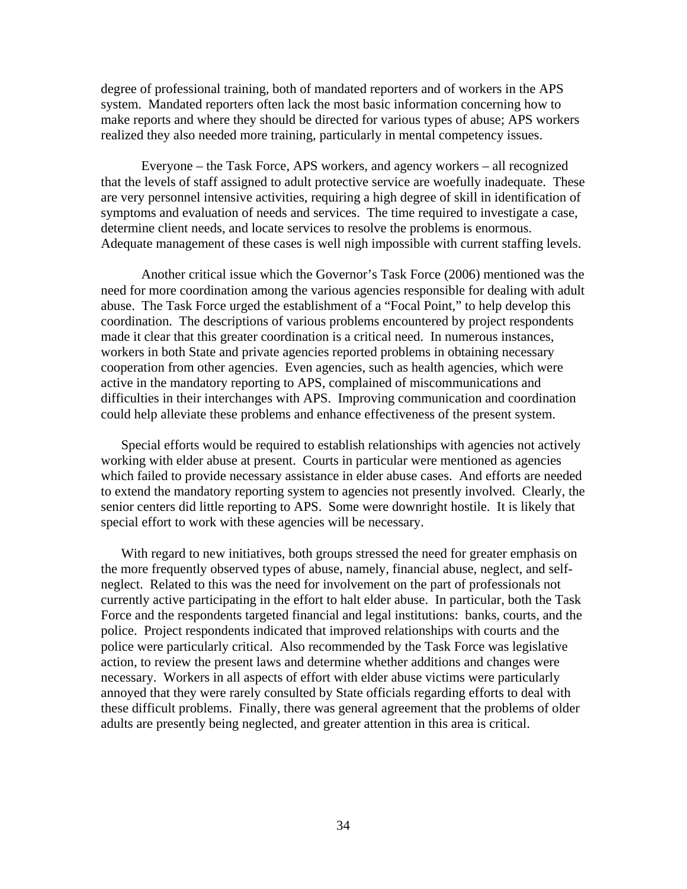degree of professional training, both of mandated reporters and of workers in the APS system. Mandated reporters often lack the most basic information concerning how to make reports and where they should be directed for various types of abuse; APS workers realized they also needed more training, particularly in mental competency issues.

Everyone – the Task Force, APS workers, and agency workers – all recognized that the levels of staff assigned to adult protective service are woefully inadequate. These are very personnel intensive activities, requiring a high degree of skill in identification of symptoms and evaluation of needs and services. The time required to investigate a case, determine client needs, and locate services to resolve the problems is enormous. Adequate management of these cases is well nigh impossible with current staffing levels.

Another critical issue which the Governor's Task Force (2006) mentioned was the need for more coordination among the various agencies responsible for dealing with adult abuse. The Task Force urged the establishment of a "Focal Point," to help develop this coordination. The descriptions of various problems encountered by project respondents made it clear that this greater coordination is a critical need. In numerous instances, workers in both State and private agencies reported problems in obtaining necessary cooperation from other agencies. Even agencies, such as health agencies, which were active in the mandatory reporting to APS, complained of miscommunications and difficulties in their interchanges with APS. Improving communication and coordination could help alleviate these problems and enhance effectiveness of the present system.

Special efforts would be required to establish relationships with agencies not actively working with elder abuse at present. Courts in particular were mentioned as agencies which failed to provide necessary assistance in elder abuse cases. And efforts are needed to extend the mandatory reporting system to agencies not presently involved. Clearly, the senior centers did little reporting to APS. Some were downright hostile. It is likely that special effort to work with these agencies will be necessary.

With regard to new initiatives, both groups stressed the need for greater emphasis on the more frequently observed types of abuse, namely, financial abuse, neglect, and self-neglect. Related to this was the need for involvement on the part of professionals not currently active participating in the effort to halt elder abuse. In particular, both the Task Force and the respondents targeted financial and legal institutions: banks, courts, and the police. Project respondents indicated that improved relationships with courts and the police were particularly critical. Also recommended by the Task Force was legislative action, to review the present laws and determine whether additions and changes were necessary. Workers in all aspects of effort with elder abuse victims were particularly annoyed that they were rarely consulted by State officials regarding efforts to deal with these difficult problems. Finally, there was general agreement that the problems of older adults are presently being neglected, and greater attention in this area is critical.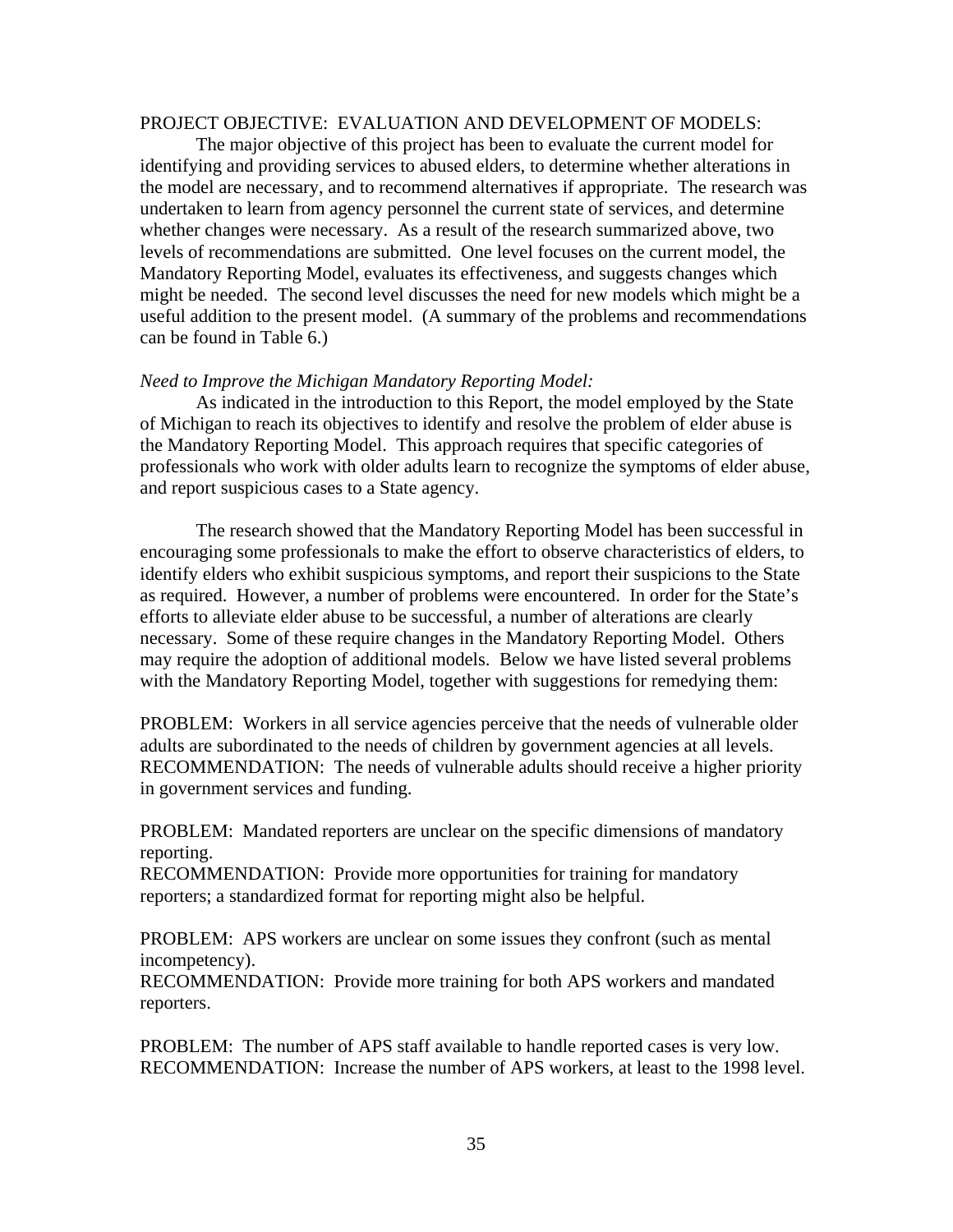PROJECT OBJECTIVE: EVALUATION AND DEVELOPMENT OF MODELS:

The major objective of this project has been to evaluate the current model for identifying and providing services to abused elders, to determine whether alterations in the model are necessary, and to recommend alternatives if appropriate. The research was undertaken to learn from agency personnel the current state of services, and determine whether changes were necessary. As a result of the research summarized above, two levels of recommendations are submitted. One level focuses on the current model, the Mandatory Reporting Model, evaluates its effectiveness, and suggests changes which might be needed. The second level discusses the need for new models which might be a useful addition to the present model. (A summary of the problems and recommendations can be found in Table 6.)

*Need to Improve the Michigan Mandatory Reporting Model:*

As indicated in the introduction to this Report, the model employed by the State of Michigan to reach its objectives to identify and resolve the problem of elder abuse is the Mandatory Reporting Model. This approach requires that specific categories of professionals who work with older adults learn to recognize the symptoms of elder abuse, and report suspicious cases to a State agency.

The research showed that the Mandatory Reporting Model has been successful in encouraging some professionals to make the effort to observe characteristics of elders, to identify elders who exhibit suspicious symptoms, and report their suspicions to the State as required. However, a number of problems were encountered. In order for the State's efforts to alleviate elder abuse to be successful, a number of alterations are clearly necessary. Some of these require changes in the Mandatory Reporting Model. Others may require the adoption of additional models. Below we have listed several problems with the Mandatory Reporting Model, together with suggestions for remedying them:

PROBLEM: Workers in all service agencies perceive that the needs of vulnerable older adults are subordinated to the needs of children by government agencies at all levels.
RECOMMENDATION: The needs of vulnerable adults should receive a higher priority in government services and funding.

PROBLEM: Mandated reporters are unclear on the specific dimensions of mandatory reporting.
RECOMMENDATION: Provide more opportunities for training for mandatory reporters; a standardized format for reporting might also be helpful.

PROBLEM: APS workers are unclear on some issues they confront (such as mental incompetency).
RECOMMENDATION: Provide more training for both APS workers and mandated reporters.

PROBLEM: The number of APS staff available to handle reported cases is very low.
RECOMMENDATION: Increase the number of APS workers, at least to the 1998 level.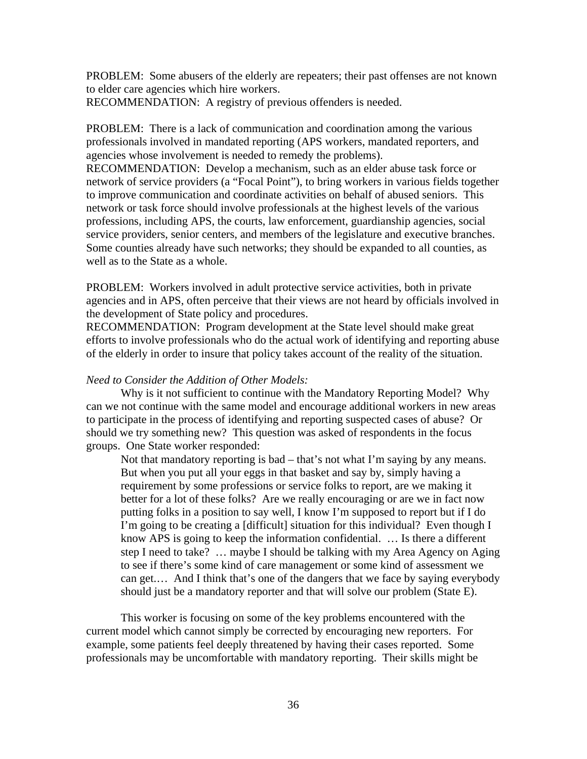PROBLEM: Some abusers of the elderly are repeaters; their past offenses are not known to elder care agencies which hire workers.
RECOMMENDATION: A registry of previous offenders is needed.

PROBLEM: There is a lack of communication and coordination among the various professionals involved in mandated reporting (APS workers, mandated reporters, and agencies whose involvement is needed to remedy the problems).
RECOMMENDATION: Develop a mechanism, such as an elder abuse task force or network of service providers (a "Focal Point"), to bring workers in various fields together to improve communication and coordinate activities on behalf of abused seniors. This network or task force should involve professionals at the highest levels of the various professions, including APS, the courts, law enforcement, guardianship agencies, social service providers, senior centers, and members of the legislature and executive branches. Some counties already have such networks; they should be expanded to all counties, as well as to the State as a whole.

PROBLEM: Workers involved in adult protective service activities, both in private agencies and in APS, often perceive that their views are not heard by officials involved in the development of State policy and procedures.
RECOMMENDATION: Program development at the State level should make great efforts to involve professionals who do the actual work of identifying and reporting abuse of the elderly in order to insure that policy takes account of the reality of the situation.

*Need to Consider the Addition of Other Models:*

Why is it not sufficient to continue with the Mandatory Reporting Model? Why can we not continue with the same model and encourage additional workers in new areas to participate in the process of identifying and reporting suspected cases of abuse? Or should we try something new? This question was asked of respondents in the focus groups. One State worker responded:

> Not that mandatory reporting is bad – that's not what I'm saying by any means. But when you put all your eggs in that basket and say by, simply having a requirement by some professions or service folks to report, are we making it better for a lot of these folks? Are we really encouraging or are we in fact now putting folks in a position to say well, I know I'm supposed to report but if I do I'm going to be creating a [difficult] situation for this individual? Even though I know APS is going to keep the information confidential. … Is there a different step I need to take? … maybe I should be talking with my Area Agency on Aging to see if there's some kind of care management or some kind of assessment we can get.… And I think that's one of the dangers that we face by saying everybody should just be a mandatory reporter and that will solve our problem (State E).

This worker is focusing on some of the key problems encountered with the current model which cannot simply be corrected by encouraging new reporters. For example, some patients feel deeply threatened by having their cases reported. Some professionals may be uncomfortable with mandatory reporting. Their skills might be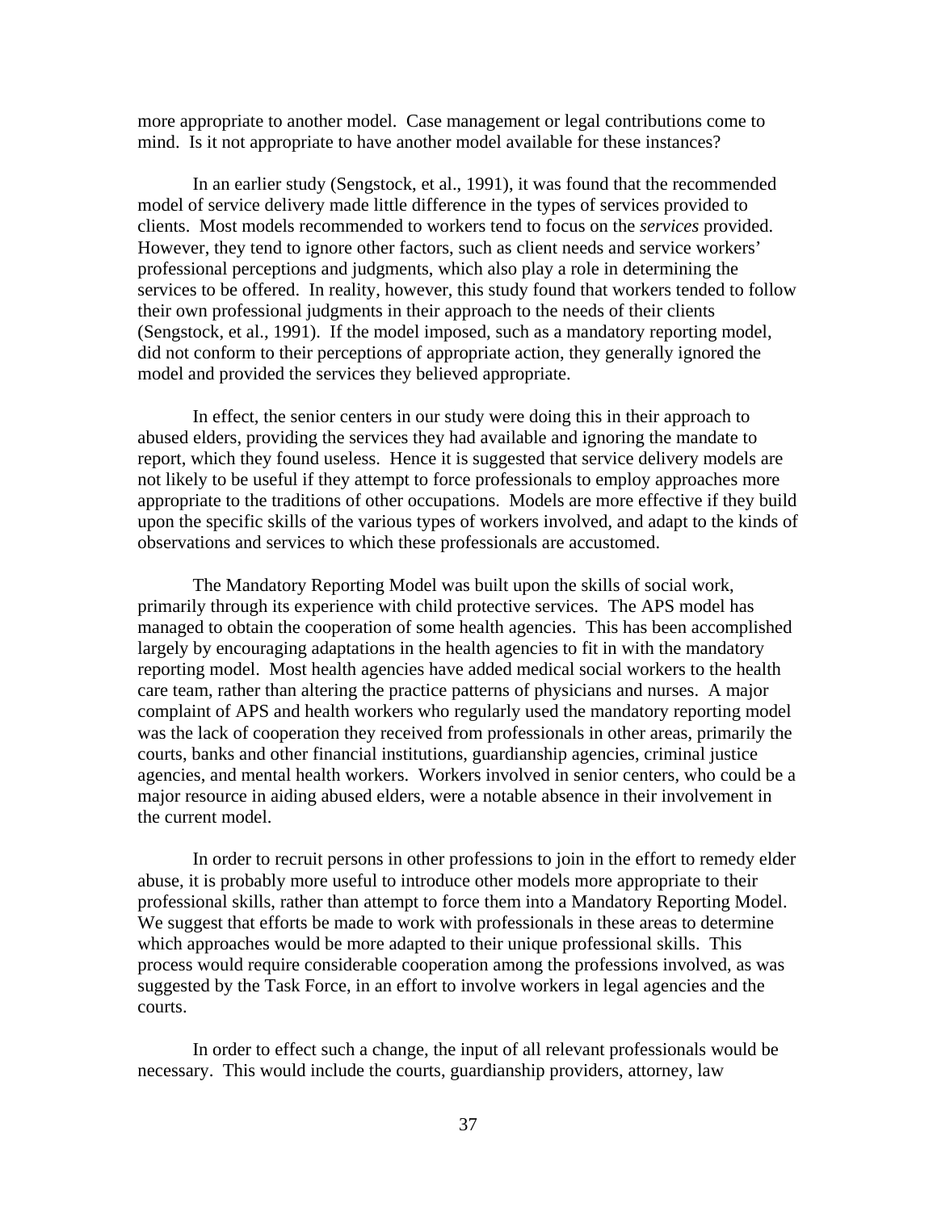more appropriate to another model. Case management or legal contributions come to mind. Is it not appropriate to have another model available for these instances?

In an earlier study (Sengstock, et al., 1991), it was found that the recommended model of service delivery made little difference in the types of services provided to clients. Most models recommended to workers tend to focus on the *services* provided. However, they tend to ignore other factors, such as client needs and service workers' professional perceptions and judgments, which also play a role in determining the services to be offered. In reality, however, this study found that workers tended to follow their own professional judgments in their approach to the needs of their clients (Sengstock, et al., 1991). If the model imposed, such as a mandatory reporting model, did not conform to their perceptions of appropriate action, they generally ignored the model and provided the services they believed appropriate.

In effect, the senior centers in our study were doing this in their approach to abused elders, providing the services they had available and ignoring the mandate to report, which they found useless. Hence it is suggested that service delivery models are not likely to be useful if they attempt to force professionals to employ approaches more appropriate to the traditions of other occupations. Models are more effective if they build upon the specific skills of the various types of workers involved, and adapt to the kinds of observations and services to which these professionals are accustomed.

The Mandatory Reporting Model was built upon the skills of social work, primarily through its experience with child protective services. The APS model has managed to obtain the cooperation of some health agencies. This has been accomplished largely by encouraging adaptations in the health agencies to fit in with the mandatory reporting model. Most health agencies have added medical social workers to the health care team, rather than altering the practice patterns of physicians and nurses. A major complaint of APS and health workers who regularly used the mandatory reporting model was the lack of cooperation they received from professionals in other areas, primarily the courts, banks and other financial institutions, guardianship agencies, criminal justice agencies, and mental health workers. Workers involved in senior centers, who could be a major resource in aiding abused elders, were a notable absence in their involvement in the current model.

In order to recruit persons in other professions to join in the effort to remedy elder abuse, it is probably more useful to introduce other models more appropriate to their professional skills, rather than attempt to force them into a Mandatory Reporting Model. We suggest that efforts be made to work with professionals in these areas to determine which approaches would be more adapted to their unique professional skills. This process would require considerable cooperation among the professions involved, as was suggested by the Task Force, in an effort to involve workers in legal agencies and the courts.

In order to effect such a change, the input of all relevant professionals would be necessary. This would include the courts, guardianship providers, attorney, law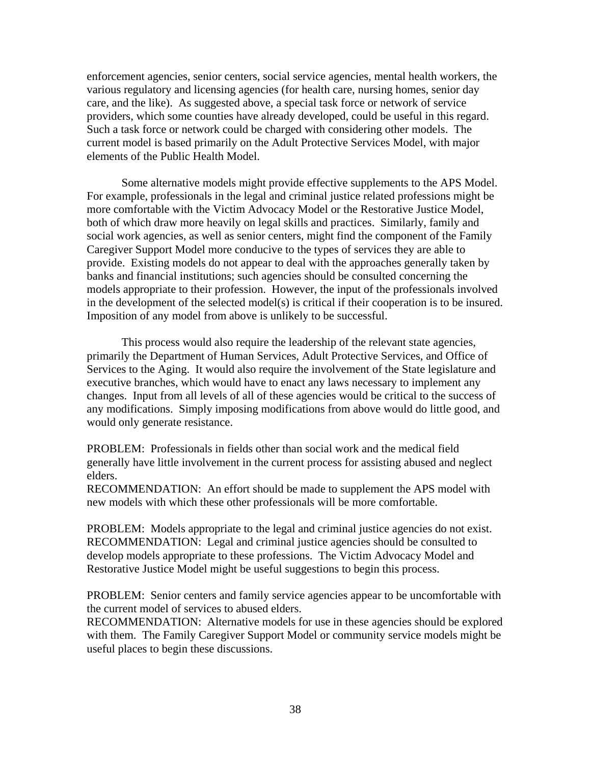enforcement agencies, senior centers, social service agencies, mental health workers, the various regulatory and licensing agencies (for health care, nursing homes, senior day care, and the like). As suggested above, a special task force or network of service providers, which some counties have already developed, could be useful in this regard. Such a task force or network could be charged with considering other models. The current model is based primarily on the Adult Protective Services Model, with major elements of the Public Health Model.

Some alternative models might provide effective supplements to the APS Model. For example, professionals in the legal and criminal justice related professions might be more comfortable with the Victim Advocacy Model or the Restorative Justice Model, both of which draw more heavily on legal skills and practices. Similarly, family and social work agencies, as well as senior centers, might find the component of the Family Caregiver Support Model more conducive to the types of services they are able to provide. Existing models do not appear to deal with the approaches generally taken by banks and financial institutions; such agencies should be consulted concerning the models appropriate to their profession. However, the input of the professionals involved in the development of the selected model(s) is critical if their cooperation is to be insured. Imposition of any model from above is unlikely to be successful.

This process would also require the leadership of the relevant state agencies, primarily the Department of Human Services, Adult Protective Services, and Office of Services to the Aging. It would also require the involvement of the State legislature and executive branches, which would have to enact any laws necessary to implement any changes. Input from all levels of all of these agencies would be critical to the success of any modifications. Simply imposing modifications from above would do little good, and would only generate resistance.

PROBLEM: Professionals in fields other than social work and the medical field generally have little involvement in the current process for assisting abused and neglect elders.
RECOMMENDATION: An effort should be made to supplement the APS model with new models with which these other professionals will be more comfortable.

PROBLEM: Models appropriate to the legal and criminal justice agencies do not exist.
RECOMMENDATION: Legal and criminal justice agencies should be consulted to develop models appropriate to these professions. The Victim Advocacy Model and Restorative Justice Model might be useful suggestions to begin this process.

PROBLEM: Senior centers and family service agencies appear to be uncomfortable with the current model of services to abused elders.
RECOMMENDATION: Alternative models for use in these agencies should be explored with them. The Family Caregiver Support Model or community service models might be useful places to begin these discussions.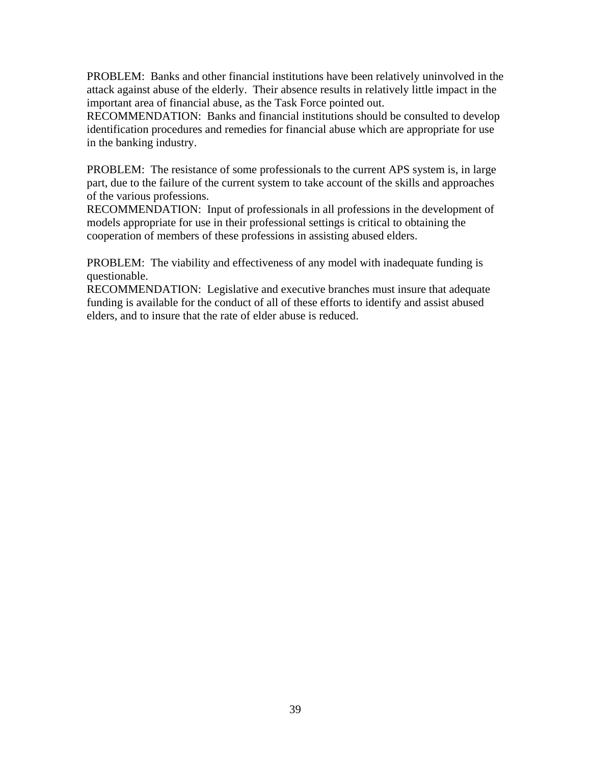PROBLEM: Banks and other financial institutions have been relatively uninvolved in the attack against abuse of the elderly. Their absence results in relatively little impact in the important area of financial abuse, as the Task Force pointed out.
RECOMMENDATION: Banks and financial institutions should be consulted to develop identification procedures and remedies for financial abuse which are appropriate for use in the banking industry.

PROBLEM: The resistance of some professionals to the current APS system is, in large part, due to the failure of the current system to take account of the skills and approaches of the various professions.
RECOMMENDATION: Input of professionals in all professions in the development of models appropriate for use in their professional settings is critical to obtaining the cooperation of members of these professions in assisting abused elders.

PROBLEM: The viability and effectiveness of any model with inadequate funding is questionable.
RECOMMENDATION: Legislative and executive branches must insure that adequate funding is available for the conduct of all of these efforts to identify and assist abused elders, and to insure that the rate of elder abuse is reduced.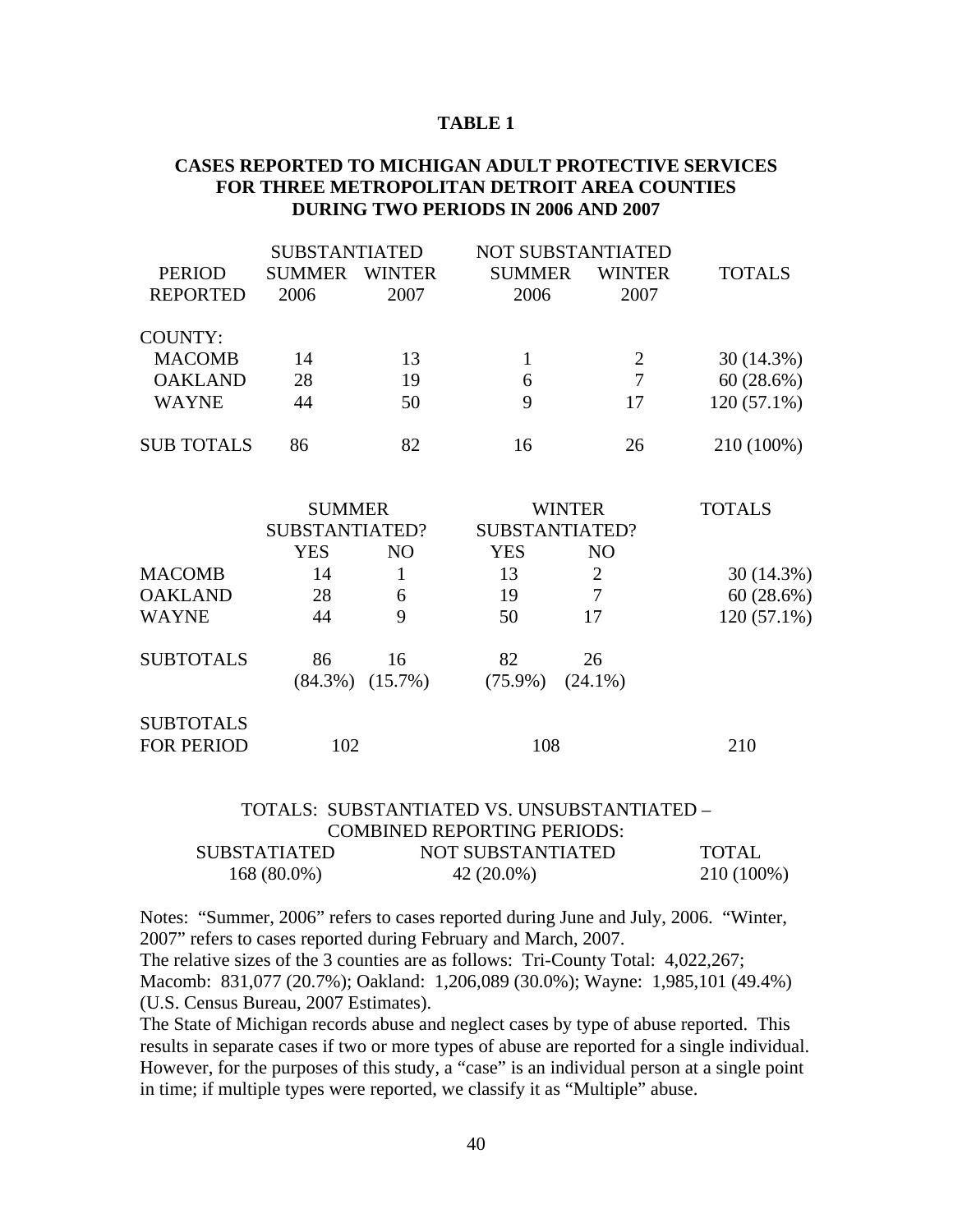**TABLE 1**

**CASES REPORTED TO MICHIGAN ADULT PROTECTIVE SERVICES FOR THREE METROPOLITAN DETROIT AREA COUNTIES DURING TWO PERIODS IN 2006 AND 2007**

| PERIOD REPORTED | SUBSTANTIATED SUMMER 2006 | SUBSTANTIATED WINTER 2007 | NOT SUBSTANTIATED SUMMER 2006 | NOT SUBSTANTIATED WINTER 2007 | TOTALS |
|---|---|---|---|---|---|
| COUNTY: | | | | | |
| MACOMB | 14 | 13 | 1 | 2 | 30 (14.3%) |
| OAKLAND | 28 | 19 | 6 | 7 | 60 (28.6%) |
| WAYNE | 44 | 50 | 9 | 17 | 120 (57.1%) |
| SUB TOTALS | 86 | 82 | 16 | 26 | 210 (100%) |

| | SUMMER SUBSTANTIATED? | | WINTER SUBSTANTIATED? | | TOTALS |
|---|---|---|---|---|---|
| | YES | NO | YES | NO | |
| MACOMB | 14 | 1 | 13 | 2 | 30 (14.3%) |
| OAKLAND | 28 | 6 | 19 | 7 | 60 (28.6%) |
| WAYNE | 44 | 9 | 50 | 17 | 120 (57.1%) |
| SUBTOTALS | 86 (84.3%) | 16 (15.7%) | 82 (75.9%) | 26 (24.1%) | |
| SUBTOTALS FOR PERIOD | 102 | | 108 | | 210 |

TOTALS: SUBSTANTIATED VS. UNSUBSTANTIATED – COMBINED REPORTING PERIODS:

| SUBSTATIATED | NOT SUBSTANTIATED | TOTAL |
|---|---|---|
| 168 (80.0%) | 42 (20.0%) | 210 (100%) |

Notes: "Summer, 2006" refers to cases reported during June and July, 2006. "Winter, 2007" refers to cases reported during February and March, 2007.
The relative sizes of the 3 counties are as follows: Tri-County Total: 4,022,267; Macomb: 831,077 (20.7%); Oakland: 1,206,089 (30.0%); Wayne: 1,985,101 (49.4%) (U.S. Census Bureau, 2007 Estimates).
The State of Michigan records abuse and neglect cases by type of abuse reported. This results in separate cases if two or more types of abuse are reported for a single individual. However, for the purposes of this study, a "case" is an individual person at a single point in time; if multiple types were reported, we classify it as "Multiple" abuse.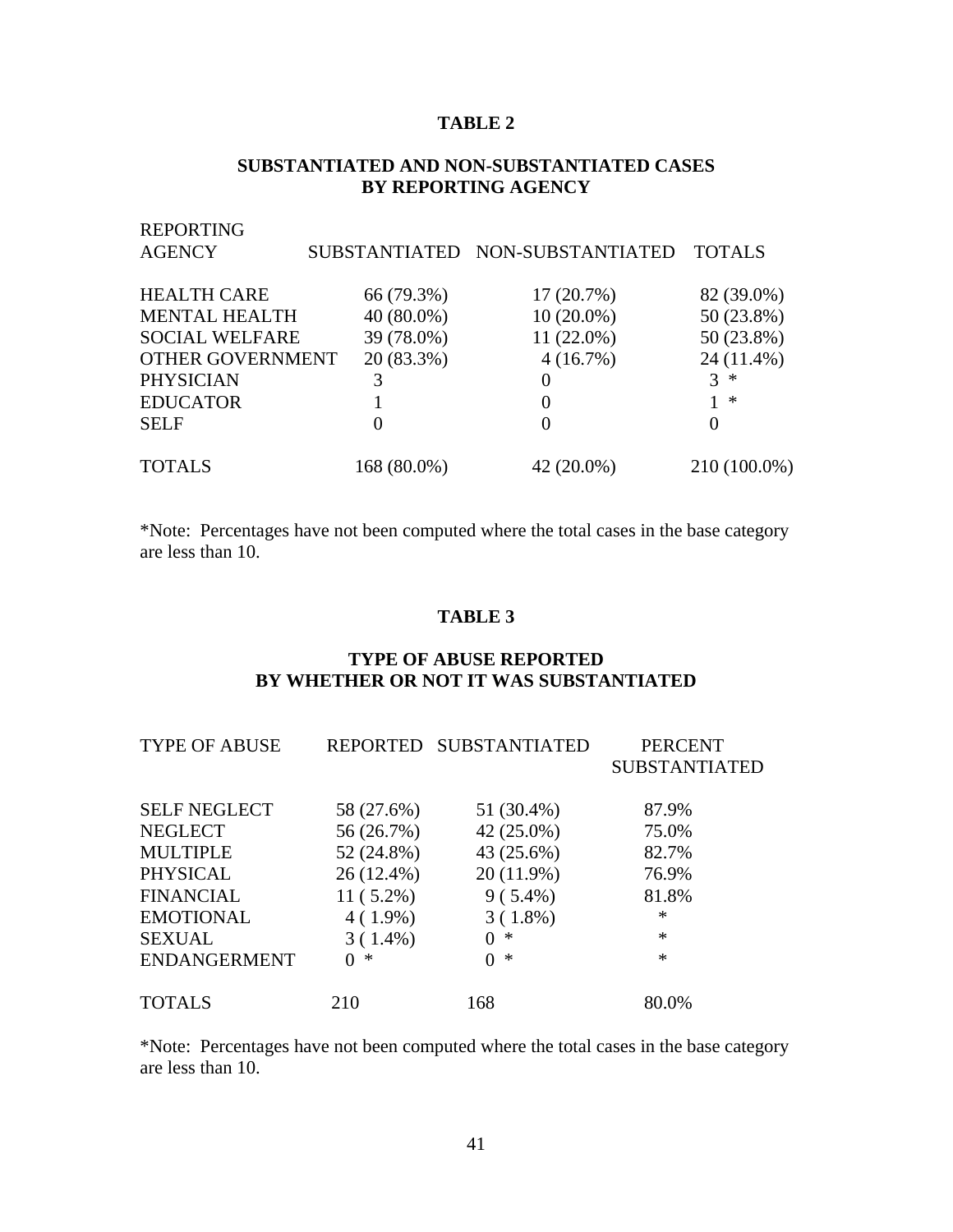**TABLE 2**

**SUBSTANTIATED AND NON-SUBSTANTIATED CASES BY REPORTING AGENCY**

| REPORTING AGENCY | SUBSTANTIATED | NON-SUBSTANTIATED | TOTALS |
|---|---|---|---|
| HEALTH CARE | 66 (79.3%) | 17 (20.7%) | 82 (39.0%) |
| MENTAL HEALTH | 40 (80.0%) | 10 (20.0%) | 50 (23.8%) |
| SOCIAL WELFARE | 39 (78.0%) | 11 (22.0%) | 50 (23.8%) |
| OTHER GOVERNMENT | 20 (83.3%) | 4 (16.7%) | 24 (11.4%) |
| PHYSICIAN | 3 | 0 | 3 * |
| EDUCATOR | 1 | 0 | 1 * |
| SELF | 0 | 0 | 0 |
| TOTALS | 168 (80.0%) | 42 (20.0%) | 210 (100.0%) |

*Note: Percentages have not been computed where the total cases in the base category are less than 10.

**TABLE 3**

**TYPE OF ABUSE REPORTED BY WHETHER OR NOT IT WAS SUBSTANTIATED**

| TYPE OF ABUSE | REPORTED | SUBSTANTIATED | PERCENT SUBSTANTIATED |
|---|---|---|---|
| SELF NEGLECT | 58 (27.6%) | 51 (30.4%) | 87.9% |
| NEGLECT | 56 (26.7%) | 42 (25.0%) | 75.0% |
| MULTIPLE | 52 (24.8%) | 43 (25.6%) | 82.7% |
| PHYSICAL | 26 (12.4%) | 20 (11.9%) | 76.9% |
| FINANCIAL | 11 ( 5.2%) | 9 ( 5.4%) | 81.8% |
| EMOTIONAL | 4 ( 1.9%) | 3 ( 1.8%) | * |
| SEXUAL | 3 ( 1.4%) | 0 * | * |
| ENDANGERMENT | 0 * | 0 * | * |
| TOTALS | 210 | 168 | 80.0% |

*Note: Percentages have not been computed where the total cases in the base category are less than 10.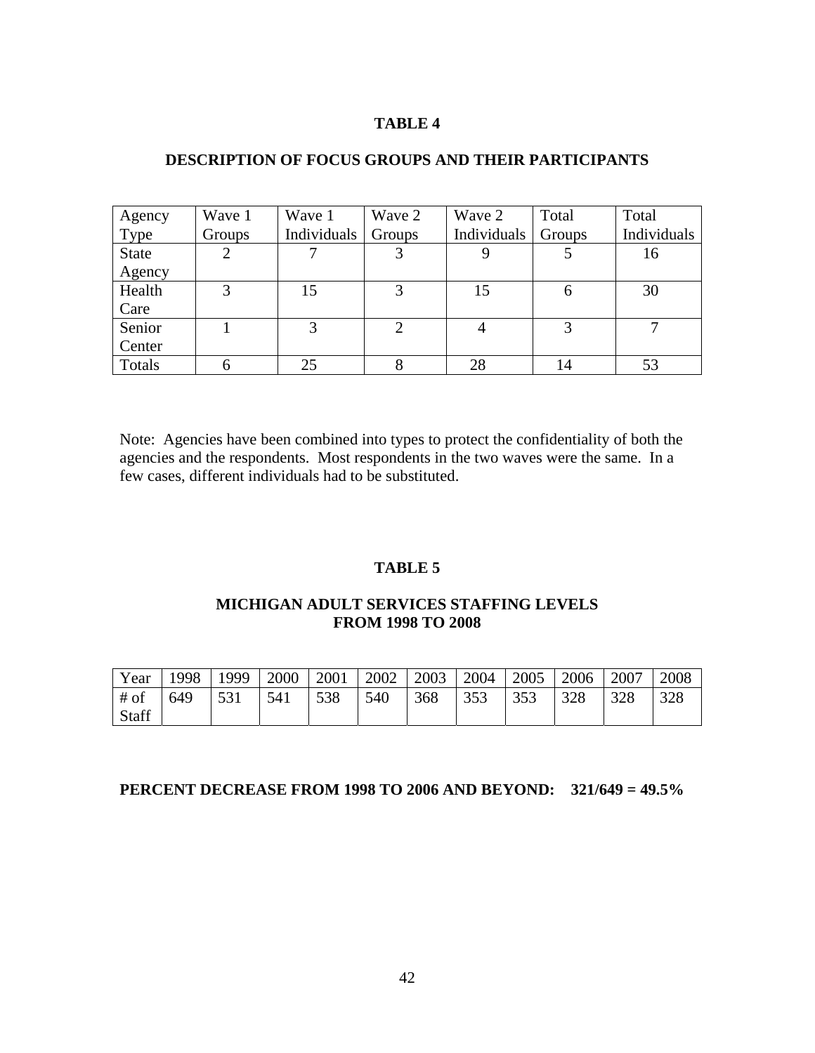**TABLE 4**

**DESCRIPTION OF FOCUS GROUPS AND THEIR PARTICIPANTS**

| Agency Type | Wave 1 Groups | Wave 1 Individuals | Wave 2 Groups | Wave 2 Individuals | Total Groups | Total Individuals |
|---|---|---|---|---|---|---|
| State Agency | 2 | 7 | 3 | 9 | 5 | 16 |
| Health Care | 3 | 15 | 3 | 15 | 6 | 30 |
| Senior Center | 1 | 3 | 2 | 4 | 3 | 7 |
| Totals | 6 | 25 | 8 | 28 | 14 | 53 |

Note: Agencies have been combined into types to protect the confidentiality of both the agencies and the respondents. Most respondents in the two waves were the same. In a few cases, different individuals had to be substituted.

**TABLE 5**

**MICHIGAN ADULT SERVICES STAFFING LEVELS FROM 1998 TO 2008**

| Year | 1998 | 1999 | 2000 | 2001 | 2002 | 2003 | 2004 | 2005 | 2006 | 2007 | 2008 |
|---|---|---|---|---|---|---|---|---|---|---|---|
| # of Staff | 649 | 531 | 541 | 538 | 540 | 368 | 353 | 353 | 328 | 328 | 328 |

**PERCENT DECREASE FROM 1998 TO 2006 AND BEYOND: 321/649 = 49.5%**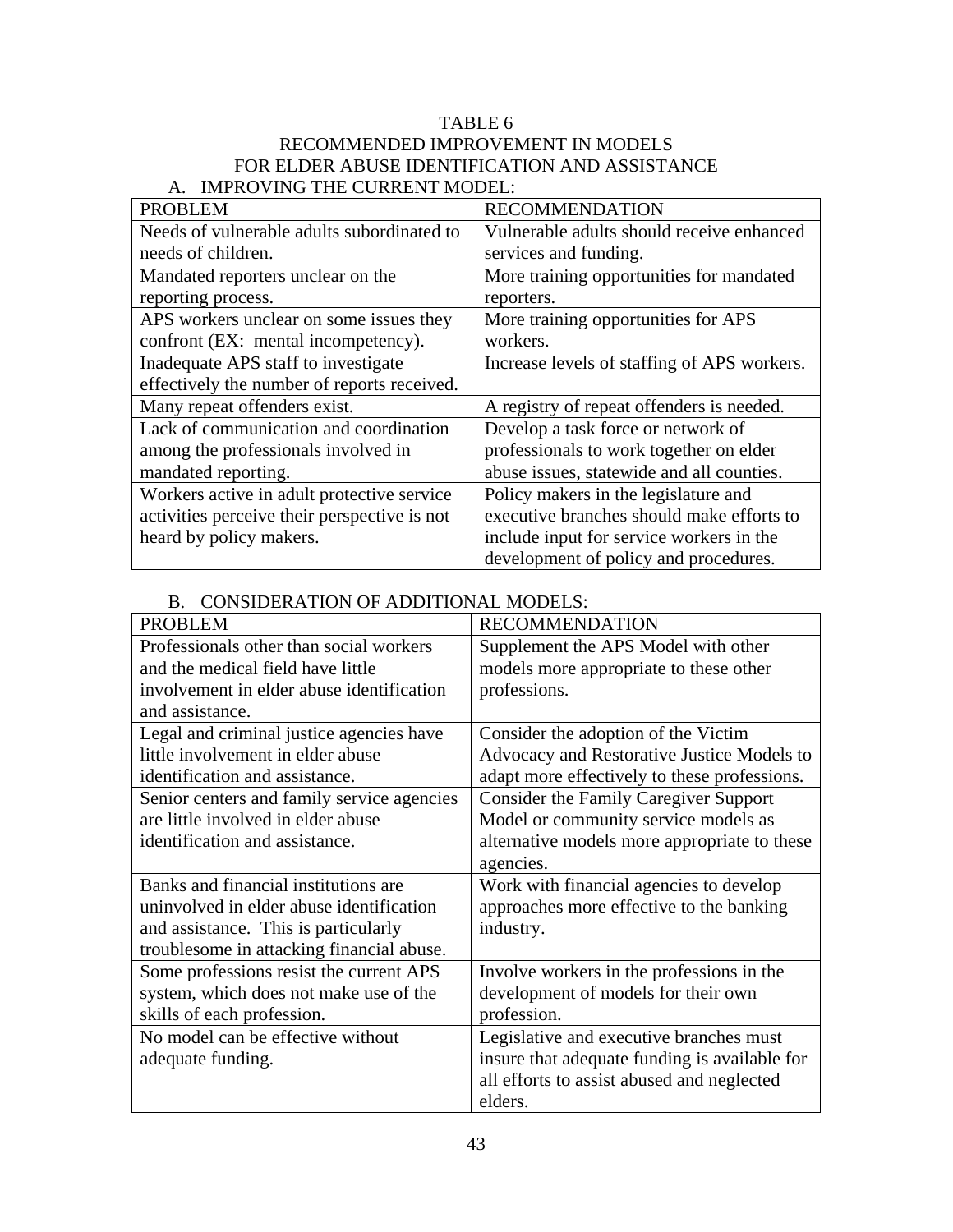# TABLE 6
# RECOMMENDED IMPROVEMENT IN MODELS FOR ELDER ABUSE IDENTIFICATION AND ASSISTANCE

## A. IMPROVING THE CURRENT MODEL:

| PROBLEM | RECOMMENDATION |
|---|---|
| Needs of vulnerable adults subordinated to needs of children. | Vulnerable adults should receive enhanced services and funding. |
| Mandated reporters unclear on the reporting process. | More training opportunities for mandated reporters. |
| APS workers unclear on some issues they confront (EX: mental incompetency). | More training opportunities for APS workers. |
| Inadequate APS staff to investigate effectively the number of reports received. | Increase levels of staffing of APS workers. |
| Many repeat offenders exist. | A registry of repeat offenders is needed. |
| Lack of communication and coordination among the professionals involved in mandated reporting. | Develop a task force or network of professionals to work together on elder abuse issues, statewide and all counties. |
| Workers active in adult protective service activities perceive their perspective is not heard by policy makers. | Policy makers in the legislature and executive branches should make efforts to include input for service workers in the development of policy and procedures. |

## B. CONSIDERATION OF ADDITIONAL MODELS:

| PROBLEM | RECOMMENDATION |
|---|---|
| Professionals other than social workers and the medical field have little involvement in elder abuse identification and assistance. | Supplement the APS Model with other models more appropriate to these other professions. |
| Legal and criminal justice agencies have little involvement in elder abuse identification and assistance. | Consider the adoption of the Victim Advocacy and Restorative Justice Models to adapt more effectively to these professions. |
| Senior centers and family service agencies are little involved in elder abuse identification and assistance. | Consider the Family Caregiver Support Model or community service models as alternative models more appropriate to these agencies. |
| Banks and financial institutions are uninvolved in elder abuse identification and assistance. This is particularly troublesome in attacking financial abuse. | Work with financial agencies to develop approaches more effective to the banking industry. |
| Some professions resist the current APS system, which does not make use of the skills of each profession. | Involve workers in the professions in the development of models for their own profession. |
| No model can be effective without adequate funding. | Legislative and executive branches must insure that adequate funding is available for all efforts to assist abused and neglected elders. |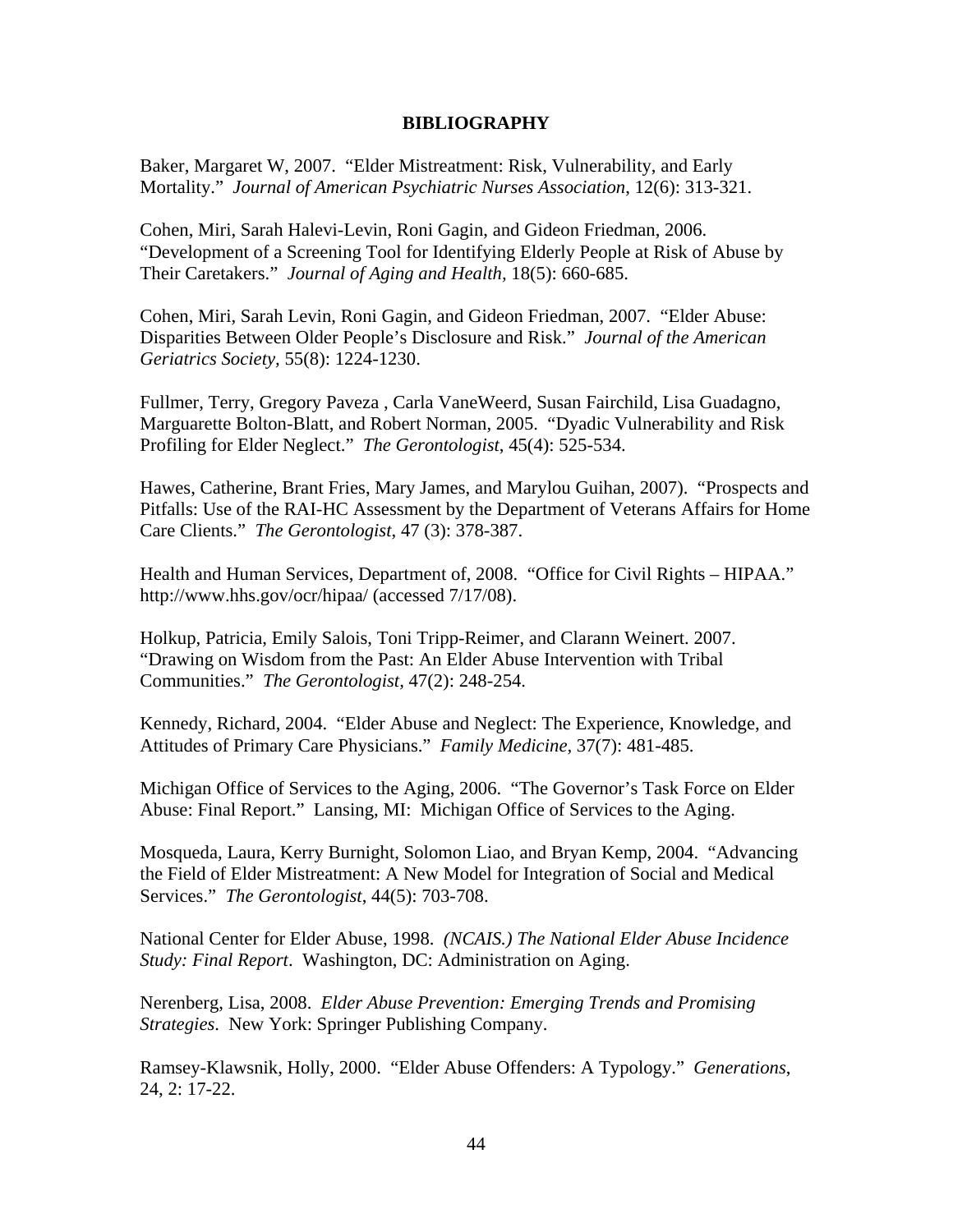# BIBLIOGRAPHY

Baker, Margaret W, 2007. "Elder Mistreatment: Risk, Vulnerability, and Early Mortality." *Journal of American Psychiatric Nurses Association*, 12(6): 313-321.

Cohen, Miri, Sarah Halevi-Levin, Roni Gagin, and Gideon Friedman, 2006. "Development of a Screening Tool for Identifying Elderly People at Risk of Abuse by Their Caretakers." *Journal of Aging and Health*, 18(5): 660-685.

Cohen, Miri, Sarah Levin, Roni Gagin, and Gideon Friedman, 2007. "Elder Abuse: Disparities Between Older People's Disclosure and Risk." *Journal of the American Geriatrics Society*, 55(8): 1224-1230.

Fullmer, Terry, Gregory Paveza , Carla VaneWeerd, Susan Fairchild, Lisa Guadagno, Marguarette Bolton-Blatt, and Robert Norman, 2005. "Dyadic Vulnerability and Risk Profiling for Elder Neglect." *The Gerontologist*, 45(4): 525-534.

Hawes, Catherine, Brant Fries, Mary James, and Marylou Guihan, 2007). "Prospects and Pitfalls: Use of the RAI-HC Assessment by the Department of Veterans Affairs for Home Care Clients." *The Gerontologist*, 47 (3): 378-387.

Health and Human Services, Department of, 2008. "Office for Civil Rights – HIPAA." http://www.hhs.gov/ocr/hipaa/ (accessed 7/17/08).

Holkup, Patricia, Emily Salois, Toni Tripp-Reimer, and Clarann Weinert. 2007. "Drawing on Wisdom from the Past: An Elder Abuse Intervention with Tribal Communities." *The Gerontologist*, 47(2): 248-254.

Kennedy, Richard, 2004. "Elder Abuse and Neglect: The Experience, Knowledge, and Attitudes of Primary Care Physicians." *Family Medicine,* 37(7): 481-485.

Michigan Office of Services to the Aging, 2006. "The Governor's Task Force on Elder Abuse: Final Report." Lansing, MI: Michigan Office of Services to the Aging.

Mosqueda, Laura, Kerry Burnight, Solomon Liao, and Bryan Kemp, 2004. "Advancing the Field of Elder Mistreatment: A New Model for Integration of Social and Medical Services." *The Gerontologist*, 44(5): 703-708.

National Center for Elder Abuse, 1998. *(NCAIS.) The National Elder Abuse Incidence Study: Final Report*. Washington, DC: Administration on Aging.

Nerenberg, Lisa, 2008. *Elder Abuse Prevention: Emerging Trends and Promising Strategies*. New York: Springer Publishing Company.

Ramsey-Klawsnik, Holly, 2000. "Elder Abuse Offenders: A Typology." *Generations*, 24, 2: 17-22.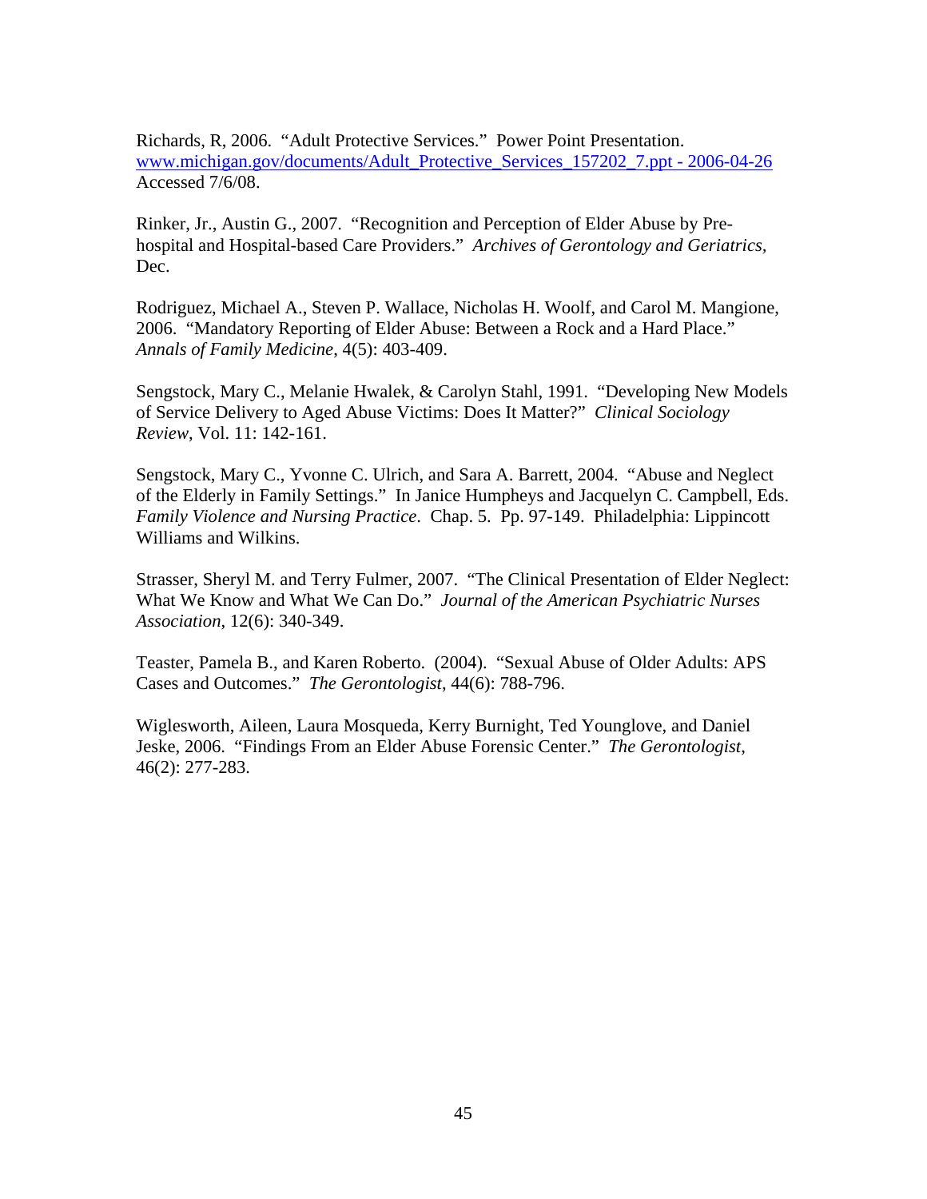Richards, R, 2006. "Adult Protective Services." Power Point Presentation. [www.michigan.gov/documents/Adult_Protective_Services_157202_7.ppt - 2006-04-26](www.michigan.gov/documents/Adult_Protective_Services_157202_7.ppt) Accessed 7/6/08.

Rinker, Jr., Austin G., 2007. "Recognition and Perception of Elder Abuse by Pre-hospital and Hospital-based Care Providers." *Archives of Gerontology and Geriatrics,* Dec.

Rodriguez, Michael A., Steven P. Wallace, Nicholas H. Woolf, and Carol M. Mangione, 2006. "Mandatory Reporting of Elder Abuse: Between a Rock and a Hard Place." *Annals of Family Medicine*, 4(5): 403-409.

Sengstock, Mary C., Melanie Hwalek, & Carolyn Stahl, 1991. "Developing New Models of Service Delivery to Aged Abuse Victims: Does It Matter?" *Clinical Sociology Review*, Vol. 11: 142-161.

Sengstock, Mary C., Yvonne C. Ulrich, and Sara A. Barrett, 2004. "Abuse and Neglect of the Elderly in Family Settings." In Janice Humpheys and Jacquelyn C. Campbell, Eds. *Family Violence and Nursing Practice*. Chap. 5. Pp. 97-149. Philadelphia: Lippincott Williams and Wilkins.

Strasser, Sheryl M. and Terry Fulmer, 2007. "The Clinical Presentation of Elder Neglect: What We Know and What We Can Do." *Journal of the American Psychiatric Nurses Association*, 12(6): 340-349.

Teaster, Pamela B., and Karen Roberto. (2004). "Sexual Abuse of Older Adults: APS Cases and Outcomes." *The Gerontologist*, 44(6): 788-796.

Wiglesworth, Aileen, Laura Mosqueda, Kerry Burnight, Ted Younglove, and Daniel Jeske, 2006. "Findings From an Elder Abuse Forensic Center." *The Gerontologist*, 46(2): 277-283.